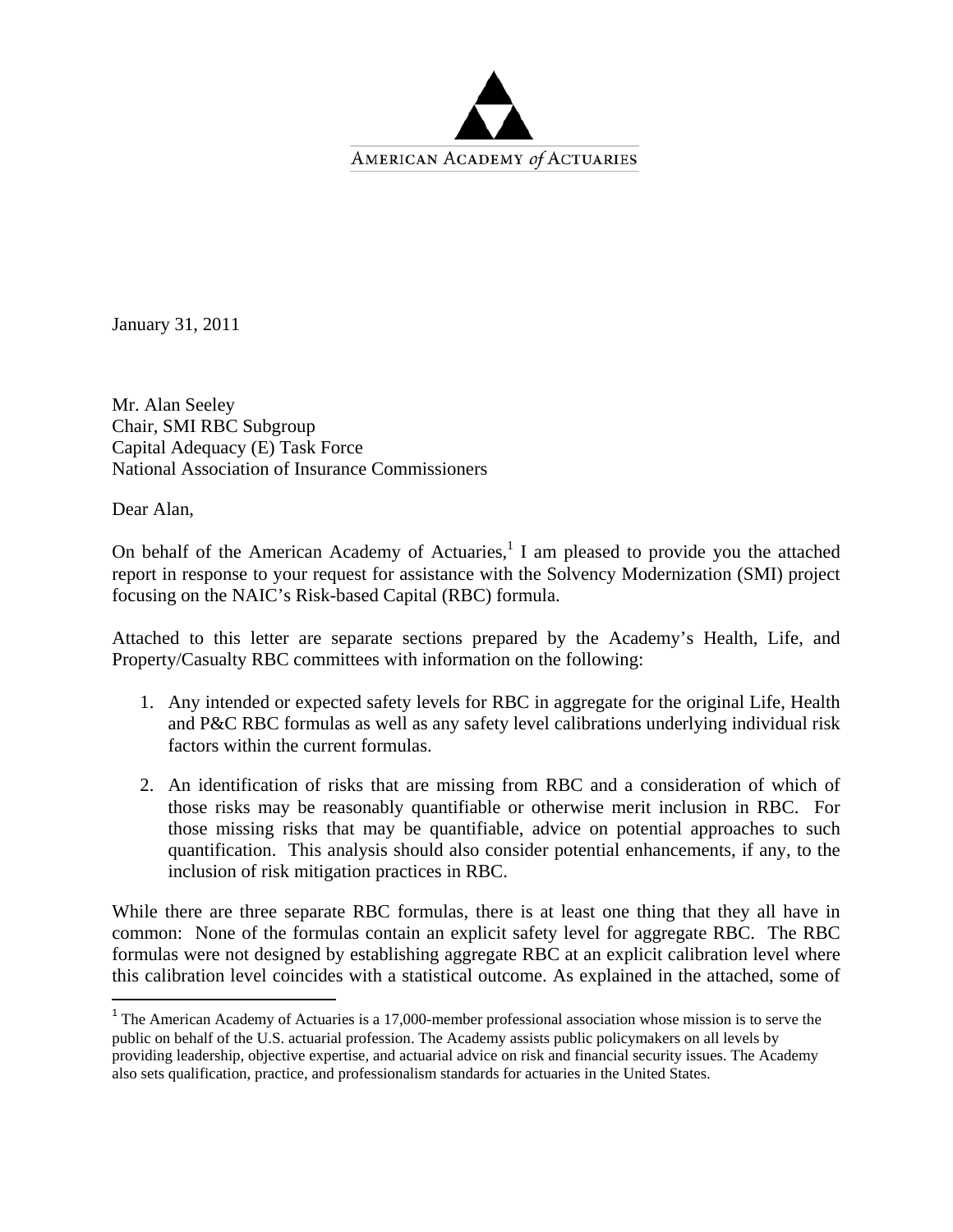AMERICAN ACADEMY *of* ACTUARIES

January 31, 2011

Mr. Alan Seeley
Chair, SMI RBC Subgroup
Capital Adequacy (E) Task Force
National Association of Insurance Commissioners

Dear Alan,

On behalf of the American Academy of Actuaries,[1] I am pleased to provide you the attached report in response to your request for assistance with the Solvency Modernization (SMI) project focusing on the NAIC's Risk-based Capital (RBC) formula.

Attached to this letter are separate sections prepared by the Academy's Health, Life, and Property/Casualty RBC committees with information on the following:

1. Any intended or expected safety levels for RBC in aggregate for the original Life, Health and P&C RBC formulas as well as any safety level calibrations underlying individual risk factors within the current formulas.

2. An identification of risks that are missing from RBC and a consideration of which of those risks may be reasonably quantifiable or otherwise merit inclusion in RBC. For those missing risks that may be quantifiable, advice on potential approaches to such quantification. This analysis should also consider potential enhancements, if any, to the inclusion of risk mitigation practices in RBC.

While there are three separate RBC formulas, there is at least one thing that they all have in common: None of the formulas contain an explicit safety level for aggregate RBC. The RBC formulas were not designed by establishing aggregate RBC at an explicit calibration level where this calibration level coincides with a statistical outcome. As explained in the attached, some of

[1] The American Academy of Actuaries is a 17,000-member professional association whose mission is to serve the public on behalf of the U.S. actuarial profession. The Academy assists public policymakers on all levels by providing leadership, objective expertise, and actuarial advice on risk and financial security issues. The Academy also sets qualification, practice, and professionalism standards for actuaries in the United States.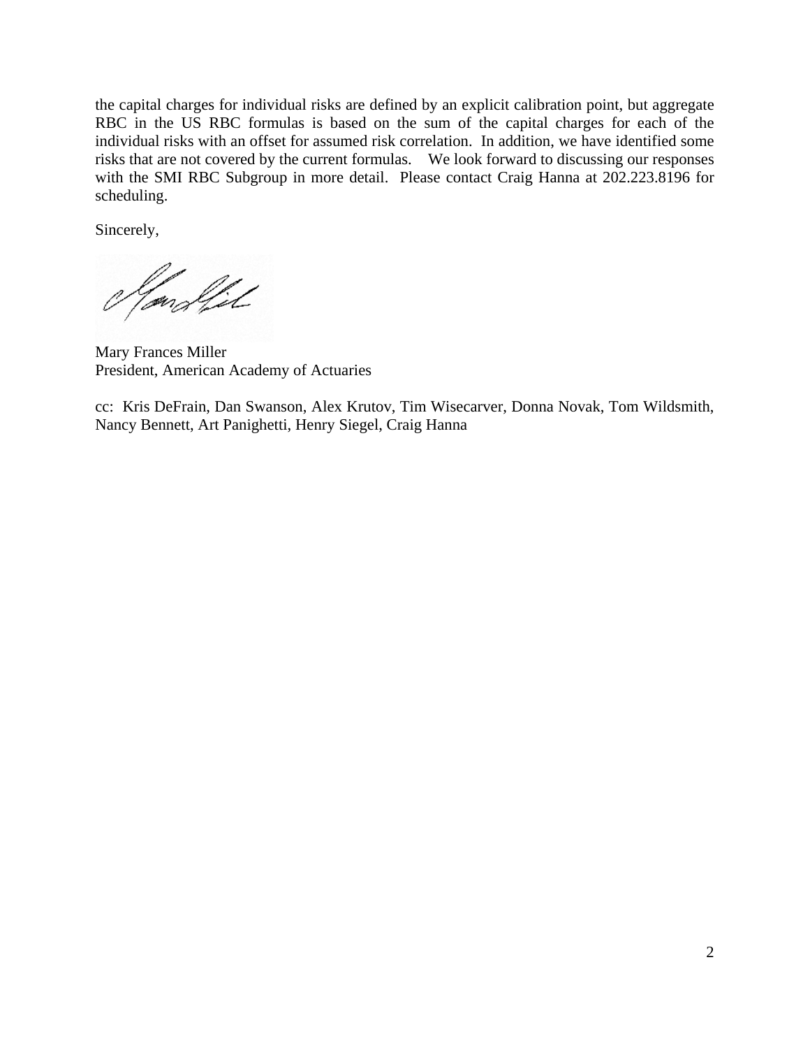the capital charges for individual risks are defined by an explicit calibration point, but aggregate RBC in the US RBC formulas is based on the sum of the capital charges for each of the individual risks with an offset for assumed risk correlation. In addition, we have identified some risks that are not covered by the current formulas. We look forward to discussing our responses with the SMI RBC Subgroup in more detail. Please contact Craig Hanna at 202.223.8196 for scheduling.

Sincerely,

Mary Frances Miller
President, American Academy of Actuaries

cc: Kris DeFrain, Dan Swanson, Alex Krutov, Tim Wisecarver, Donna Novak, Tom Wildsmith, Nancy Bennett, Art Panighetti, Henry Siegel, Craig Hanna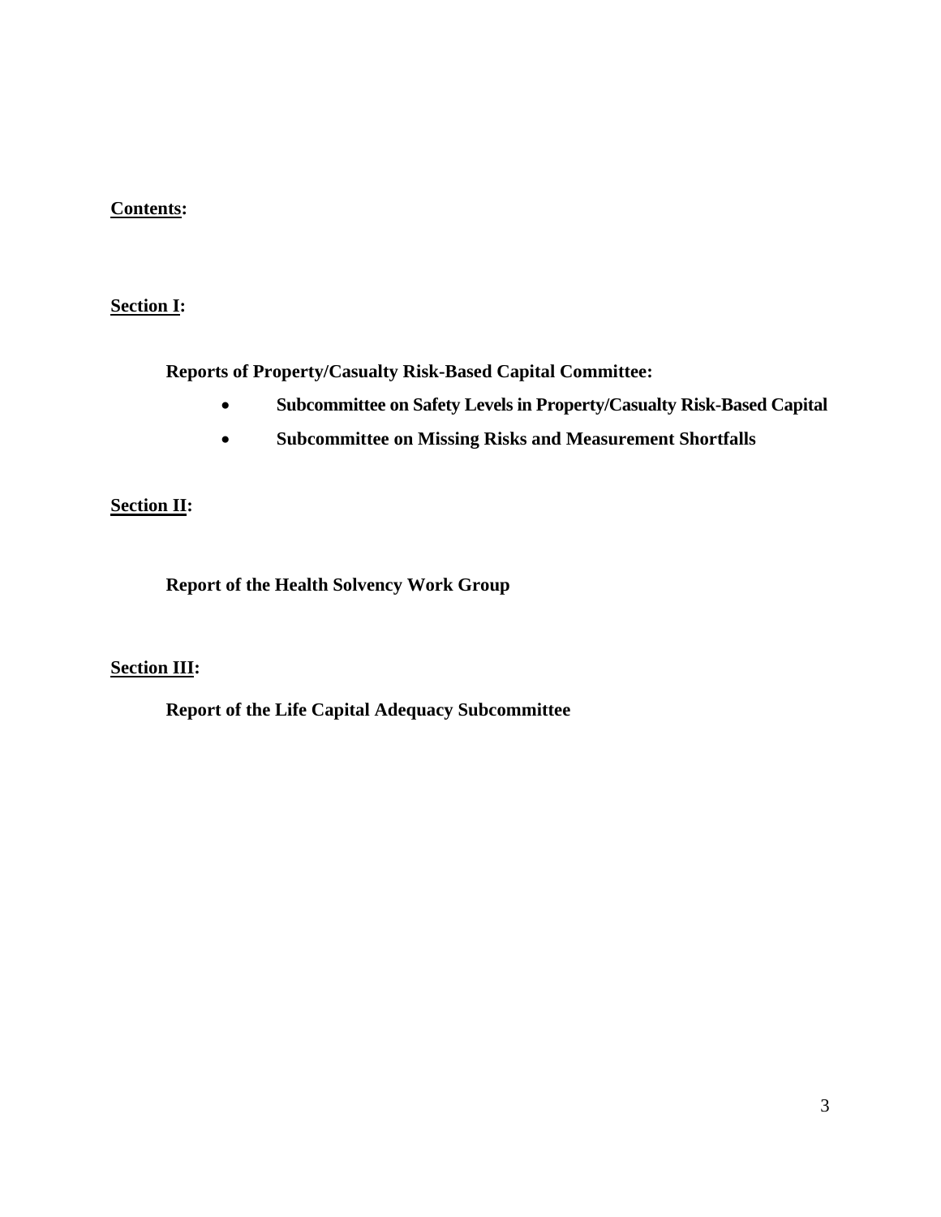**Contents:**

**Section I:**

**Reports of Property/Casualty Risk-Based Capital Committee:**

- **Subcommittee on Safety Levels in Property/Casualty Risk-Based Capital**
- **Subcommittee on Missing Risks and Measurement Shortfalls**

**Section II:**

**Report of the Health Solvency Work Group**

**Section III:**

**Report of the Life Capital Adequacy Subcommittee**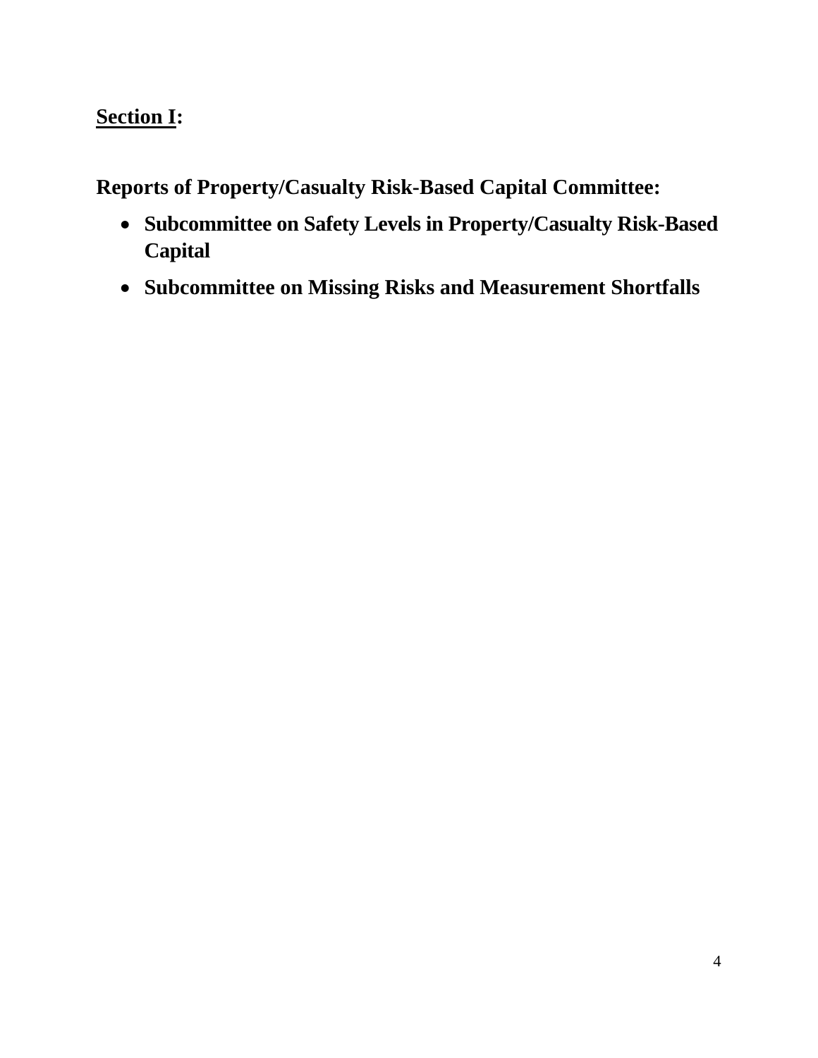## Section I:

**Reports of Property/Casualty Risk-Based Capital Committee:**

- **Subcommittee on Safety Levels in Property/Casualty Risk-Based Capital**
- **Subcommittee on Missing Risks and Measurement Shortfalls**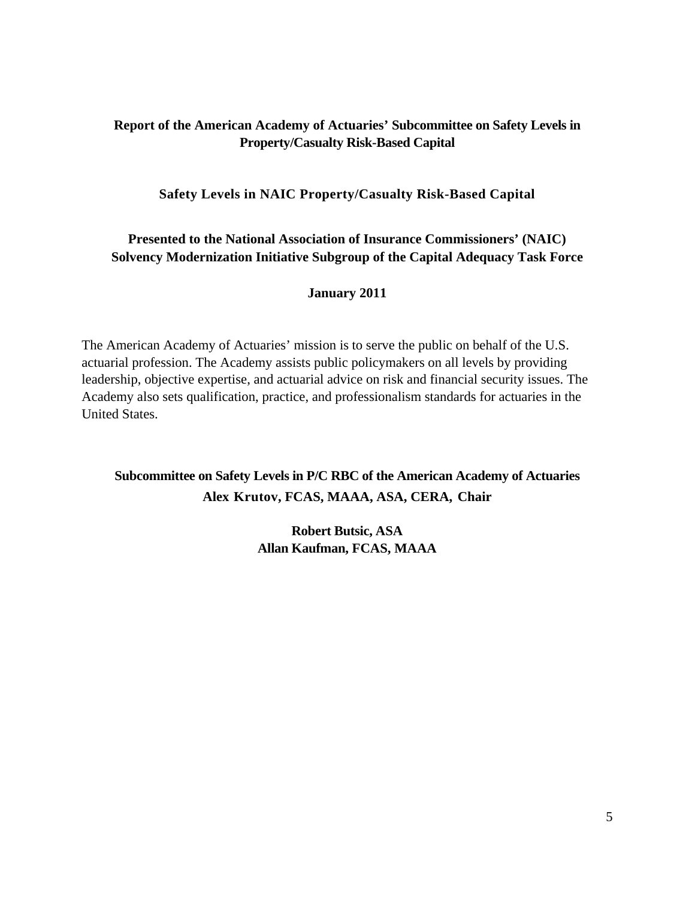**Report of the American Academy of Actuaries' Subcommittee on Safety Levels in Property/Casualty Risk-Based Capital**

# Safety Levels in NAIC Property/Casualty Risk-Based Capital

**Presented to the National Association of Insurance Commissioners' (NAIC) Solvency Modernization Initiative Subgroup of the Capital Adequacy Task Force**

**January 2011**

The American Academy of Actuaries' mission is to serve the public on behalf of the U.S. actuarial profession. The Academy assists public policymakers on all levels by providing leadership, objective expertise, and actuarial advice on risk and financial security issues. The Academy also sets qualification, practice, and professionalism standards for actuaries in the United States.

**Subcommittee on Safety Levels in P/C RBC of the American Academy of Actuaries**
**Alex Krutov, FCAS, MAAA, ASA, CERA, Chair**

**Robert Butsic, ASA**
**Allan Kaufman, FCAS, MAAA**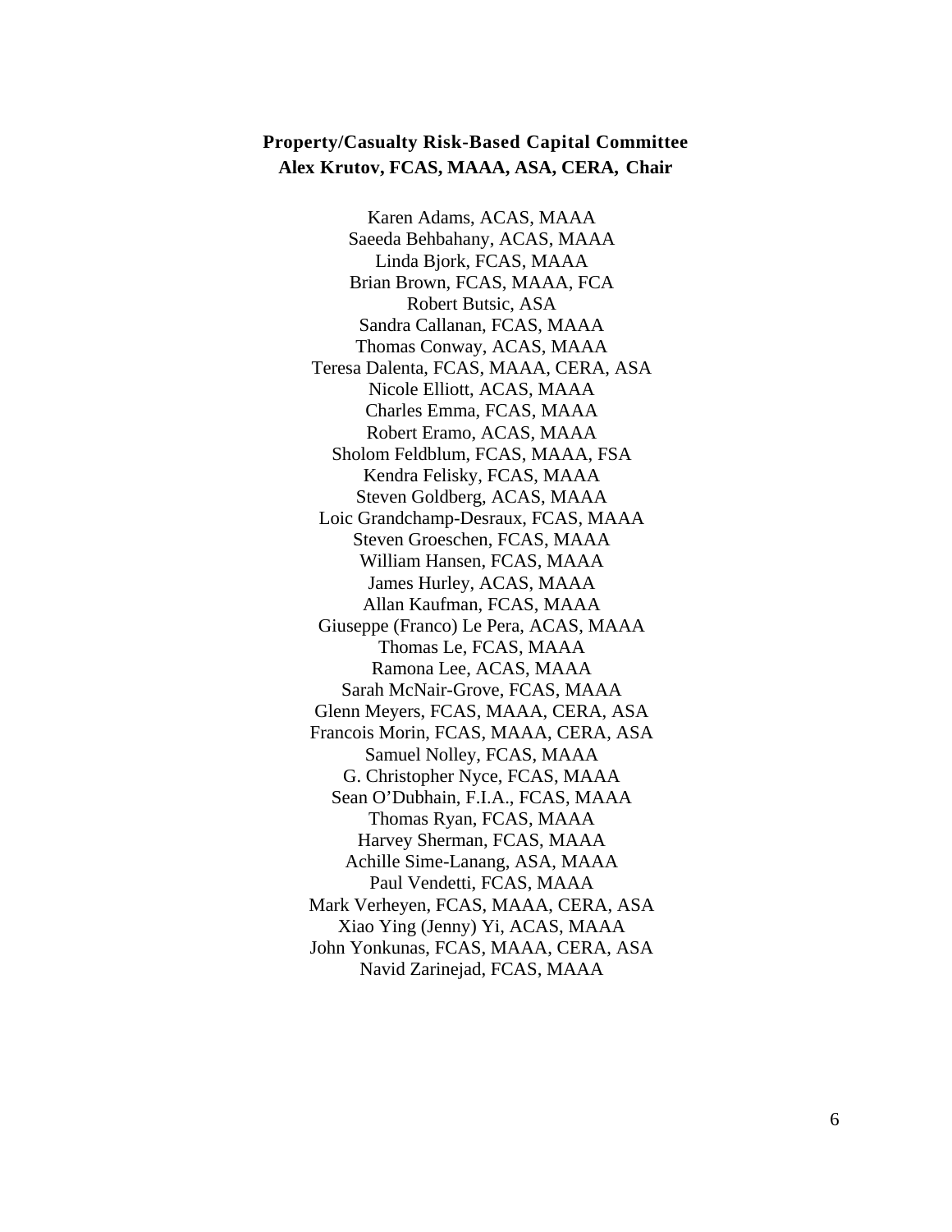**Property/Casualty Risk-Based Capital Committee**
**Alex Krutov, FCAS, MAAA, ASA, CERA, Chair**

Karen Adams, ACAS, MAAA
Saeeda Behbahany, ACAS, MAAA
Linda Bjork, FCAS, MAAA
Brian Brown, FCAS, MAAA, FCA
Robert Butsic, ASA
Sandra Callanan, FCAS, MAAA
Thomas Conway, ACAS, MAAA
Teresa Dalenta, FCAS, MAAA, CERA, ASA
Nicole Elliott, ACAS, MAAA
Charles Emma, FCAS, MAAA
Robert Eramo, ACAS, MAAA
Sholom Feldblum, FCAS, MAAA, FSA
Kendra Felisky, FCAS, MAAA
Steven Goldberg, ACAS, MAAA
Loic Grandchamp-Desraux, FCAS, MAAA
Steven Groeschen, FCAS, MAAA
William Hansen, FCAS, MAAA
James Hurley, ACAS, MAAA
Allan Kaufman, FCAS, MAAA
Giuseppe (Franco) Le Pera, ACAS, MAAA
Thomas Le, FCAS, MAAA
Ramona Lee, ACAS, MAAA
Sarah McNair-Grove, FCAS, MAAA
Glenn Meyers, FCAS, MAAA, CERA, ASA
Francois Morin, FCAS, MAAA, CERA, ASA
Samuel Nolley, FCAS, MAAA
G. Christopher Nyce, FCAS, MAAA
Sean O'Dubhain, F.I.A., FCAS, MAAA
Thomas Ryan, FCAS, MAAA
Harvey Sherman, FCAS, MAAA
Achille Sime-Lanang, ASA, MAAA
Paul Vendetti, FCAS, MAAA
Mark Verheyen, FCAS, MAAA, CERA, ASA
Xiao Ying (Jenny) Yi, ACAS, MAAA
John Yonkunas, FCAS, MAAA, CERA, ASA
Navid Zarinejad, FCAS, MAAA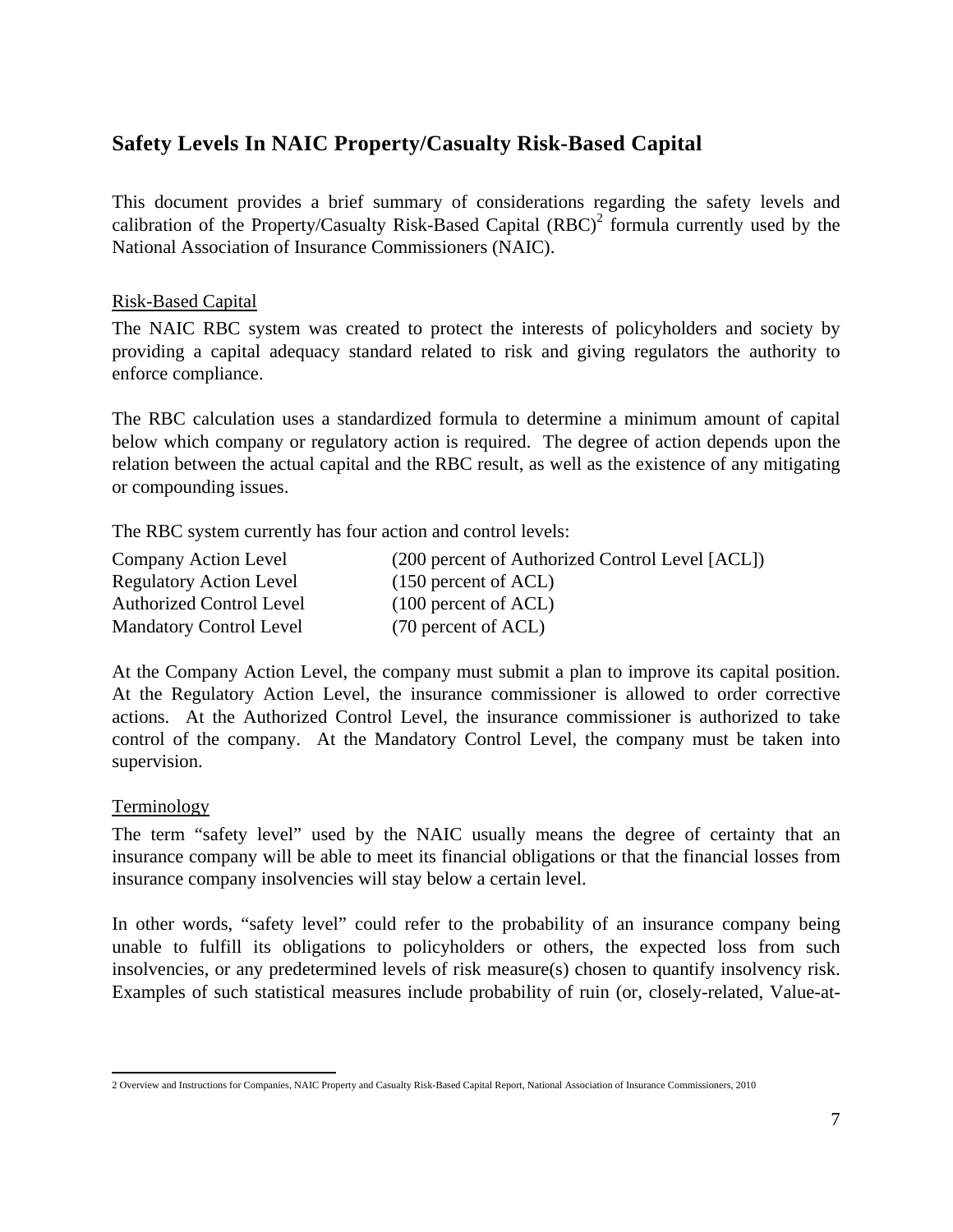## Safety Levels In NAIC Property/Casualty Risk-Based Capital

This document provides a brief summary of considerations regarding the safety levels and calibration of the Property/Casualty Risk-Based Capital (RBC)[2] formula currently used by the National Association of Insurance Commissioners (NAIC).

### Risk-Based Capital

The NAIC RBC system was created to protect the interests of policyholders and society by providing a capital adequacy standard related to risk and giving regulators the authority to enforce compliance.

The RBC calculation uses a standardized formula to determine a minimum amount of capital below which company or regulatory action is required. The degree of action depends upon the relation between the actual capital and the RBC result, as well as the existence of any mitigating or compounding issues.

The RBC system currently has four action and control levels:

| | |
|---|---|
| Company Action Level | (200 percent of Authorized Control Level [ACL]) |
| Regulatory Action Level | (150 percent of ACL) |
| Authorized Control Level | (100 percent of ACL) |
| Mandatory Control Level | (70 percent of ACL) |

At the Company Action Level, the company must submit a plan to improve its capital position. At the Regulatory Action Level, the insurance commissioner is allowed to order corrective actions. At the Authorized Control Level, the insurance commissioner is authorized to take control of the company. At the Mandatory Control Level, the company must be taken into supervision.

### Terminology

The term "safety level" used by the NAIC usually means the degree of certainty that an insurance company will be able to meet its financial obligations or that the financial losses from insurance company insolvencies will stay below a certain level.

In other words, "safety level" could refer to the probability of an insurance company being unable to fulfill its obligations to policyholders or others, the expected loss from such insolvencies, or any predetermined levels of risk measure(s) chosen to quantify insolvency risk. Examples of such statistical measures include probability of ruin (or, closely-related, Value-at-

2 Overview and Instructions for Companies, NAIC Property and Casualty Risk-Based Capital Report, National Association of Insurance Commissioners, 2010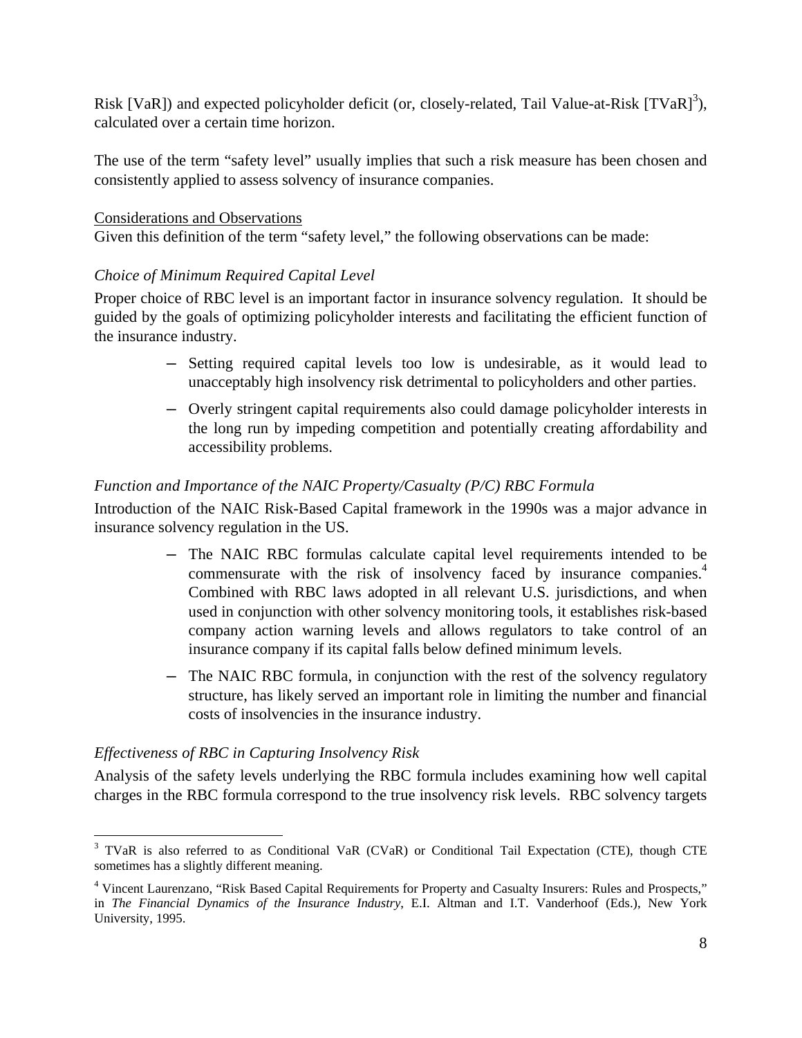Risk [VaR]) and expected policyholder deficit (or, closely-related, Tail Value-at-Risk [TVaR][3]), calculated over a certain time horizon.

The use of the term "safety level" usually implies that such a risk measure has been chosen and consistently applied to assess solvency of insurance companies.

<u>Considerations and Observations</u>

Given this definition of the term "safety level," the following observations can be made:

*Choice of Minimum Required Capital Level*

Proper choice of RBC level is an important factor in insurance solvency regulation. It should be guided by the goals of optimizing policyholder interests and facilitating the efficient function of the insurance industry.

- Setting required capital levels too low is undesirable, as it would lead to unacceptably high insolvency risk detrimental to policyholders and other parties.
- Overly stringent capital requirements also could damage policyholder interests in the long run by impeding competition and potentially creating affordability and accessibility problems.

*Function and Importance of the NAIC Property/Casualty (P/C) RBC Formula*

Introduction of the NAIC Risk-Based Capital framework in the 1990s was a major advance in insurance solvency regulation in the US.

- The NAIC RBC formulas calculate capital level requirements intended to be commensurate with the risk of insolvency faced by insurance companies.[4] Combined with RBC laws adopted in all relevant U.S. jurisdictions, and when used in conjunction with other solvency monitoring tools, it establishes risk-based company action warning levels and allows regulators to take control of an insurance company if its capital falls below defined minimum levels.
- The NAIC RBC formula, in conjunction with the rest of the solvency regulatory structure, has likely served an important role in limiting the number and financial costs of insolvencies in the insurance industry.

*Effectiveness of RBC in Capturing Insolvency Risk*

Analysis of the safety levels underlying the RBC formula includes examining how well capital charges in the RBC formula correspond to the true insolvency risk levels. RBC solvency targets

---

[3] TVaR is also referred to as Conditional VaR (CVaR) or Conditional Tail Expectation (CTE), though CTE sometimes has a slightly different meaning.

[4] Vincent Laurenzano, "Risk Based Capital Requirements for Property and Casualty Insurers: Rules and Prospects," in *The Financial Dynamics of the Insurance Industry*, E.I. Altman and I.T. Vanderhoof (Eds.), New York University, 1995.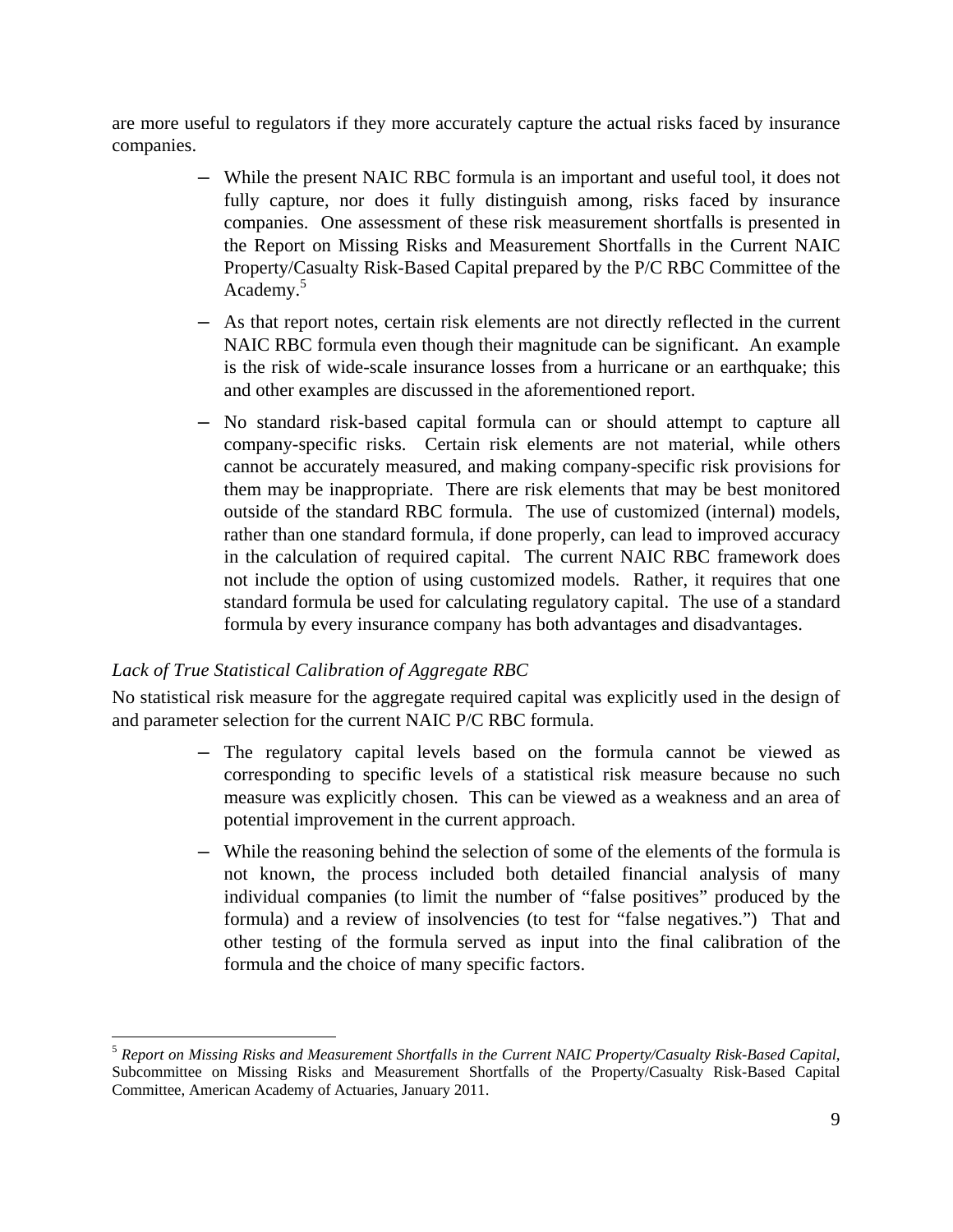are more useful to regulators if they more accurately capture the actual risks faced by insurance companies.

- While the present NAIC RBC formula is an important and useful tool, it does not fully capture, nor does it fully distinguish among, risks faced by insurance companies. One assessment of these risk measurement shortfalls is presented in the Report on Missing Risks and Measurement Shortfalls in the Current NAIC Property/Casualty Risk-Based Capital prepared by the P/C RBC Committee of the Academy.[5]
- As that report notes, certain risk elements are not directly reflected in the current NAIC RBC formula even though their magnitude can be significant. An example is the risk of wide-scale insurance losses from a hurricane or an earthquake; this and other examples are discussed in the aforementioned report.
- No standard risk-based capital formula can or should attempt to capture all company-specific risks. Certain risk elements are not material, while others cannot be accurately measured, and making company-specific risk provisions for them may be inappropriate. There are risk elements that may be best monitored outside of the standard RBC formula. The use of customized (internal) models, rather than one standard formula, if done properly, can lead to improved accuracy in the calculation of required capital. The current NAIC RBC framework does not include the option of using customized models. Rather, it requires that one standard formula be used for calculating regulatory capital. The use of a standard formula by every insurance company has both advantages and disadvantages.

*Lack of True Statistical Calibration of Aggregate RBC*

No statistical risk measure for the aggregate required capital was explicitly used in the design of and parameter selection for the current NAIC P/C RBC formula.

- The regulatory capital levels based on the formula cannot be viewed as corresponding to specific levels of a statistical risk measure because no such measure was explicitly chosen. This can be viewed as a weakness and an area of potential improvement in the current approach.
- While the reasoning behind the selection of some of the elements of the formula is not known, the process included both detailed financial analysis of many individual companies (to limit the number of "false positives" produced by the formula) and a review of insolvencies (to test for "false negatives.") That and other testing of the formula served as input into the final calibration of the formula and the choice of many specific factors.

---

[5] *Report on Missing Risks and Measurement Shortfalls in the Current NAIC Property/Casualty Risk-Based Capital*, Subcommittee on Missing Risks and Measurement Shortfalls of the Property/Casualty Risk-Based Capital Committee, American Academy of Actuaries, January 2011.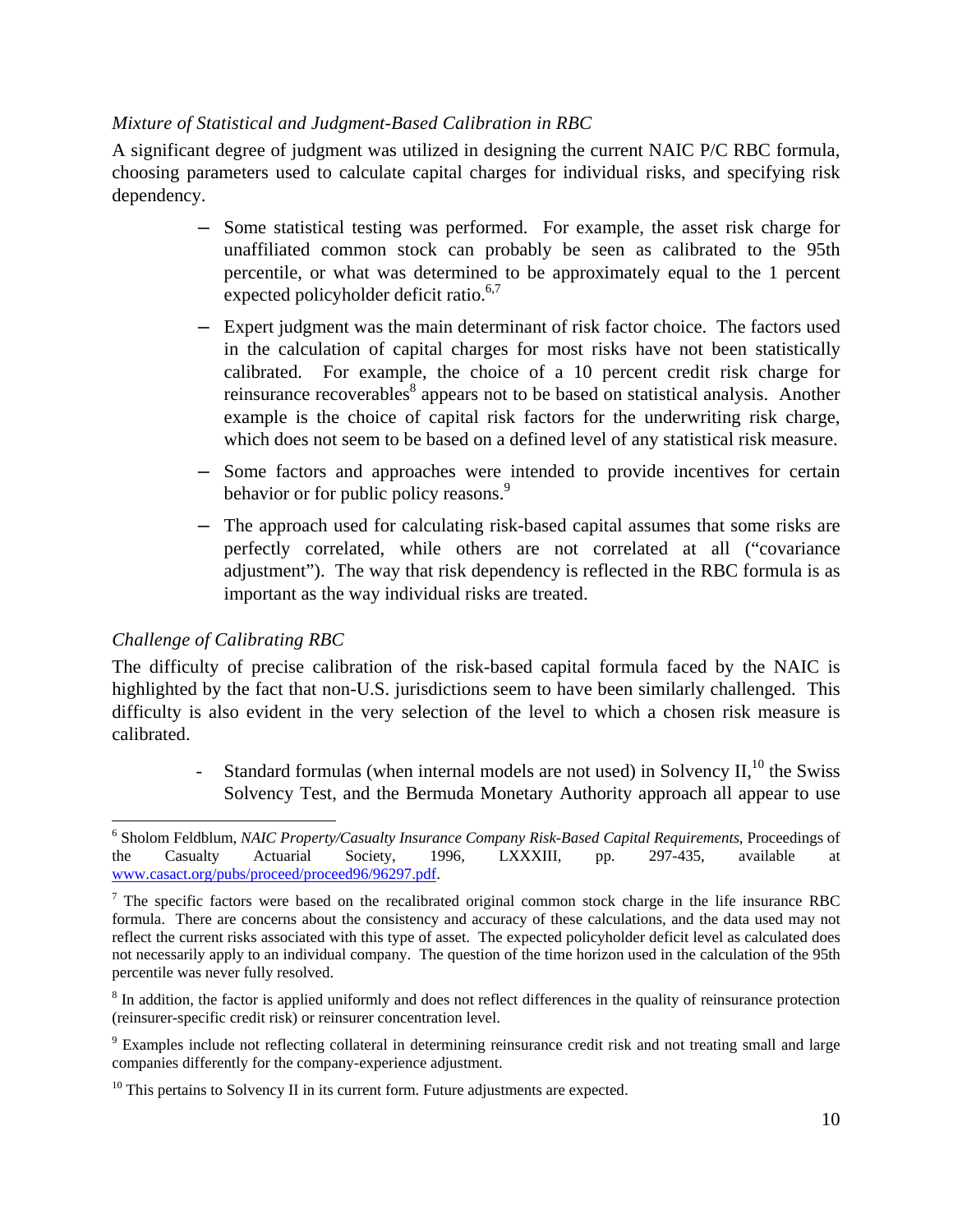*Mixture of Statistical and Judgment-Based Calibration in RBC*

A significant degree of judgment was utilized in designing the current NAIC P/C RBC formula, choosing parameters used to calculate capital charges for individual risks, and specifying risk dependency.

- Some statistical testing was performed. For example, the asset risk charge for unaffiliated common stock can probably be seen as calibrated to the 95th percentile, or what was determined to be approximately equal to the 1 percent expected policyholder deficit ratio.[6,7]
- Expert judgment was the main determinant of risk factor choice. The factors used in the calculation of capital charges for most risks have not been statistically calibrated. For example, the choice of a 10 percent credit risk charge for reinsurance recoverables[8] appears not to be based on statistical analysis. Another example is the choice of capital risk factors for the underwriting risk charge, which does not seem to be based on a defined level of any statistical risk measure.
- Some factors and approaches were intended to provide incentives for certain behavior or for public policy reasons.[9]
- The approach used for calculating risk-based capital assumes that some risks are perfectly correlated, while others are not correlated at all ("covariance adjustment"). The way that risk dependency is reflected in the RBC formula is as important as the way individual risks are treated.

*Challenge of Calibrating RBC*

The difficulty of precise calibration of the risk-based capital formula faced by the NAIC is highlighted by the fact that non-U.S. jurisdictions seem to have been similarly challenged. This difficulty is also evident in the very selection of the level to which a chosen risk measure is calibrated.

- Standard formulas (when internal models are not used) in Solvency II,[10] the Swiss Solvency Test, and the Bermuda Monetary Authority approach all appear to use

---

[6] Sholom Feldblum, *NAIC Property/Casualty Insurance Company Risk-Based Capital Requirements*, Proceedings of the Casualty Actuarial Society, 1996, LXXXIII, pp. 297-435, available at www.casact.org/pubs/proceed/proceed96/96297.pdf.

[7] The specific factors were based on the recalibrated original common stock charge in the life insurance RBC formula. There are concerns about the consistency and accuracy of these calculations, and the data used may not reflect the current risks associated with this type of asset. The expected policyholder deficit level as calculated does not necessarily apply to an individual company. The question of the time horizon used in the calculation of the 95th percentile was never fully resolved.

[8] In addition, the factor is applied uniformly and does not reflect differences in the quality of reinsurance protection (reinsurer-specific credit risk) or reinsurer concentration level.

[9] Examples include not reflecting collateral in determining reinsurance credit risk and not treating small and large companies differently for the company-experience adjustment.

[10] This pertains to Solvency II in its current form. Future adjustments are expected.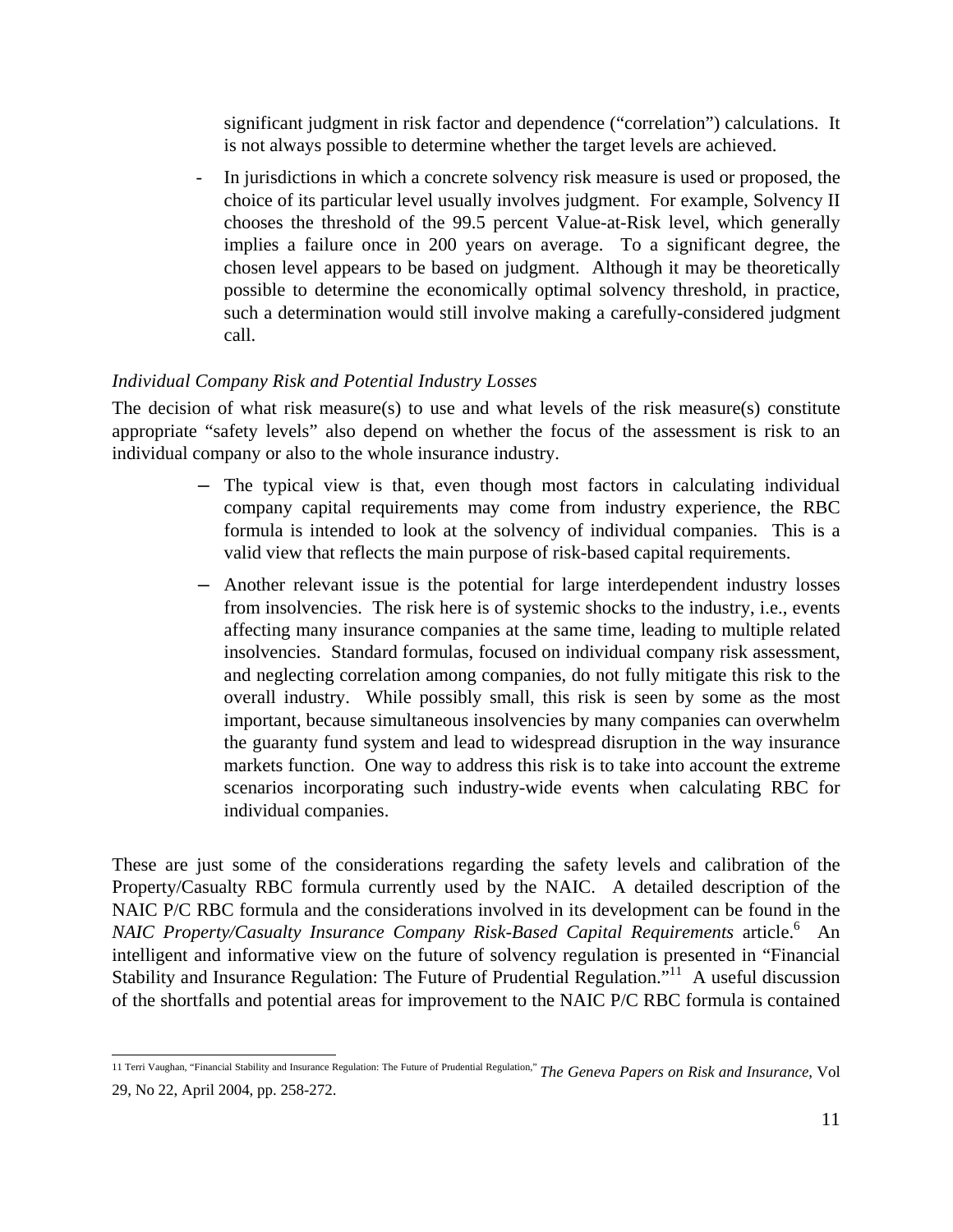significant judgment in risk factor and dependence ("correlation") calculations. It is not always possible to determine whether the target levels are achieved.

- In jurisdictions in which a concrete solvency risk measure is used or proposed, the choice of its particular level usually involves judgment. For example, Solvency II chooses the threshold of the 99.5 percent Value-at-Risk level, which generally implies a failure once in 200 years on average. To a significant degree, the chosen level appears to be based on judgment. Although it may be theoretically possible to determine the economically optimal solvency threshold, in practice, such a determination would still involve making a carefully-considered judgment call.

*Individual Company Risk and Potential Industry Losses*

The decision of what risk measure(s) to use and what levels of the risk measure(s) constitute appropriate "safety levels" also depend on whether the focus of the assessment is risk to an individual company or also to the whole insurance industry.

- The typical view is that, even though most factors in calculating individual company capital requirements may come from industry experience, the RBC formula is intended to look at the solvency of individual companies. This is a valid view that reflects the main purpose of risk-based capital requirements.
- Another relevant issue is the potential for large interdependent industry losses from insolvencies. The risk here is of systemic shocks to the industry, i.e., events affecting many insurance companies at the same time, leading to multiple related insolvencies. Standard formulas, focused on individual company risk assessment, and neglecting correlation among companies, do not fully mitigate this risk to the overall industry. While possibly small, this risk is seen by some as the most important, because simultaneous insolvencies by many companies can overwhelm the guaranty fund system and lead to widespread disruption in the way insurance markets function. One way to address this risk is to take into account the extreme scenarios incorporating such industry-wide events when calculating RBC for individual companies.

These are just some of the considerations regarding the safety levels and calibration of the Property/Casualty RBC formula currently used by the NAIC. A detailed description of the NAIC P/C RBC formula and the considerations involved in its development can be found in the *NAIC Property/Casualty Insurance Company Risk-Based Capital Requirements* article.[6] An intelligent and informative view on the future of solvency regulation is presented in "Financial Stability and Insurance Regulation: The Future of Prudential Regulation."[11] A useful discussion of the shortfalls and potential areas for improvement to the NAIC P/C RBC formula is contained

---

11 Terri Vaughan, "Financial Stability and Insurance Regulation: The Future of Prudential Regulation," *The Geneva Papers on Risk and Insurance*, Vol 29, No 22, April 2004, pp. 258-272.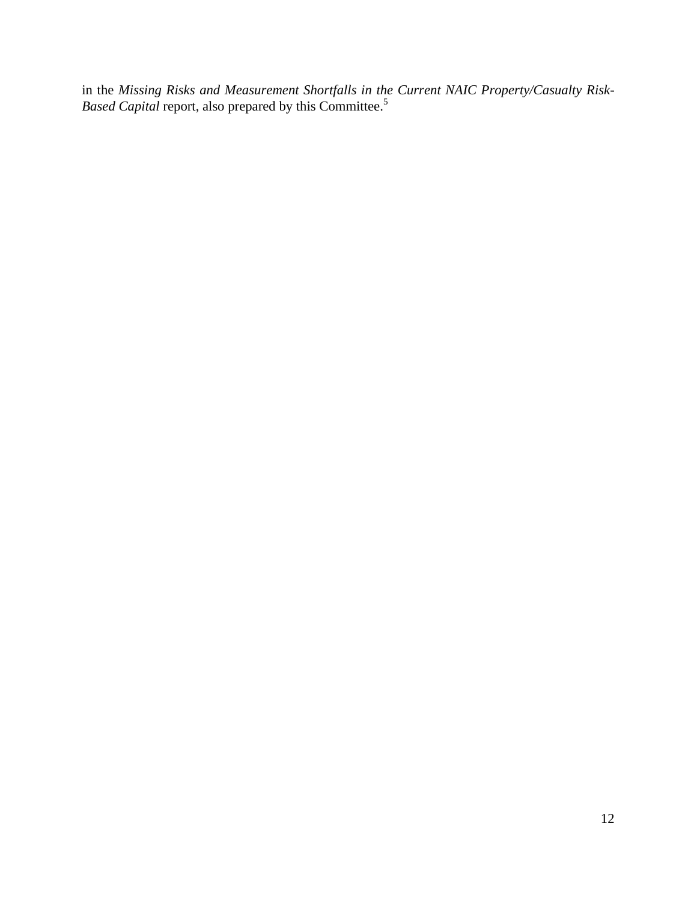in the *Missing Risks and Measurement Shortfalls in the Current NAIC Property/Casualty Risk-Based Capital* report, also prepared by this Committee.[5]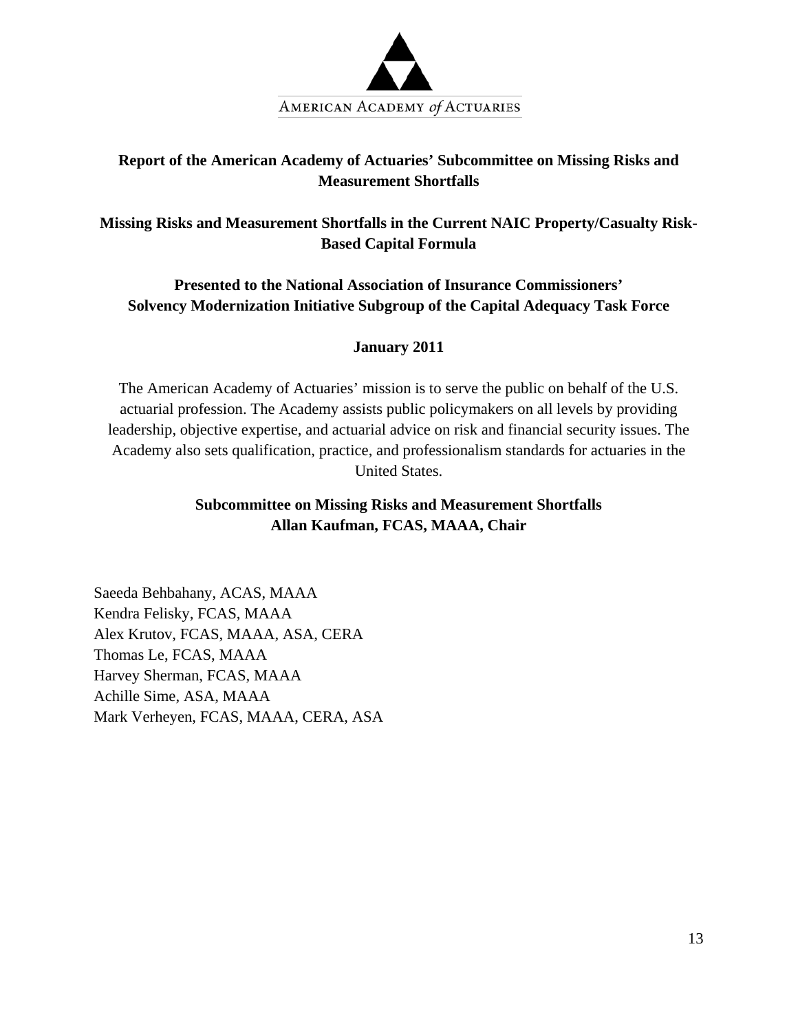AMERICAN ACADEMY *of* ACTUARIES

**Report of the American Academy of Actuaries' Subcommittee on Missing Risks and Measurement Shortfalls**

**Missing Risks and Measurement Shortfalls in the Current NAIC Property/Casualty Risk-Based Capital Formula**

**Presented to the National Association of Insurance Commissioners' Solvency Modernization Initiative Subgroup of the Capital Adequacy Task Force**

**January 2011**

The American Academy of Actuaries' mission is to serve the public on behalf of the U.S. actuarial profession. The Academy assists public policymakers on all levels by providing leadership, objective expertise, and actuarial advice on risk and financial security issues. The Academy also sets qualification, practice, and professionalism standards for actuaries in the United States.

**Subcommittee on Missing Risks and Measurement Shortfalls**
**Allan Kaufman, FCAS, MAAA, Chair**

Saeeda Behbahany, ACAS, MAAA
Kendra Felisky, FCAS, MAAA
Alex Krutov, FCAS, MAAA, ASA, CERA
Thomas Le, FCAS, MAAA
Harvey Sherman, FCAS, MAAA
Achille Sime, ASA, MAAA
Mark Verheyen, FCAS, MAAA, CERA, ASA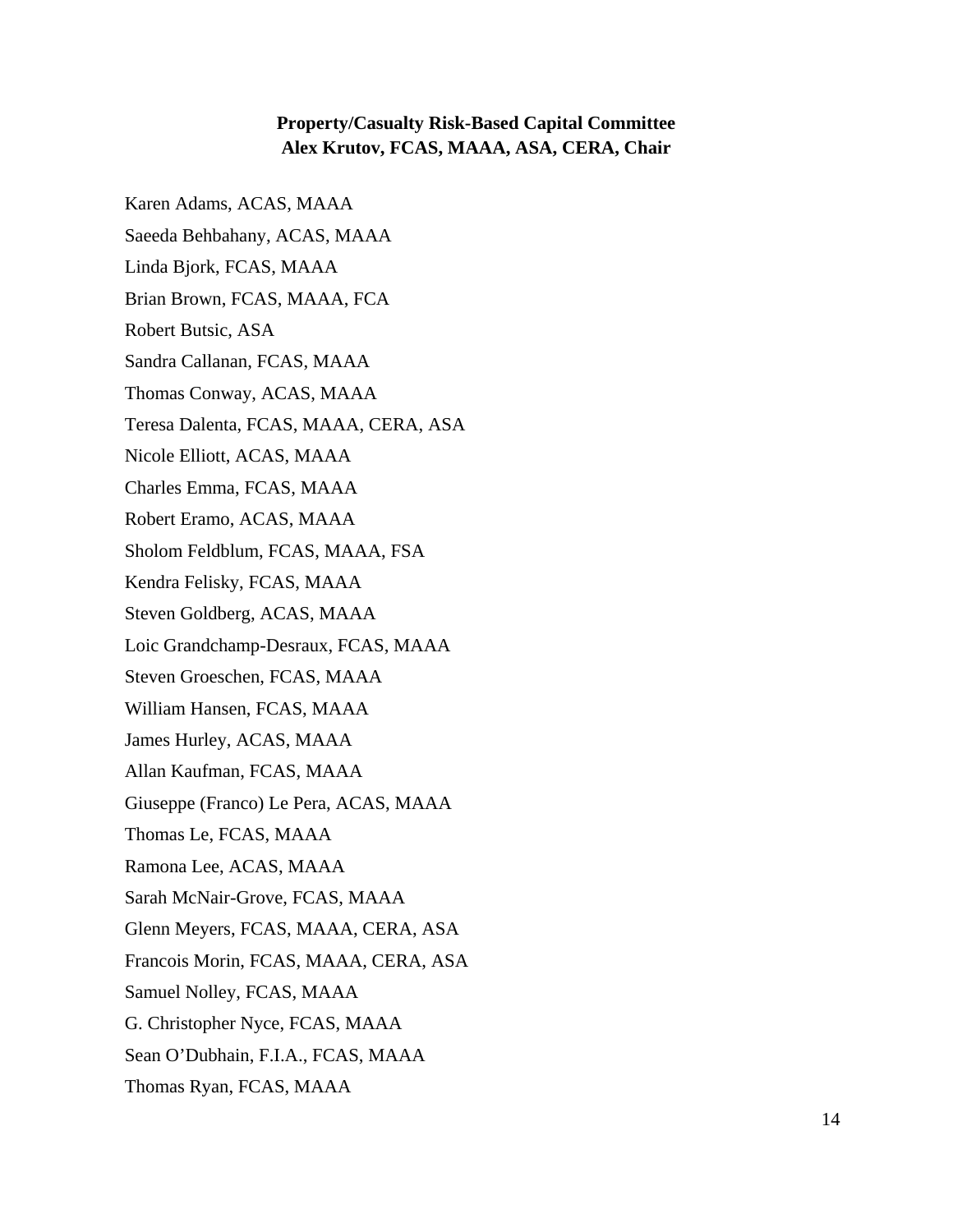**Property/Casualty Risk-Based Capital Committee**
**Alex Krutov, FCAS, MAAA, ASA, CERA, Chair**

Karen Adams, ACAS, MAAA

Saeeda Behbahany, ACAS, MAAA

Linda Bjork, FCAS, MAAA

Brian Brown, FCAS, MAAA, FCA

Robert Butsic, ASA

Sandra Callanan, FCAS, MAAA

Thomas Conway, ACAS, MAAA

Teresa Dalenta, FCAS, MAAA, CERA, ASA

Nicole Elliott, ACAS, MAAA

Charles Emma, FCAS, MAAA

Robert Eramo, ACAS, MAAA

Sholom Feldblum, FCAS, MAAA, FSA

Kendra Felisky, FCAS, MAAA

Steven Goldberg, ACAS, MAAA

Loic Grandchamp-Desraux, FCAS, MAAA

Steven Groeschen, FCAS, MAAA

William Hansen, FCAS, MAAA

James Hurley, ACAS, MAAA

Allan Kaufman, FCAS, MAAA

Giuseppe (Franco) Le Pera, ACAS, MAAA

Thomas Le, FCAS, MAAA

Ramona Lee, ACAS, MAAA

Sarah McNair-Grove, FCAS, MAAA

Glenn Meyers, FCAS, MAAA, CERA, ASA

Francois Morin, FCAS, MAAA, CERA, ASA

Samuel Nolley, FCAS, MAAA

G. Christopher Nyce, FCAS, MAAA

Sean O'Dubhain, F.I.A., FCAS, MAAA

Thomas Ryan, FCAS, MAAA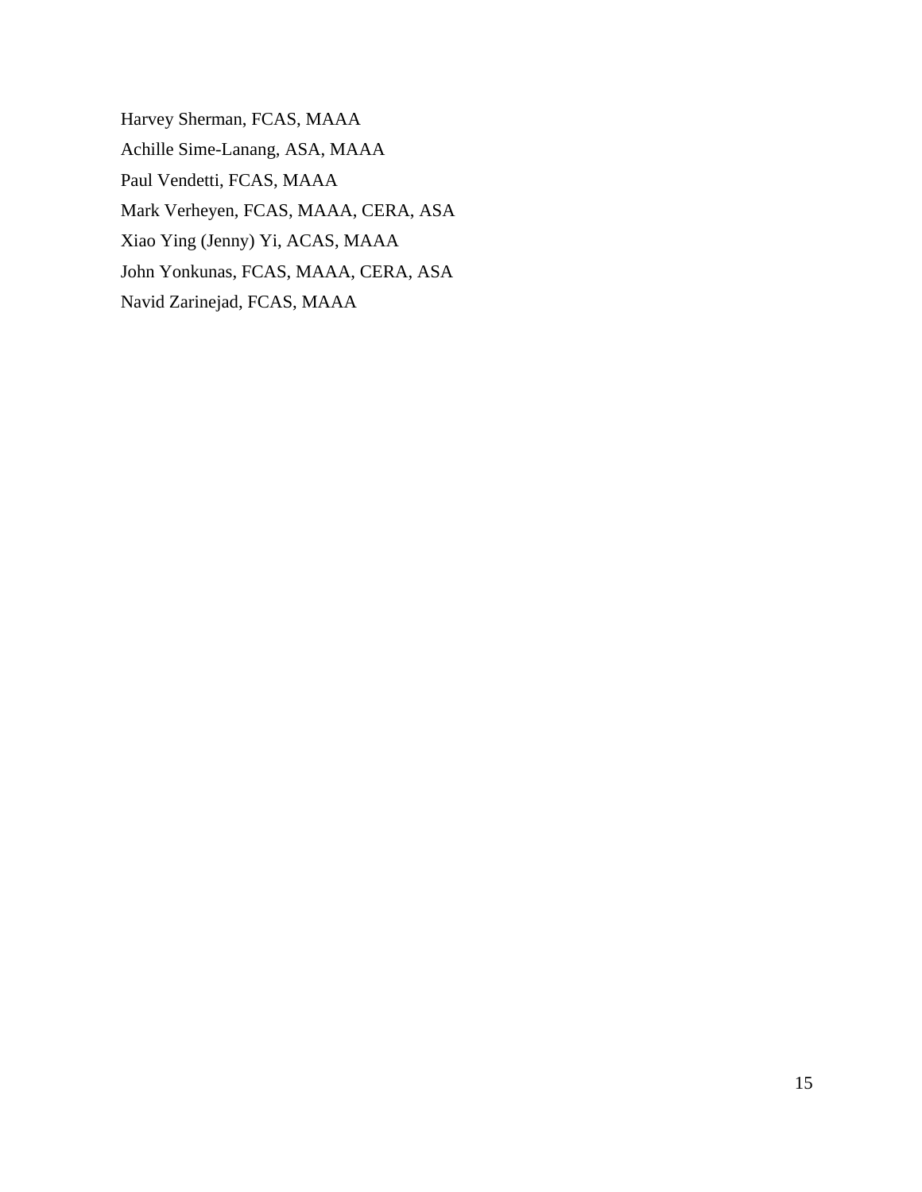Harvey Sherman, FCAS, MAAA

Achille Sime-Lanang, ASA, MAAA

Paul Vendetti, FCAS, MAAA

Mark Verheyen, FCAS, MAAA, CERA, ASA

Xiao Ying (Jenny) Yi, ACAS, MAAA

John Yonkunas, FCAS, MAAA, CERA, ASA

Navid Zarinejad, FCAS, MAAA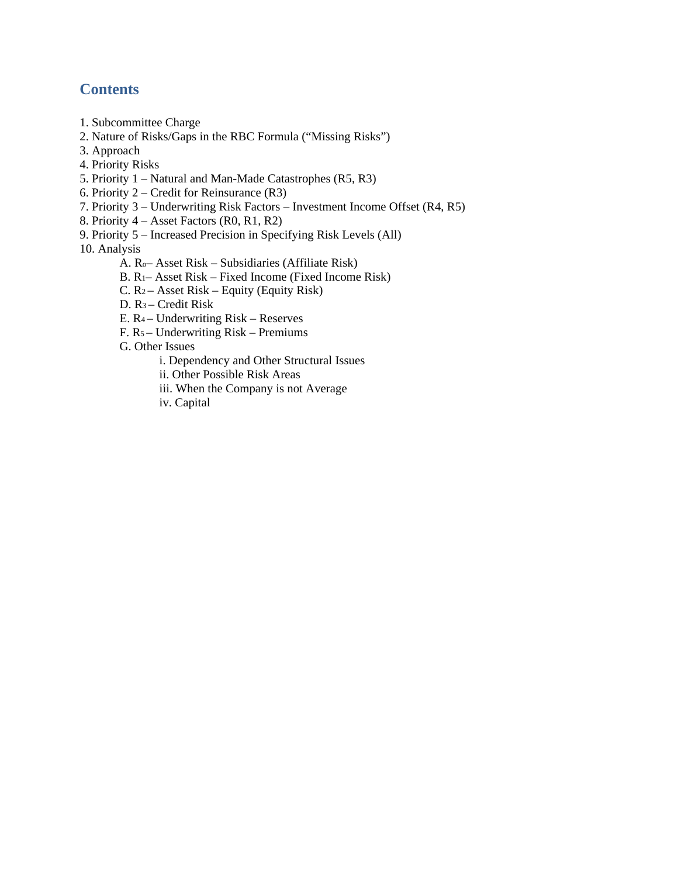## Contents

1. Subcommittee Charge
2. Nature of Risks/Gaps in the RBC Formula (“Missing Risks”)
3. Approach
4. Priority Risks
5. Priority 1 – Natural and Man-Made Catastrophes (R5, R3)
6. Priority 2 – Credit for Reinsurance (R3)
7. Priority 3 – Underwriting Risk Factors – Investment Income Offset (R4, R5)
8. Priority 4 – Asset Factors (R0, R1, R2)
9. Priority 5 – Increased Precision in Specifying Risk Levels (All)
10. Analysis
    - A. $R_o$– Asset Risk – Subsidiaries (Affiliate Risk)
    - B. $R_1$– Asset Risk – Fixed Income (Fixed Income Risk)
    - C. $R_2$ – Asset Risk – Equity (Equity Risk)
    - D. $R_3$ – Credit Risk
    - E. $R_4$ – Underwriting Risk – Reserves
    - F. $R_5$ – Underwriting Risk – Premiums
    - G. Other Issues
        - i. Dependency and Other Structural Issues
        - ii. Other Possible Risk Areas
        - iii. When the Company is not Average
        - iv. Capital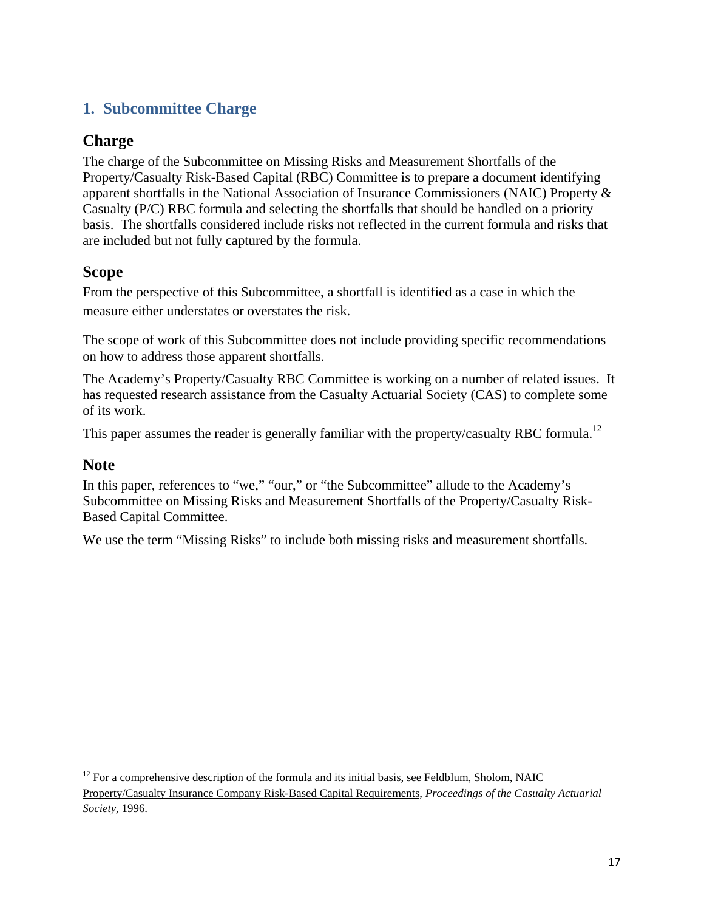# 1. Subcommittee Charge

## Charge

The charge of the Subcommittee on Missing Risks and Measurement Shortfalls of the Property/Casualty Risk-Based Capital (RBC) Committee is to prepare a document identifying apparent shortfalls in the National Association of Insurance Commissioners (NAIC) Property & Casualty (P/C) RBC formula and selecting the shortfalls that should be handled on a priority basis. The shortfalls considered include risks not reflected in the current formula and risks that are included but not fully captured by the formula.

## Scope

From the perspective of this Subcommittee, a shortfall is identified as a case in which the measure either understates or overstates the risk.

The scope of work of this Subcommittee does not include providing specific recommendations on how to address those apparent shortfalls.

The Academy's Property/Casualty RBC Committee is working on a number of related issues. It has requested research assistance from the Casualty Actuarial Society (CAS) to complete some of its work.

This paper assumes the reader is generally familiar with the property/casualty RBC formula.[12]

## Note

In this paper, references to "we," "our," or "the Subcommittee" allude to the Academy's Subcommittee on Missing Risks and Measurement Shortfalls of the Property/Casualty Risk-Based Capital Committee.

We use the term "Missing Risks" to include both missing risks and measurement shortfalls.

---

[12] For a comprehensive description of the formula and its initial basis, see Feldblum, Sholom, NAIC Property/Casualty Insurance Company Risk-Based Capital Requirements, *Proceedings of the Casualty Actuarial Society*, 1996.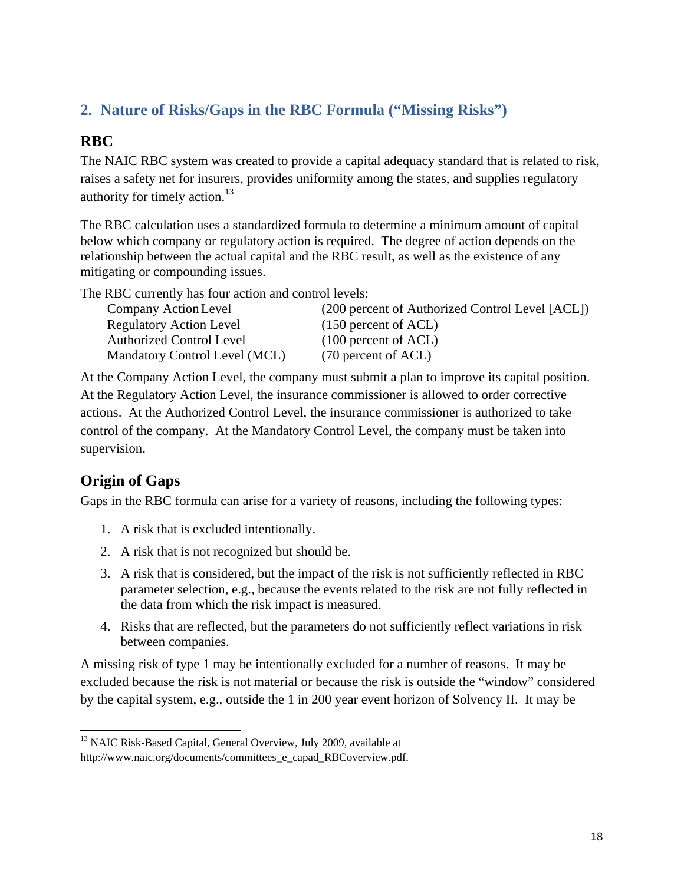## 2. Nature of Risks/Gaps in the RBC Formula ("Missing Risks")

### RBC

The NAIC RBC system was created to provide a capital adequacy standard that is related to risk, raises a safety net for insurers, provides uniformity among the states, and supplies regulatory authority for timely action.[13]

The RBC calculation uses a standardized formula to determine a minimum amount of capital below which company or regulatory action is required. The degree of action depends on the relationship between the actual capital and the RBC result, as well as the existence of any mitigating or compounding issues.

The RBC currently has four action and control levels:

| | |
|---|---|
| Company Action Level | (200 percent of Authorized Control Level [ACL]) |
| Regulatory Action Level | (150 percent of ACL) |
| Authorized Control Level | (100 percent of ACL) |
| Mandatory Control Level (MCL) | (70 percent of ACL) |

At the Company Action Level, the company must submit a plan to improve its capital position. At the Regulatory Action Level, the insurance commissioner is allowed to order corrective actions. At the Authorized Control Level, the insurance commissioner is authorized to take control of the company. At the Mandatory Control Level, the company must be taken into supervision.

### Origin of Gaps

Gaps in the RBC formula can arise for a variety of reasons, including the following types:

1. A risk that is excluded intentionally.
2. A risk that is not recognized but should be.
3. A risk that is considered, but the impact of the risk is not sufficiently reflected in RBC parameter selection, e.g., because the events related to the risk are not fully reflected in the data from which the risk impact is measured.
4. Risks that are reflected, but the parameters do not sufficiently reflect variations in risk between companies.

A missing risk of type 1 may be intentionally excluded for a number of reasons. It may be excluded because the risk is not material or because the risk is outside the "window" considered by the capital system, e.g., outside the 1 in 200 year event horizon of Solvency II. It may be

[13] NAIC Risk-Based Capital, General Overview, July 2009, available at http://www.naic.org/documents/committees_e_capad_RBCoverview.pdf.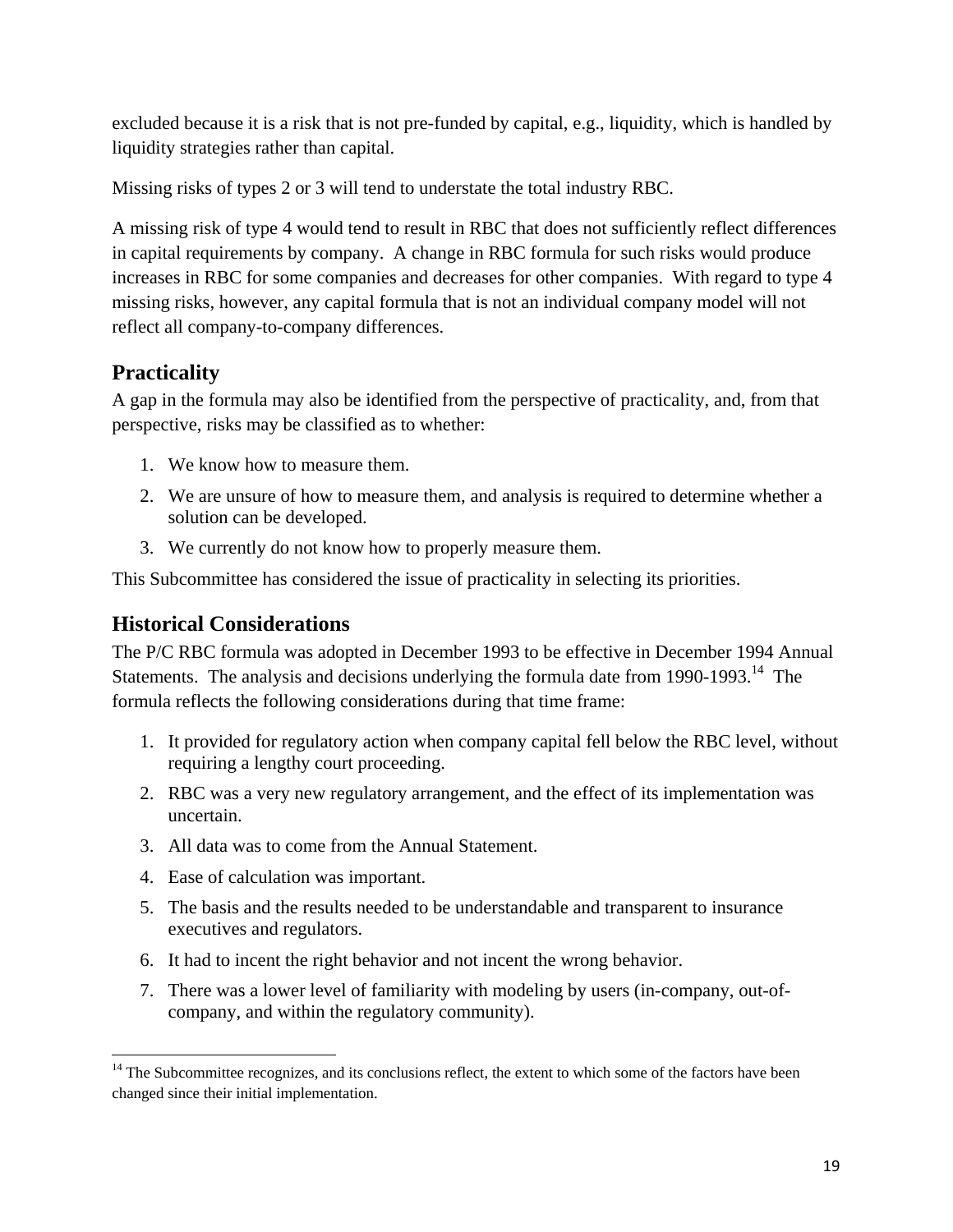excluded because it is a risk that is not pre-funded by capital, e.g., liquidity, which is handled by liquidity strategies rather than capital.

Missing risks of types 2 or 3 will tend to understate the total industry RBC.

A missing risk of type 4 would tend to result in RBC that does not sufficiently reflect differences in capital requirements by company. A change in RBC formula for such risks would produce increases in RBC for some companies and decreases for other companies. With regard to type 4 missing risks, however, any capital formula that is not an individual company model will not reflect all company-to-company differences.

## Practicality

A gap in the formula may also be identified from the perspective of practicality, and, from that perspective, risks may be classified as to whether:

1. We know how to measure them.
2. We are unsure of how to measure them, and analysis is required to determine whether a solution can be developed.
3. We currently do not know how to properly measure them.

This Subcommittee has considered the issue of practicality in selecting its priorities.

## Historical Considerations

The P/C RBC formula was adopted in December 1993 to be effective in December 1994 Annual Statements. The analysis and decisions underlying the formula date from 1990-1993.[14] The formula reflects the following considerations during that time frame:

1. It provided for regulatory action when company capital fell below the RBC level, without requiring a lengthy court proceeding.
2. RBC was a very new regulatory arrangement, and the effect of its implementation was uncertain.
3. All data was to come from the Annual Statement.
4. Ease of calculation was important.
5. The basis and the results needed to be understandable and transparent to insurance executives and regulators.
6. It had to incent the right behavior and not incent the wrong behavior.
7. There was a lower level of familiarity with modeling by users (in-company, out-of-company, and within the regulatory community).

[14] The Subcommittee recognizes, and its conclusions reflect, the extent to which some of the factors have been changed since their initial implementation.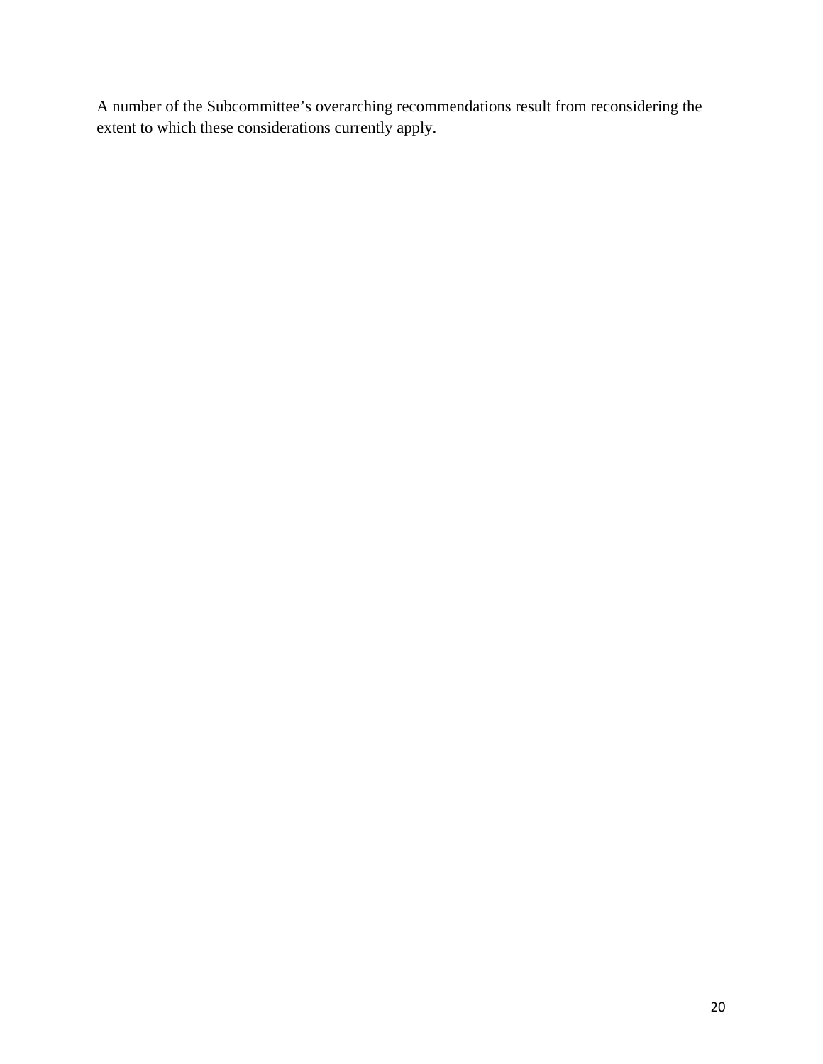A number of the Subcommittee's overarching recommendations result from reconsidering the extent to which these considerations currently apply.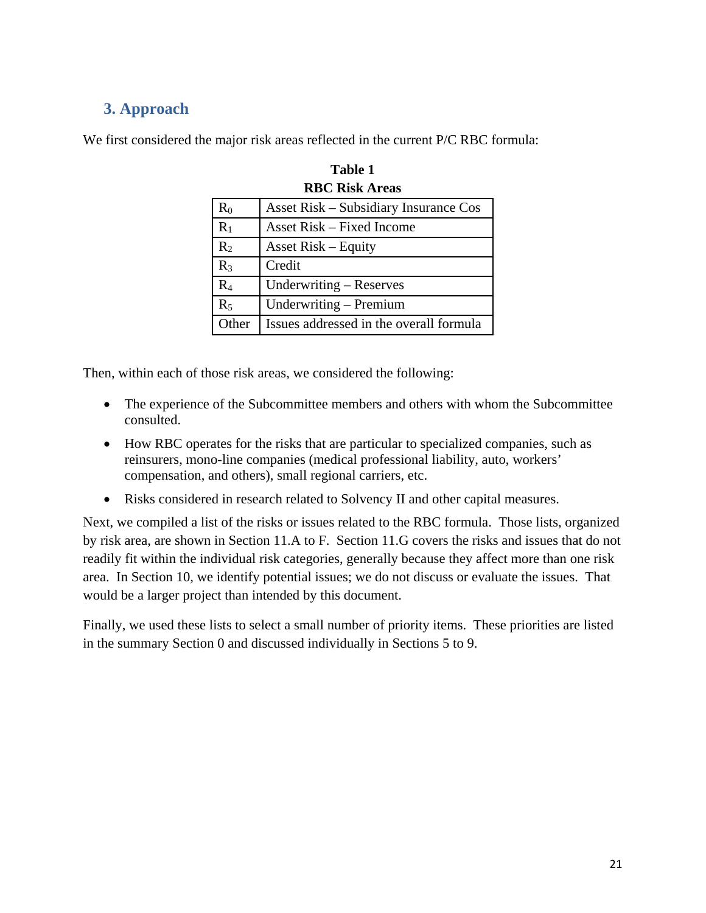## 3. Approach

We first considered the major risk areas reflected in the current P/C RBC formula:

**Table 1**
**RBC Risk Areas**

| | |
|---|---|
| $R_0$ | Asset Risk – Subsidiary Insurance Cos |
| $R_1$ | Asset Risk – Fixed Income |
| $R_2$ | Asset Risk – Equity |
| $R_3$ | Credit |
| $R_4$ | Underwriting – Reserves |
| $R_5$ | Underwriting – Premium |
| Other | Issues addressed in the overall formula |

Then, within each of those risk areas, we considered the following:

- The experience of the Subcommittee members and others with whom the Subcommittee consulted.
- How RBC operates for the risks that are particular to specialized companies, such as reinsurers, mono-line companies (medical professional liability, auto, workers' compensation, and others), small regional carriers, etc.
- Risks considered in research related to Solvency II and other capital measures.

Next, we compiled a list of the risks or issues related to the RBC formula. Those lists, organized by risk area, are shown in Section 11.A to F. Section 11.G covers the risks and issues that do not readily fit within the individual risk categories, generally because they affect more than one risk area. In Section 10, we identify potential issues; we do not discuss or evaluate the issues. That would be a larger project than intended by this document.

Finally, we used these lists to select a small number of priority items. These priorities are listed in the summary Section 0 and discussed individually in Sections 5 to 9.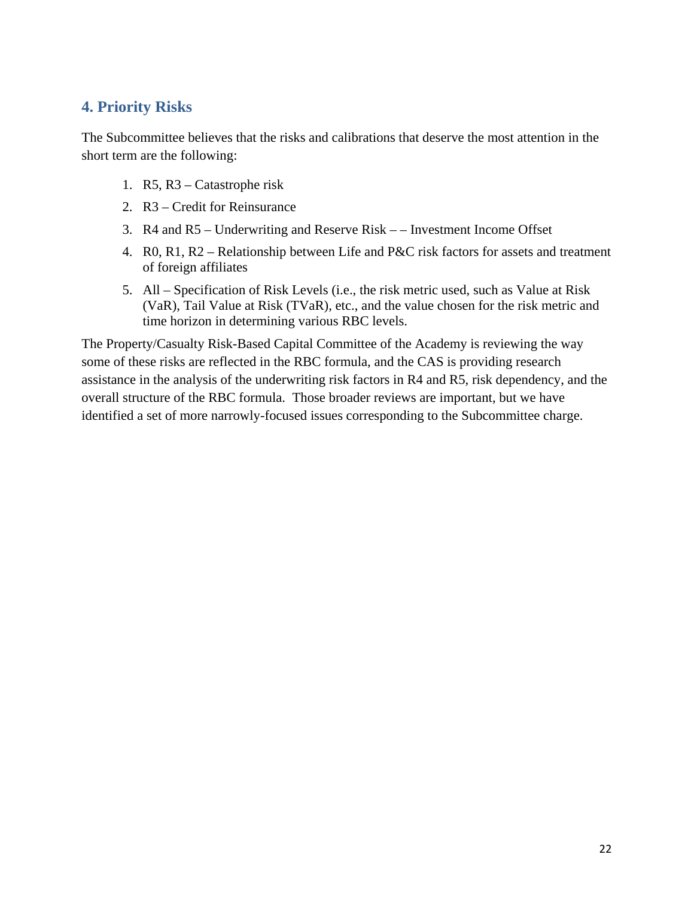## 4. Priority Risks

The Subcommittee believes that the risks and calibrations that deserve the most attention in the short term are the following:

1. R5, R3 – Catastrophe risk
2. R3 – Credit for Reinsurance
3. R4 and R5 – Underwriting and Reserve Risk – – Investment Income Offset
4. R0, R1, R2 – Relationship between Life and P&C risk factors for assets and treatment of foreign affiliates
5. All – Specification of Risk Levels (i.e., the risk metric used, such as Value at Risk (VaR), Tail Value at Risk (TVaR), etc., and the value chosen for the risk metric and time horizon in determining various RBC levels.

The Property/Casualty Risk-Based Capital Committee of the Academy is reviewing the way some of these risks are reflected in the RBC formula, and the CAS is providing research assistance in the analysis of the underwriting risk factors in R4 and R5, risk dependency, and the overall structure of the RBC formula. Those broader reviews are important, but we have identified a set of more narrowly-focused issues corresponding to the Subcommittee charge.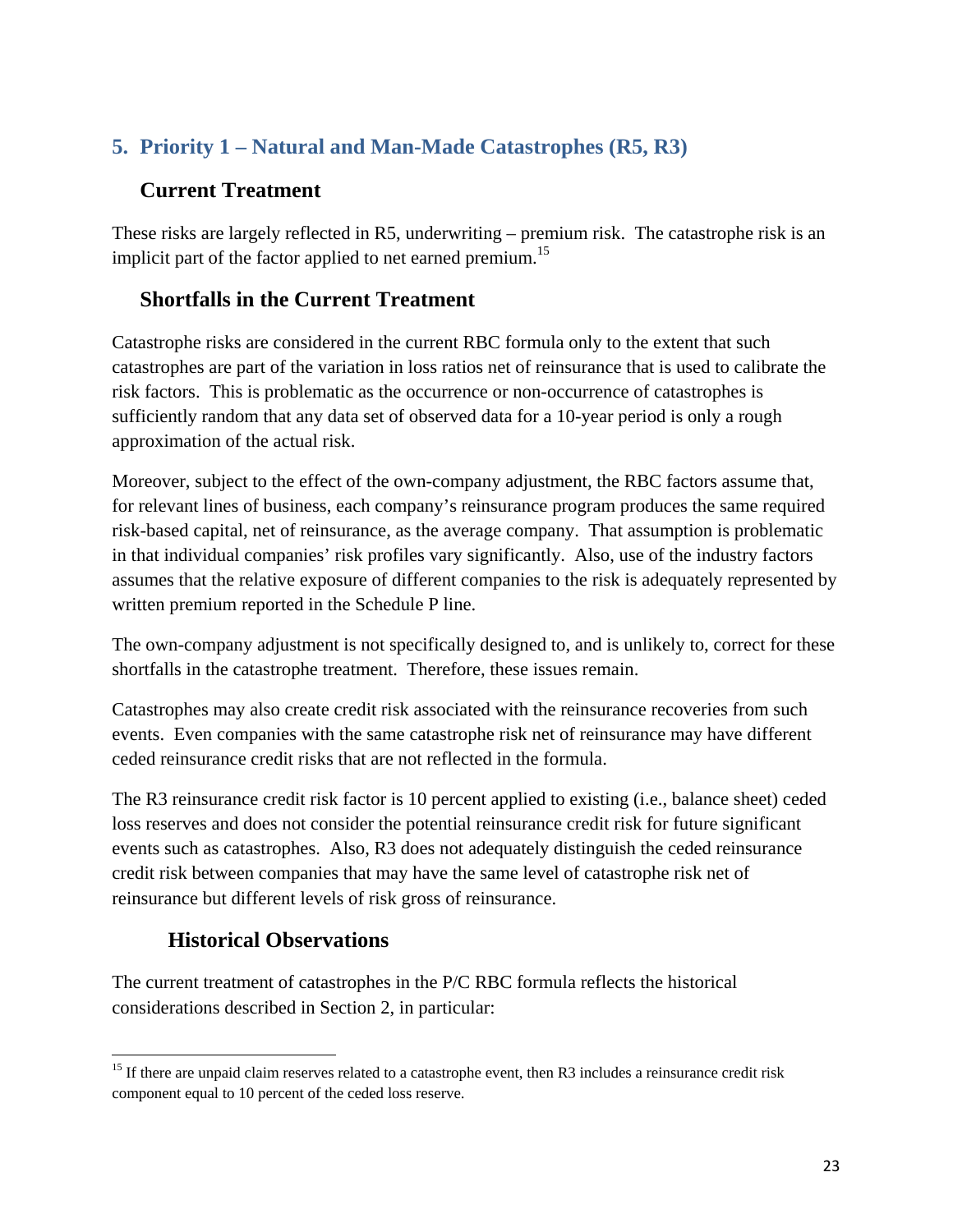## 5. Priority 1 – Natural and Man-Made Catastrophes (R5, R3)

### Current Treatment

These risks are largely reflected in R5, underwriting – premium risk. The catastrophe risk is an implicit part of the factor applied to net earned premium.[15]

### Shortfalls in the Current Treatment

Catastrophe risks are considered in the current RBC formula only to the extent that such catastrophes are part of the variation in loss ratios net of reinsurance that is used to calibrate the risk factors. This is problematic as the occurrence or non-occurrence of catastrophes is sufficiently random that any data set of observed data for a 10-year period is only a rough approximation of the actual risk.

Moreover, subject to the effect of the own-company adjustment, the RBC factors assume that, for relevant lines of business, each company's reinsurance program produces the same required risk-based capital, net of reinsurance, as the average company. That assumption is problematic in that individual companies' risk profiles vary significantly. Also, use of the industry factors assumes that the relative exposure of different companies to the risk is adequately represented by written premium reported in the Schedule P line.

The own-company adjustment is not specifically designed to, and is unlikely to, correct for these shortfalls in the catastrophe treatment. Therefore, these issues remain.

Catastrophes may also create credit risk associated with the reinsurance recoveries from such events. Even companies with the same catastrophe risk net of reinsurance may have different ceded reinsurance credit risks that are not reflected in the formula.

The R3 reinsurance credit risk factor is 10 percent applied to existing (i.e., balance sheet) ceded loss reserves and does not consider the potential reinsurance credit risk for future significant events such as catastrophes. Also, R3 does not adequately distinguish the ceded reinsurance credit risk between companies that may have the same level of catastrophe risk net of reinsurance but different levels of risk gross of reinsurance.

#### Historical Observations

The current treatment of catastrophes in the P/C RBC formula reflects the historical considerations described in Section 2, in particular:

[15] If there are unpaid claim reserves related to a catastrophe event, then R3 includes a reinsurance credit risk component equal to 10 percent of the ceded loss reserve.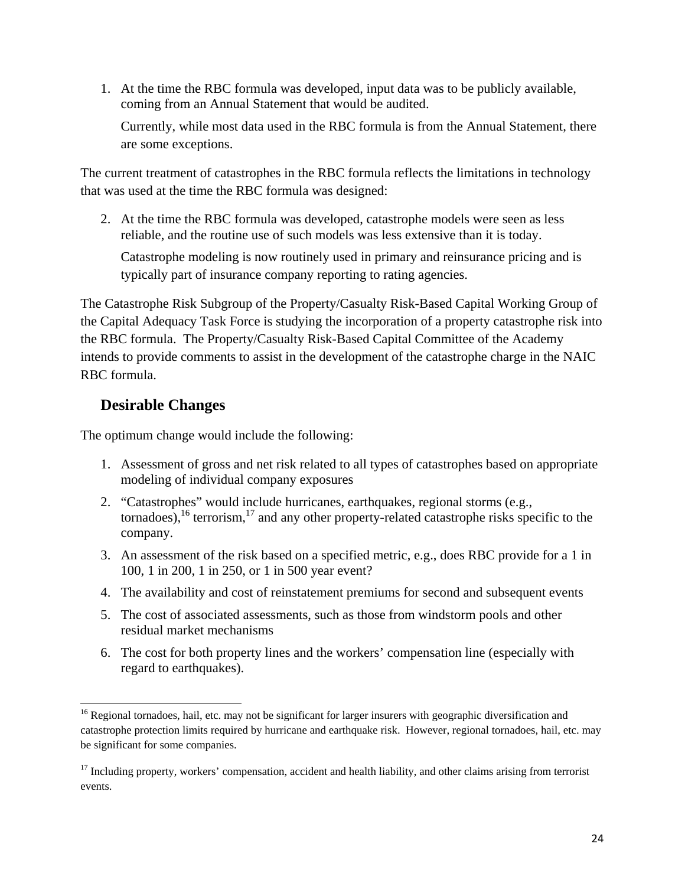1. At the time the RBC formula was developed, input data was to be publicly available, coming from an Annual Statement that would be audited.

   Currently, while most data used in the RBC formula is from the Annual Statement, there are some exceptions.

The current treatment of catastrophes in the RBC formula reflects the limitations in technology that was used at the time the RBC formula was designed:

2. At the time the RBC formula was developed, catastrophe models were seen as less reliable, and the routine use of such models was less extensive than it is today.

   Catastrophe modeling is now routinely used in primary and reinsurance pricing and is typically part of insurance company reporting to rating agencies.

The Catastrophe Risk Subgroup of the Property/Casualty Risk-Based Capital Working Group of the Capital Adequacy Task Force is studying the incorporation of a property catastrophe risk into the RBC formula. The Property/Casualty Risk-Based Capital Committee of the Academy intends to provide comments to assist in the development of the catastrophe charge in the NAIC RBC formula.

## Desirable Changes

The optimum change would include the following:

1. Assessment of gross and net risk related to all types of catastrophes based on appropriate modeling of individual company exposures
2. "Catastrophes" would include hurricanes, earthquakes, regional storms (e.g., tornadoes),[16] terrorism,[17] and any other property-related catastrophe risks specific to the company.
3. An assessment of the risk based on a specified metric, e.g., does RBC provide for a 1 in 100, 1 in 200, 1 in 250, or 1 in 500 year event?
4. The availability and cost of reinstatement premiums for second and subsequent events
5. The cost of associated assessments, such as those from windstorm pools and other residual market mechanisms
6. The cost for both property lines and the workers' compensation line (especially with regard to earthquakes).

---

[16] Regional tornadoes, hail, etc. may not be significant for larger insurers with geographic diversification and catastrophe protection limits required by hurricane and earthquake risk. However, regional tornadoes, hail, etc. may be significant for some companies.

[17] Including property, workers' compensation, accident and health liability, and other claims arising from terrorist events.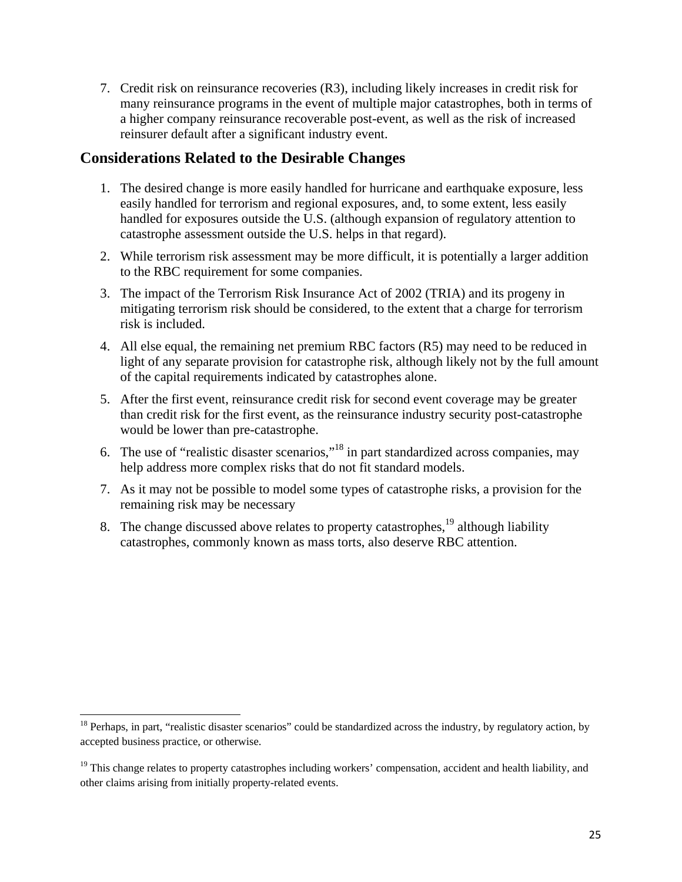7. Credit risk on reinsurance recoveries (R3), including likely increases in credit risk for many reinsurance programs in the event of multiple major catastrophes, both in terms of a higher company reinsurance recoverable post-event, as well as the risk of increased reinsurer default after a significant industry event.

## Considerations Related to the Desirable Changes

1. The desired change is more easily handled for hurricane and earthquake exposure, less easily handled for terrorism and regional exposures, and, to some extent, less easily handled for exposures outside the U.S. (although expansion of regulatory attention to catastrophe assessment outside the U.S. helps in that regard).
2. While terrorism risk assessment may be more difficult, it is potentially a larger addition to the RBC requirement for some companies.
3. The impact of the Terrorism Risk Insurance Act of 2002 (TRIA) and its progeny in mitigating terrorism risk should be considered, to the extent that a charge for terrorism risk is included.
4. All else equal, the remaining net premium RBC factors (R5) may need to be reduced in light of any separate provision for catastrophe risk, although likely not by the full amount of the capital requirements indicated by catastrophes alone.
5. After the first event, reinsurance credit risk for second event coverage may be greater than credit risk for the first event, as the reinsurance industry security post-catastrophe would be lower than pre-catastrophe.
6. The use of "realistic disaster scenarios,"[18] in part standardized across companies, may help address more complex risks that do not fit standard models.
7. As it may not be possible to model some types of catastrophe risks, a provision for the remaining risk may be necessary
8. The change discussed above relates to property catastrophes,[19] although liability catastrophes, commonly known as mass torts, also deserve RBC attention.

---

[18] Perhaps, in part, "realistic disaster scenarios" could be standardized across the industry, by regulatory action, by accepted business practice, or otherwise.

[19] This change relates to property catastrophes including workers' compensation, accident and health liability, and other claims arising from initially property-related events.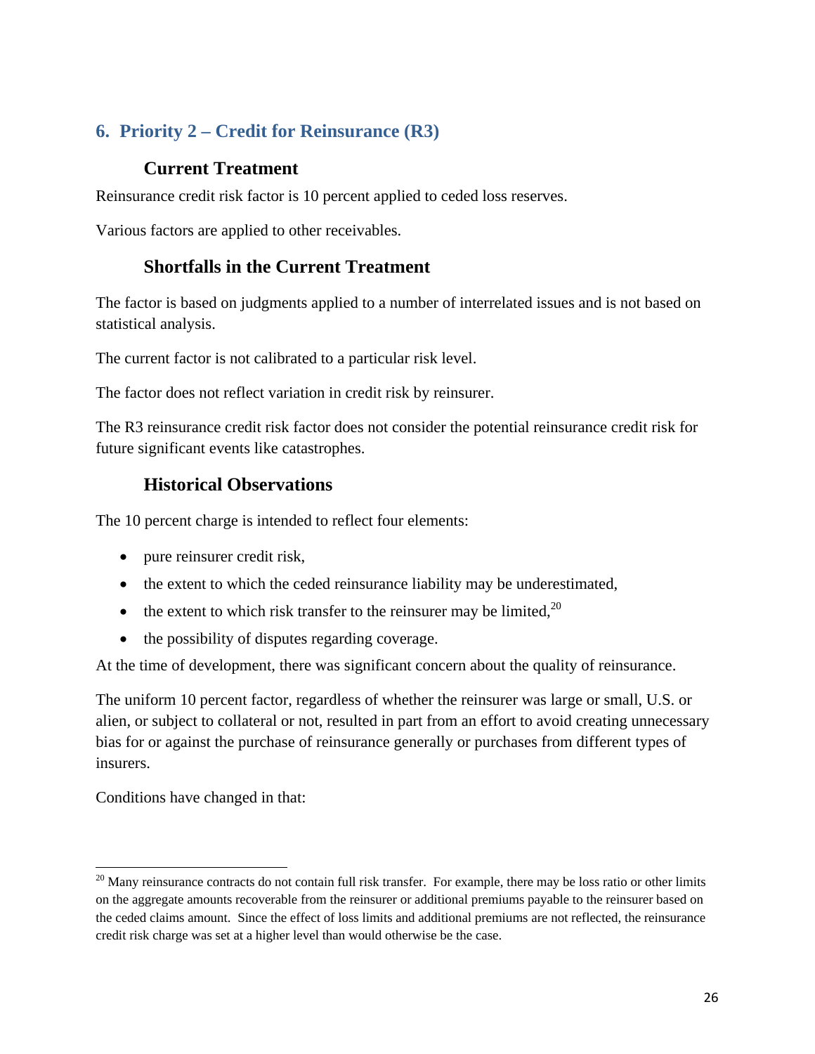## 6. Priority 2 – Credit for Reinsurance (R3)

### Current Treatment

Reinsurance credit risk factor is 10 percent applied to ceded loss reserves.

Various factors are applied to other receivables.

### Shortfalls in the Current Treatment

The factor is based on judgments applied to a number of interrelated issues and is not based on statistical analysis.

The current factor is not calibrated to a particular risk level.

The factor does not reflect variation in credit risk by reinsurer.

The R3 reinsurance credit risk factor does not consider the potential reinsurance credit risk for future significant events like catastrophes.

### Historical Observations

The 10 percent charge is intended to reflect four elements:

- pure reinsurer credit risk,
- the extent to which the ceded reinsurance liability may be underestimated,
- the extent to which risk transfer to the reinsurer may be limited,[20]
- the possibility of disputes regarding coverage.

At the time of development, there was significant concern about the quality of reinsurance.

The uniform 10 percent factor, regardless of whether the reinsurer was large or small, U.S. or alien, or subject to collateral or not, resulted in part from an effort to avoid creating unnecessary bias for or against the purchase of reinsurance generally or purchases from different types of insurers.

Conditions have changed in that:

---

[20] Many reinsurance contracts do not contain full risk transfer. For example, there may be loss ratio or other limits on the aggregate amounts recoverable from the reinsurer or additional premiums payable to the reinsurer based on the ceded claims amount. Since the effect of loss limits and additional premiums are not reflected, the reinsurance credit risk charge was set at a higher level than would otherwise be the case.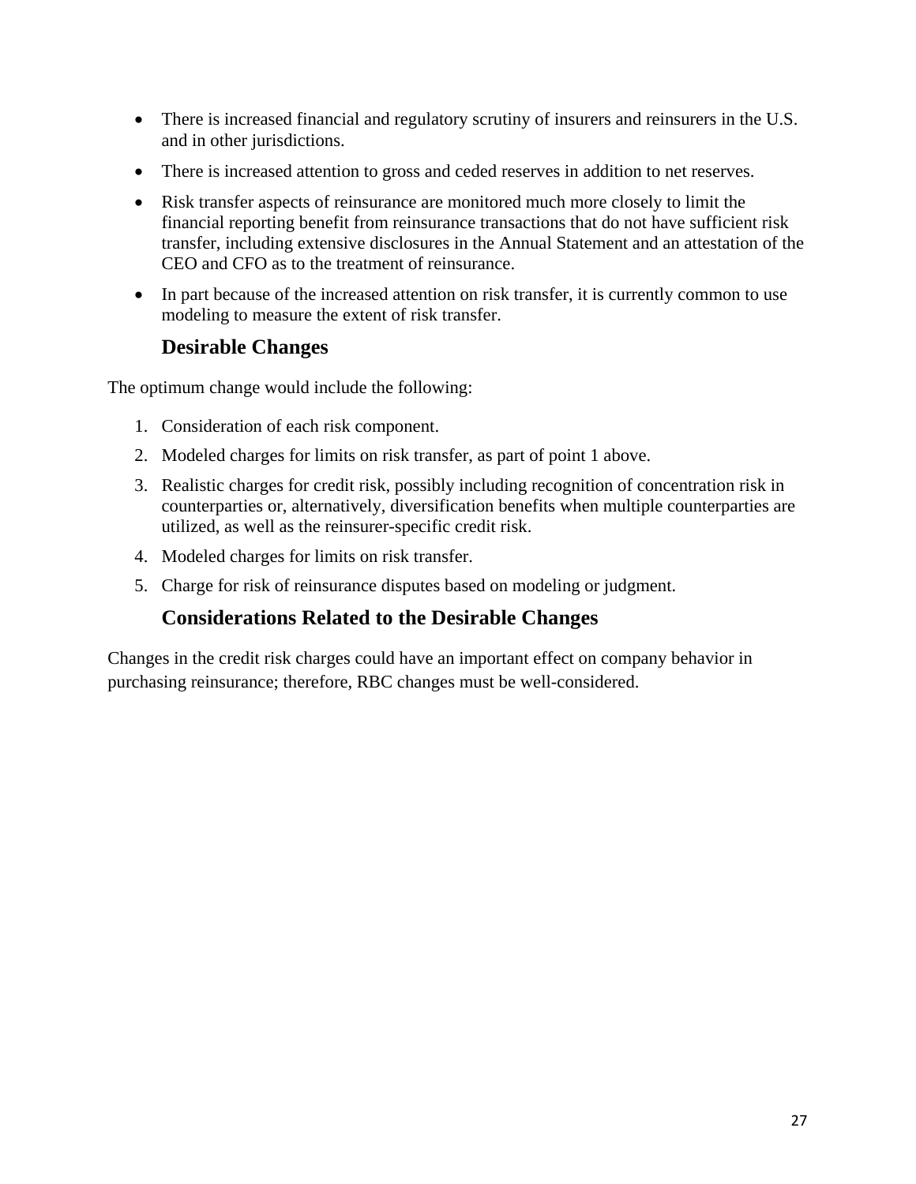- There is increased financial and regulatory scrutiny of insurers and reinsurers in the U.S. and in other jurisdictions.
- There is increased attention to gross and ceded reserves in addition to net reserves.
- Risk transfer aspects of reinsurance are monitored much more closely to limit the financial reporting benefit from reinsurance transactions that do not have sufficient risk transfer, including extensive disclosures in the Annual Statement and an attestation of the CEO and CFO as to the treatment of reinsurance.
- In part because of the increased attention on risk transfer, it is currently common to use modeling to measure the extent of risk transfer.

### Desirable Changes

The optimum change would include the following:

1. Consideration of each risk component.
2. Modeled charges for limits on risk transfer, as part of point 1 above.
3. Realistic charges for credit risk, possibly including recognition of concentration risk in counterparties or, alternatively, diversification benefits when multiple counterparties are utilized, as well as the reinsurer-specific credit risk.
4. Modeled charges for limits on risk transfer.
5. Charge for risk of reinsurance disputes based on modeling or judgment.

### Considerations Related to the Desirable Changes

Changes in the credit risk charges could have an important effect on company behavior in purchasing reinsurance; therefore, RBC changes must be well-considered.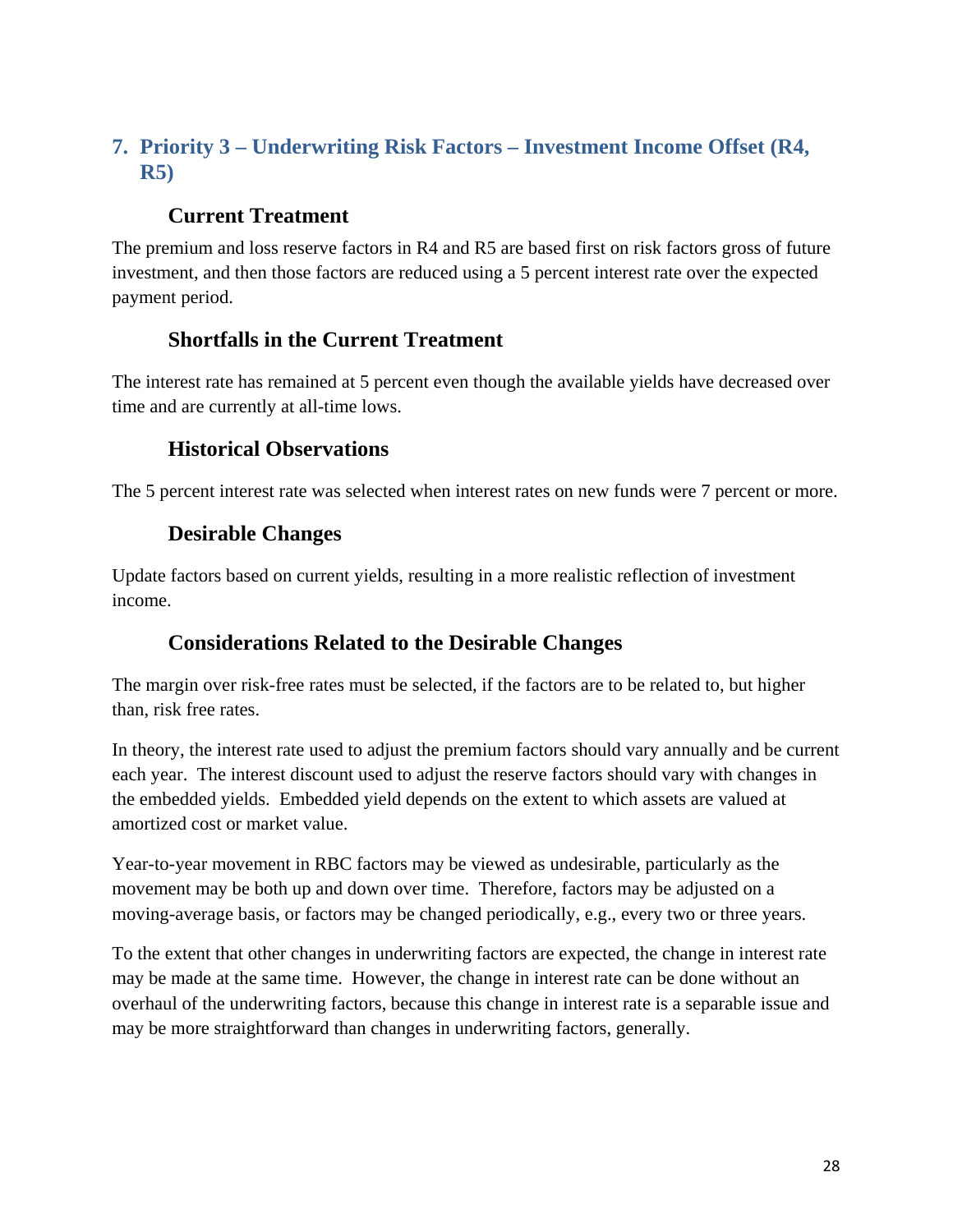## 7. Priority 3 – Underwriting Risk Factors – Investment Income Offset (R4, R5)

### Current Treatment

The premium and loss reserve factors in R4 and R5 are based first on risk factors gross of future investment, and then those factors are reduced using a 5 percent interest rate over the expected payment period.

### Shortfalls in the Current Treatment

The interest rate has remained at 5 percent even though the available yields have decreased over time and are currently at all-time lows.

### Historical Observations

The 5 percent interest rate was selected when interest rates on new funds were 7 percent or more.

### Desirable Changes

Update factors based on current yields, resulting in a more realistic reflection of investment income.

### Considerations Related to the Desirable Changes

The margin over risk-free rates must be selected, if the factors are to be related to, but higher than, risk free rates.

In theory, the interest rate used to adjust the premium factors should vary annually and be current each year. The interest discount used to adjust the reserve factors should vary with changes in the embedded yields. Embedded yield depends on the extent to which assets are valued at amortized cost or market value.

Year-to-year movement in RBC factors may be viewed as undesirable, particularly as the movement may be both up and down over time. Therefore, factors may be adjusted on a moving-average basis, or factors may be changed periodically, e.g., every two or three years.

To the extent that other changes in underwriting factors are expected, the change in interest rate may be made at the same time. However, the change in interest rate can be done without an overhaul of the underwriting factors, because this change in interest rate is a separable issue and may be more straightforward than changes in underwriting factors, generally.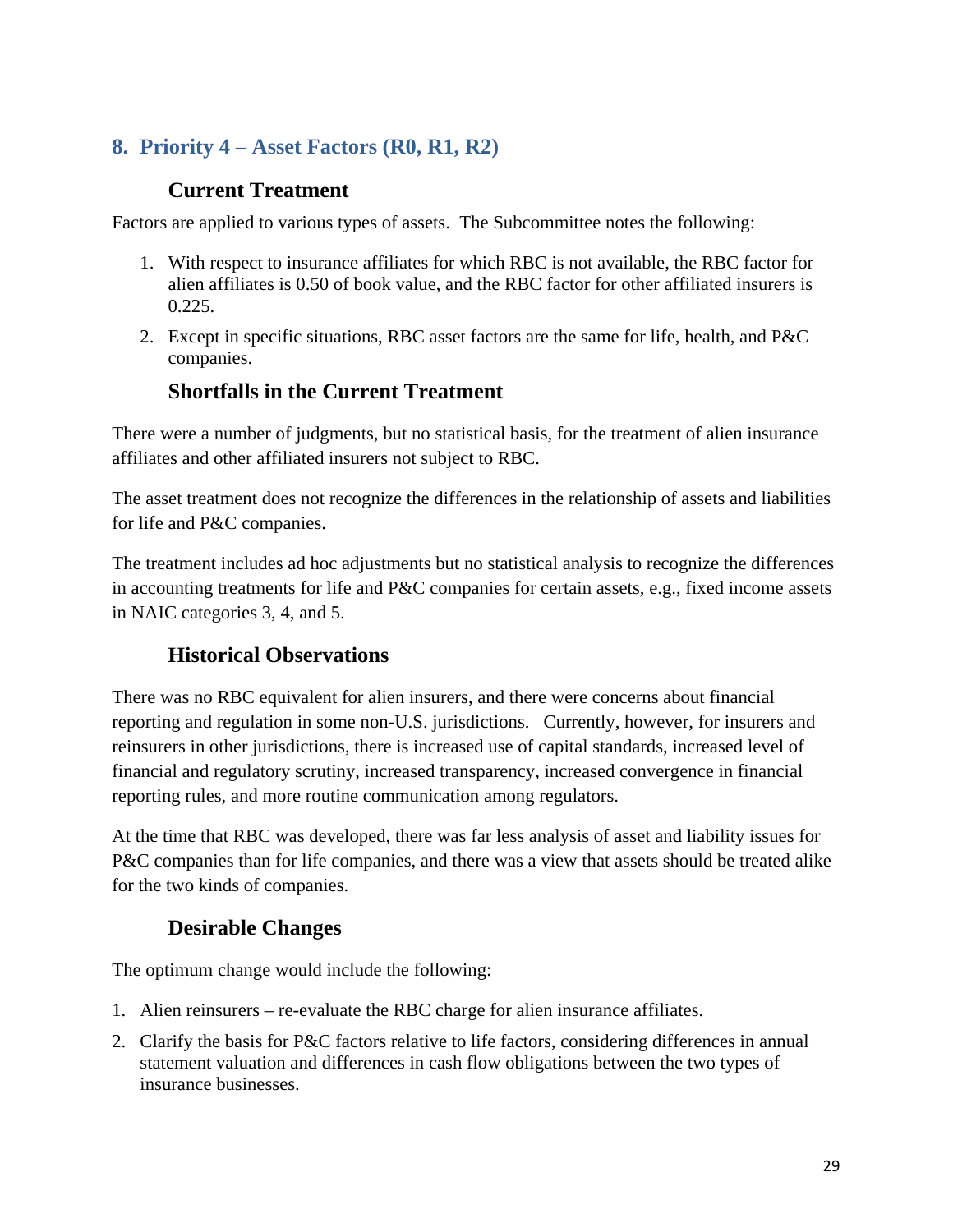## 8. Priority 4 – Asset Factors (R0, R1, R2)

### Current Treatment

Factors are applied to various types of assets. The Subcommittee notes the following:

1. With respect to insurance affiliates for which RBC is not available, the RBC factor for alien affiliates is 0.50 of book value, and the RBC factor for other affiliated insurers is 0.225.
2. Except in specific situations, RBC asset factors are the same for life, health, and P&C companies.

### Shortfalls in the Current Treatment

There were a number of judgments, but no statistical basis, for the treatment of alien insurance affiliates and other affiliated insurers not subject to RBC.

The asset treatment does not recognize the differences in the relationship of assets and liabilities for life and P&C companies.

The treatment includes ad hoc adjustments but no statistical analysis to recognize the differences in accounting treatments for life and P&C companies for certain assets, e.g., fixed income assets in NAIC categories 3, 4, and 5.

### Historical Observations

There was no RBC equivalent for alien insurers, and there were concerns about financial reporting and regulation in some non-U.S. jurisdictions. Currently, however, for insurers and reinsurers in other jurisdictions, there is increased use of capital standards, increased level of financial and regulatory scrutiny, increased transparency, increased convergence in financial reporting rules, and more routine communication among regulators.

At the time that RBC was developed, there was far less analysis of asset and liability issues for P&C companies than for life companies, and there was a view that assets should be treated alike for the two kinds of companies.

### Desirable Changes

The optimum change would include the following:

1. Alien reinsurers – re-evaluate the RBC charge for alien insurance affiliates.
2. Clarify the basis for P&C factors relative to life factors, considering differences in annual statement valuation and differences in cash flow obligations between the two types of insurance businesses.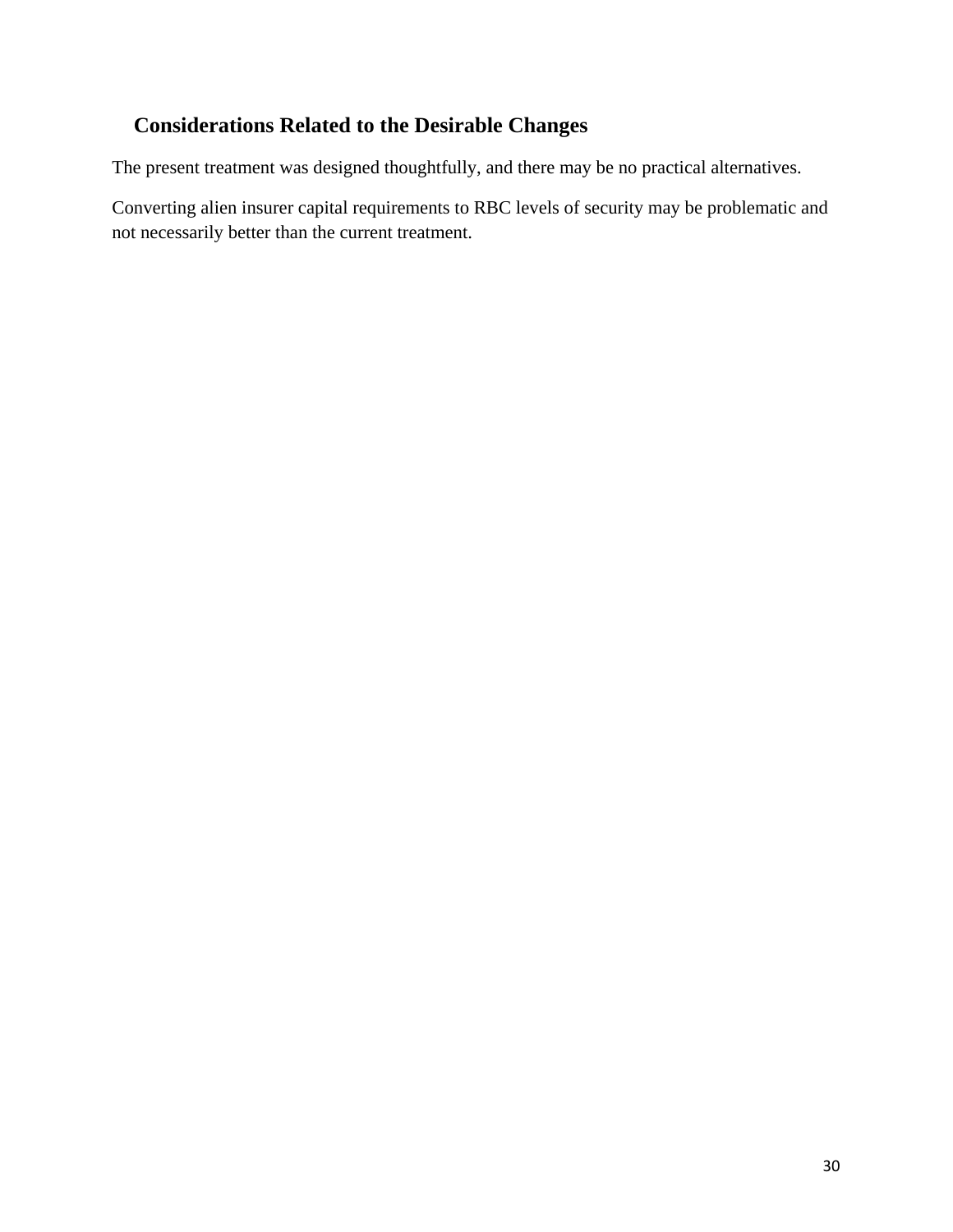## Considerations Related to the Desirable Changes

The present treatment was designed thoughtfully, and there may be no practical alternatives.

Converting alien insurer capital requirements to RBC levels of security may be problematic and not necessarily better than the current treatment.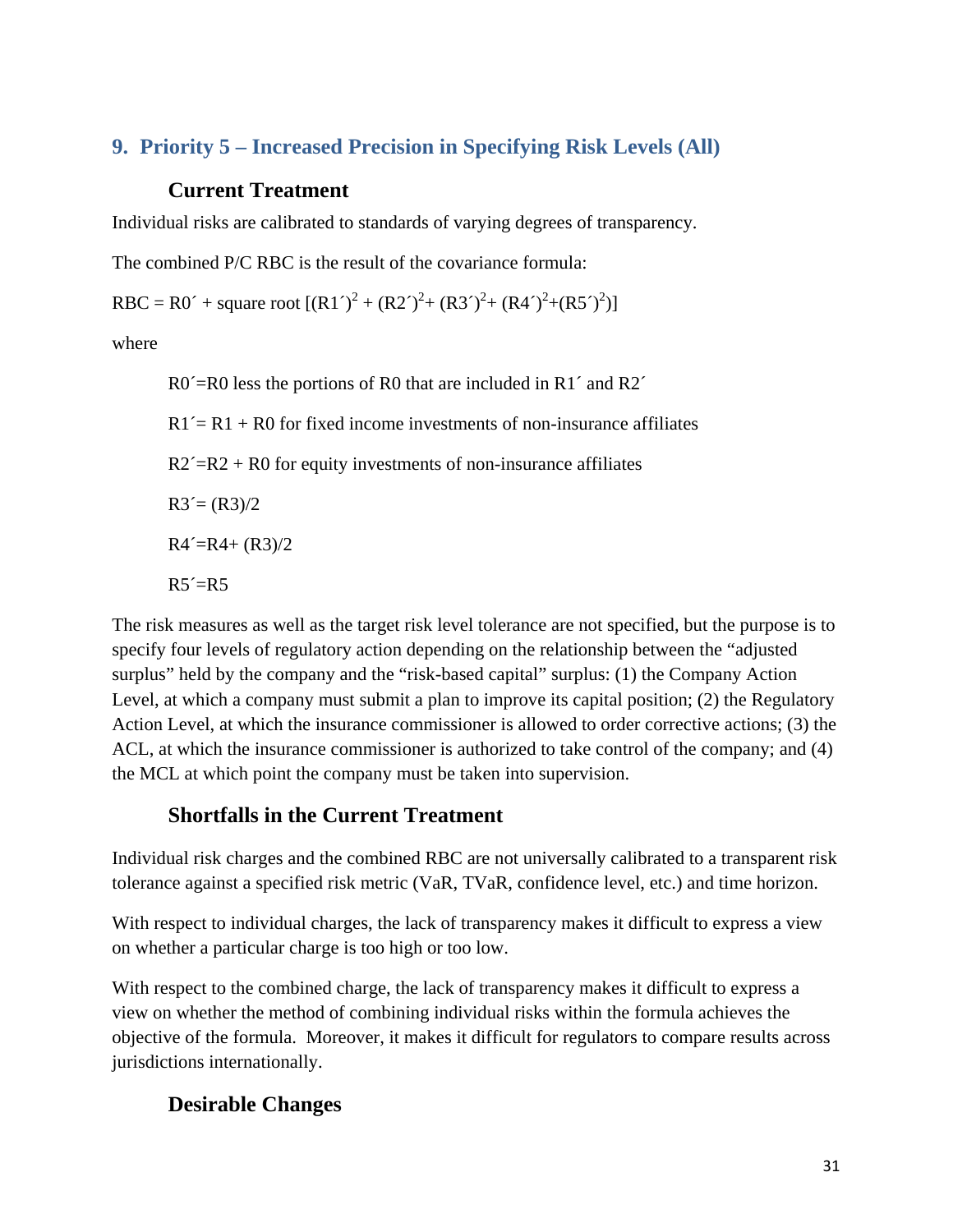## 9. Priority 5 – Increased Precision in Specifying Risk Levels (All)

### Current Treatment

Individual risks are calibrated to standards of varying degrees of transparency.

The combined P/C RBC is the result of the covariance formula:

$$RBC = R0' + \text{square root}\ [(R1')^2 + (R2')^2 + (R3')^2 + (R4')^2 + (R5')^2]$$

where

> $R0' = R0$ less the portions of R0 that are included in $R1'$ and $R2'$
>
> $R1' = R1 + R0$ for fixed income investments of non-insurance affiliates
>
> $R2' = R2 + R0$ for equity investments of non-insurance affiliates
>
> $R3' = (R3)/2$
>
> $R4' = R4 + (R3)/2$
>
> $R5' = R5$

The risk measures as well as the target risk level tolerance are not specified, but the purpose is to specify four levels of regulatory action depending on the relationship between the "adjusted surplus" held by the company and the "risk-based capital" surplus: (1) the Company Action Level, at which a company must submit a plan to improve its capital position; (2) the Regulatory Action Level, at which the insurance commissioner is allowed to order corrective actions; (3) the ACL, at which the insurance commissioner is authorized to take control of the company; and (4) the MCL at which point the company must be taken into supervision.

### Shortfalls in the Current Treatment

Individual risk charges and the combined RBC are not universally calibrated to a transparent risk tolerance against a specified risk metric (VaR, TVaR, confidence level, etc.) and time horizon.

With respect to individual charges, the lack of transparency makes it difficult to express a view on whether a particular charge is too high or too low.

With respect to the combined charge, the lack of transparency makes it difficult to express a view on whether the method of combining individual risks within the formula achieves the objective of the formula. Moreover, it makes it difficult for regulators to compare results across jurisdictions internationally.

### Desirable Changes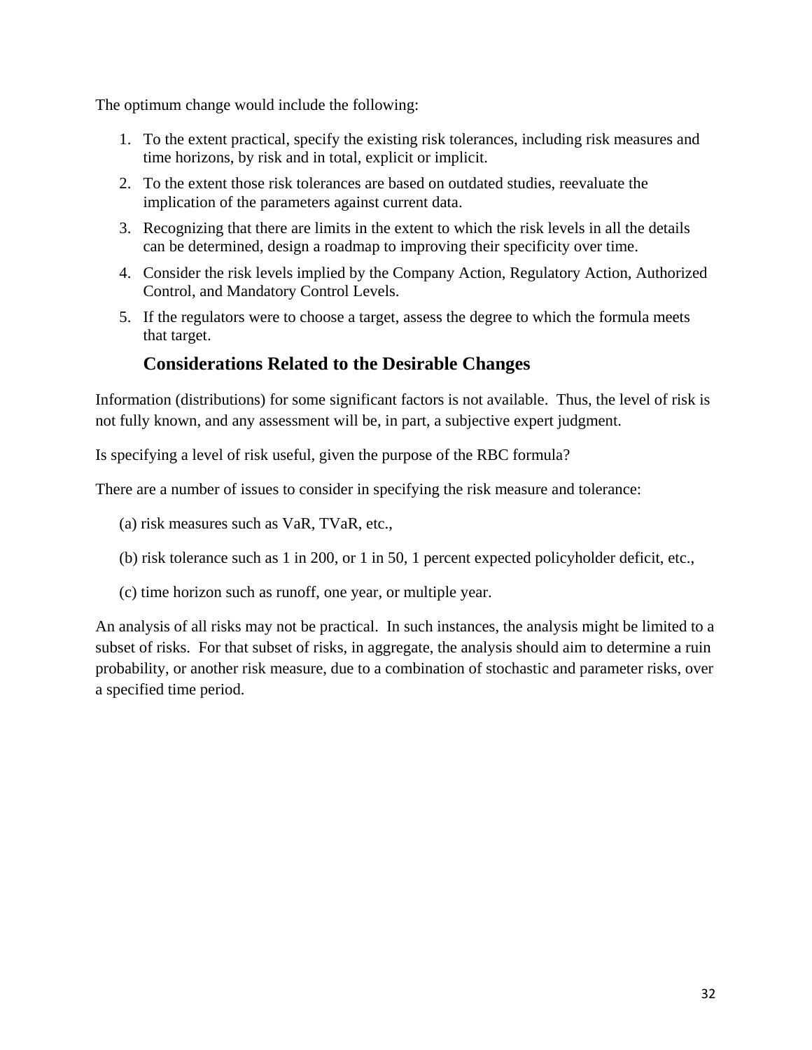The optimum change would include the following:

1. To the extent practical, specify the existing risk tolerances, including risk measures and time horizons, by risk and in total, explicit or implicit.
2. To the extent those risk tolerances are based on outdated studies, reevaluate the implication of the parameters against current data.
3. Recognizing that there are limits in the extent to which the risk levels in all the details can be determined, design a roadmap to improving their specificity over time.
4. Consider the risk levels implied by the Company Action, Regulatory Action, Authorized Control, and Mandatory Control Levels.
5. If the regulators were to choose a target, assess the degree to which the formula meets that target.

## Considerations Related to the Desirable Changes

Information (distributions) for some significant factors is not available. Thus, the level of risk is not fully known, and any assessment will be, in part, a subjective expert judgment.

Is specifying a level of risk useful, given the purpose of the RBC formula?

There are a number of issues to consider in specifying the risk measure and tolerance:

(a) risk measures such as VaR, TVaR, etc.,

(b) risk tolerance such as 1 in 200, or 1 in 50, 1 percent expected policyholder deficit, etc.,

(c) time horizon such as runoff, one year, or multiple year.

An analysis of all risks may not be practical. In such instances, the analysis might be limited to a subset of risks. For that subset of risks, in aggregate, the analysis should aim to determine a ruin probability, or another risk measure, due to a combination of stochastic and parameter risks, over a specified time period.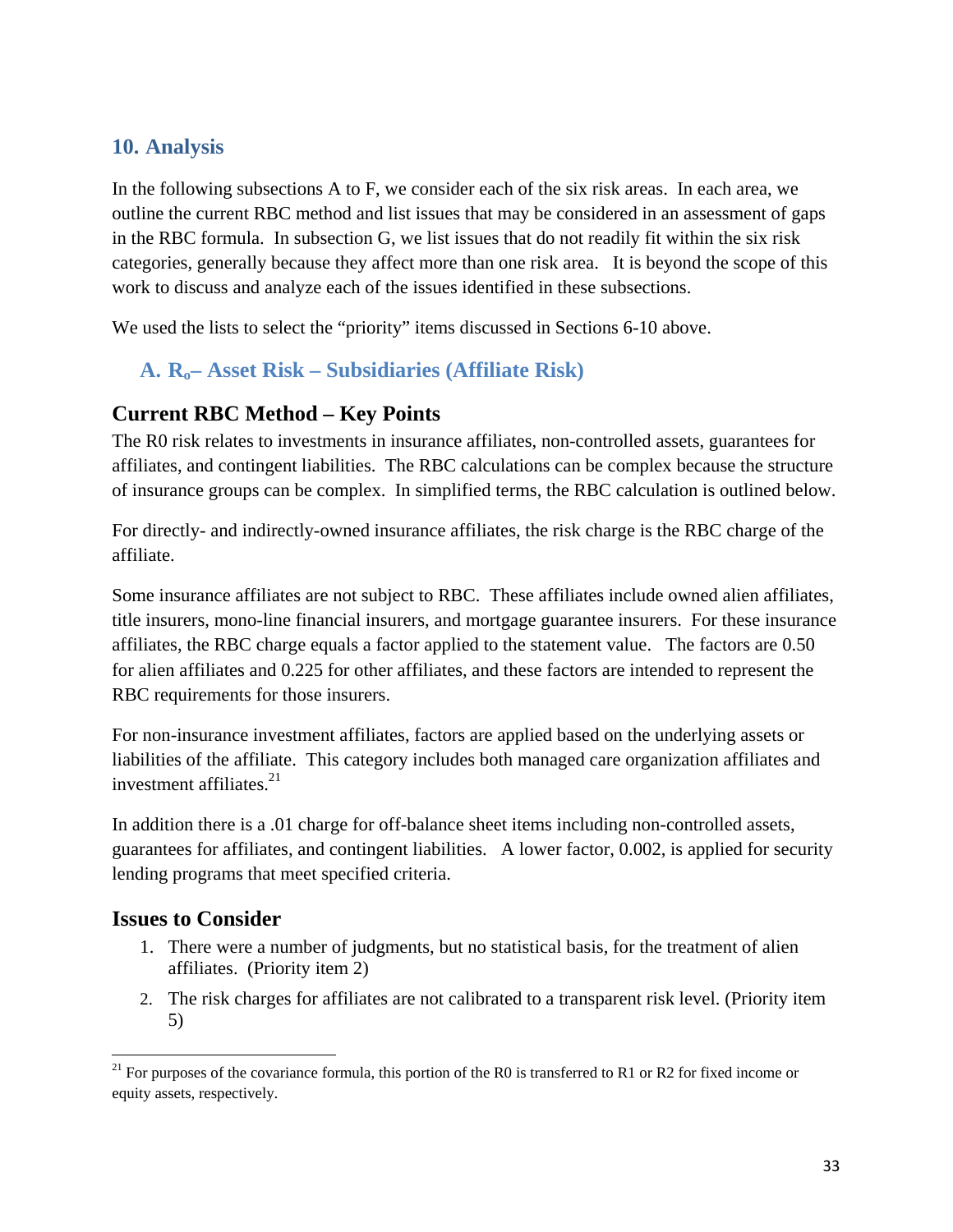## 10. Analysis

In the following subsections A to F, we consider each of the six risk areas. In each area, we outline the current RBC method and list issues that may be considered in an assessment of gaps in the RBC formula. In subsection G, we list issues that do not readily fit within the six risk categories, generally because they affect more than one risk area. It is beyond the scope of this work to discuss and analyze each of the issues identified in these subsections.

We used the lists to select the "priority" items discussed in Sections 6-10 above.

### A. $R_o$– Asset Risk – Subsidiaries (Affiliate Risk)

### Current RBC Method – Key Points

The R0 risk relates to investments in insurance affiliates, non-controlled assets, guarantees for affiliates, and contingent liabilities. The RBC calculations can be complex because the structure of insurance groups can be complex. In simplified terms, the RBC calculation is outlined below.

For directly- and indirectly-owned insurance affiliates, the risk charge is the RBC charge of the affiliate.

Some insurance affiliates are not subject to RBC. These affiliates include owned alien affiliates, title insurers, mono-line financial insurers, and mortgage guarantee insurers. For these insurance affiliates, the RBC charge equals a factor applied to the statement value. The factors are 0.50 for alien affiliates and 0.225 for other affiliates, and these factors are intended to represent the RBC requirements for those insurers.

For non-insurance investment affiliates, factors are applied based on the underlying assets or liabilities of the affiliate. This category includes both managed care organization affiliates and investment affiliates.[21]

In addition there is a .01 charge for off-balance sheet items including non-controlled assets, guarantees for affiliates, and contingent liabilities. A lower factor, 0.002, is applied for security lending programs that meet specified criteria.

### Issues to Consider

1. There were a number of judgments, but no statistical basis, for the treatment of alien affiliates. (Priority item 2)
2. The risk charges for affiliates are not calibrated to a transparent risk level. (Priority item 5)

[21] For purposes of the covariance formula, this portion of the R0 is transferred to R1 or R2 for fixed income or equity assets, respectively.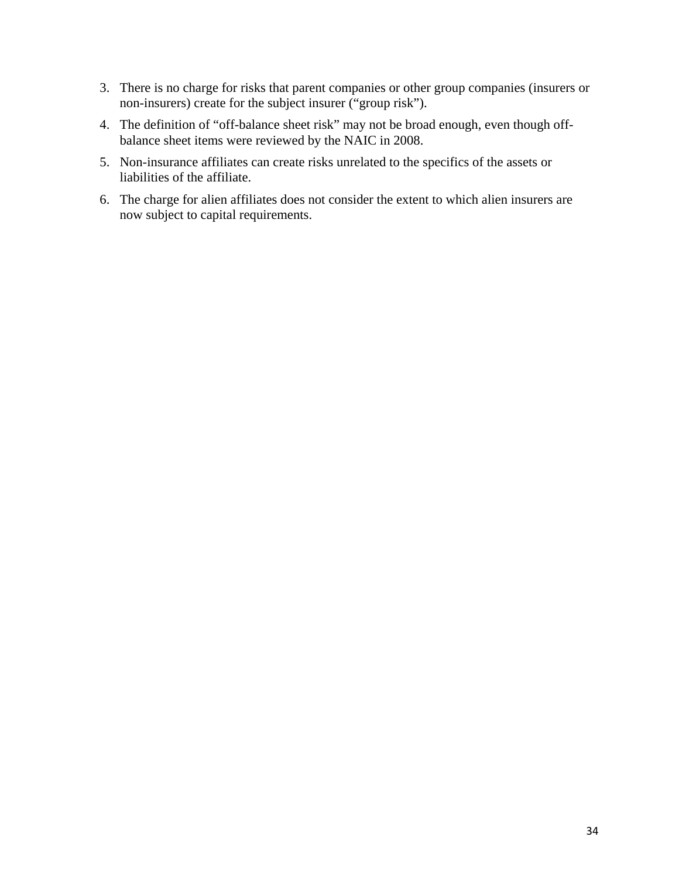3. There is no charge for risks that parent companies or other group companies (insurers or non-insurers) create for the subject insurer ("group risk").
4. The definition of "off-balance sheet risk" may not be broad enough, even though off-balance sheet items were reviewed by the NAIC in 2008.
5. Non-insurance affiliates can create risks unrelated to the specifics of the assets or liabilities of the affiliate.
6. The charge for alien affiliates does not consider the extent to which alien insurers are now subject to capital requirements.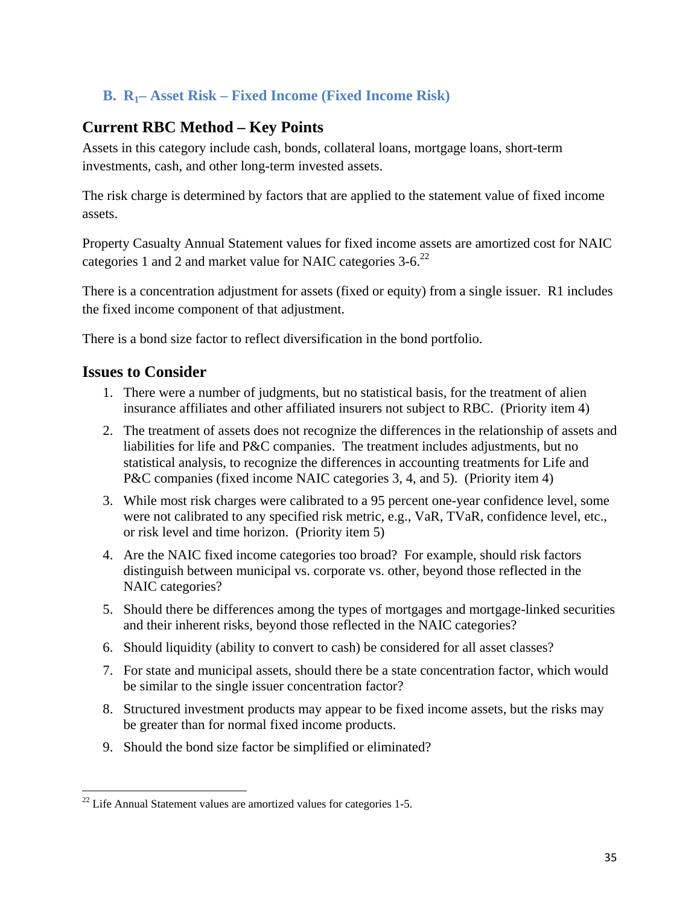### B. $R_1$– Asset Risk – Fixed Income (Fixed Income Risk)

## Current RBC Method – Key Points

Assets in this category include cash, bonds, collateral loans, mortgage loans, short-term investments, cash, and other long-term invested assets.

The risk charge is determined by factors that are applied to the statement value of fixed income assets.

Property Casualty Annual Statement values for fixed income assets are amortized cost for NAIC categories 1 and 2 and market value for NAIC categories 3-6.[22]

There is a concentration adjustment for assets (fixed or equity) from a single issuer. R1 includes the fixed income component of that adjustment.

There is a bond size factor to reflect diversification in the bond portfolio.

## Issues to Consider

1. There were a number of judgments, but no statistical basis, for the treatment of alien insurance affiliates and other affiliated insurers not subject to RBC. (Priority item 4)
2. The treatment of assets does not recognize the differences in the relationship of assets and liabilities for life and P&C companies. The treatment includes adjustments, but no statistical analysis, to recognize the differences in accounting treatments for Life and P&C companies (fixed income NAIC categories 3, 4, and 5). (Priority item 4)
3. While most risk charges were calibrated to a 95 percent one-year confidence level, some were not calibrated to any specified risk metric, e.g., VaR, TVaR, confidence level, etc., or risk level and time horizon. (Priority item 5)
4. Are the NAIC fixed income categories too broad? For example, should risk factors distinguish between municipal vs. corporate vs. other, beyond those reflected in the NAIC categories?
5. Should there be differences among the types of mortgages and mortgage-linked securities and their inherent risks, beyond those reflected in the NAIC categories?
6. Should liquidity (ability to convert to cash) be considered for all asset classes?
7. For state and municipal assets, should there be a state concentration factor, which would be similar to the single issuer concentration factor?
8. Structured investment products may appear to be fixed income assets, but the risks may be greater than for normal fixed income products.
9. Should the bond size factor be simplified or eliminated?

---

[22] Life Annual Statement values are amortized values for categories 1-5.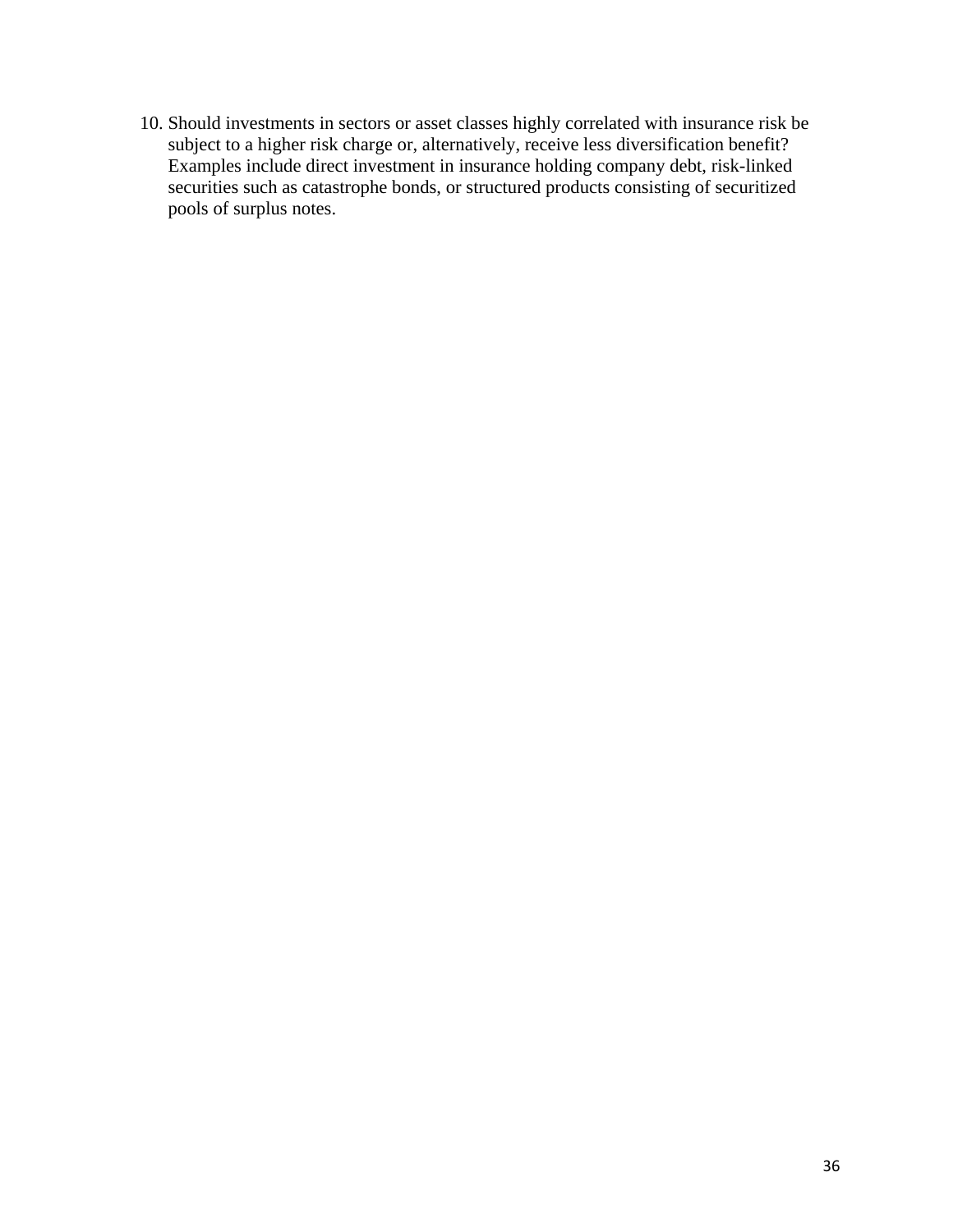10. Should investments in sectors or asset classes highly correlated with insurance risk be subject to a higher risk charge or, alternatively, receive less diversification benefit? Examples include direct investment in insurance holding company debt, risk-linked securities such as catastrophe bonds, or structured products consisting of securitized pools of surplus notes.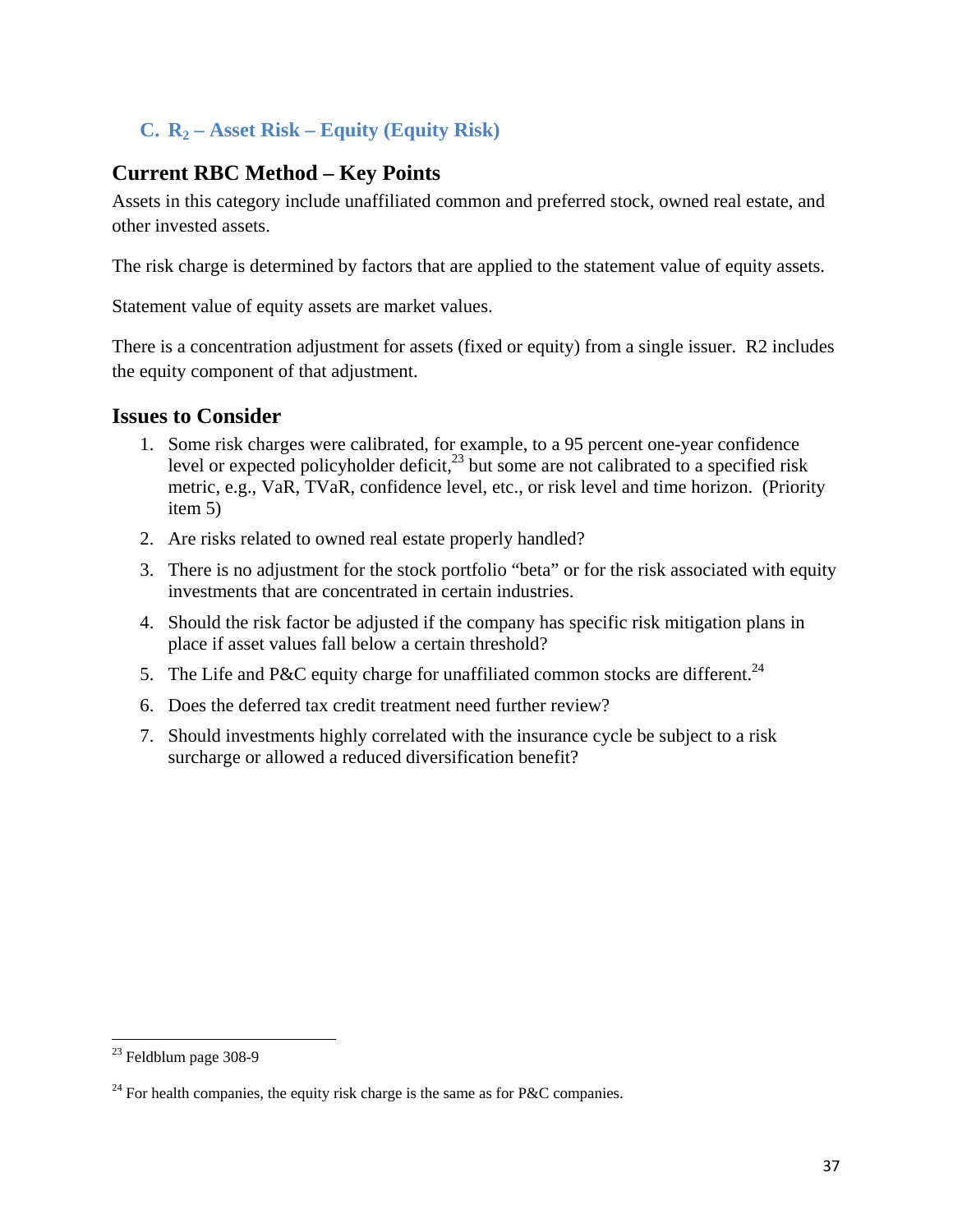### C. $R_2$ – Asset Risk – Equity (Equity Risk)

## Current RBC Method – Key Points

Assets in this category include unaffiliated common and preferred stock, owned real estate, and other invested assets.

The risk charge is determined by factors that are applied to the statement value of equity assets.

Statement value of equity assets are market values.

There is a concentration adjustment for assets (fixed or equity) from a single issuer. R2 includes the equity component of that adjustment.

## Issues to Consider

1. Some risk charges were calibrated, for example, to a 95 percent one-year confidence level or expected policyholder deficit,[23] but some are not calibrated to a specified risk metric, e.g., VaR, TVaR, confidence level, etc., or risk level and time horizon. (Priority item 5)
2. Are risks related to owned real estate properly handled?
3. There is no adjustment for the stock portfolio "beta" or for the risk associated with equity investments that are concentrated in certain industries.
4. Should the risk factor be adjusted if the company has specific risk mitigation plans in place if asset values fall below a certain threshold?
5. The Life and P&C equity charge for unaffiliated common stocks are different.[24]
6. Does the deferred tax credit treatment need further review?
7. Should investments highly correlated with the insurance cycle be subject to a risk surcharge or allowed a reduced diversification benefit?

---

[23] Feldblum page 308-9

[24] For health companies, the equity risk charge is the same as for P&C companies.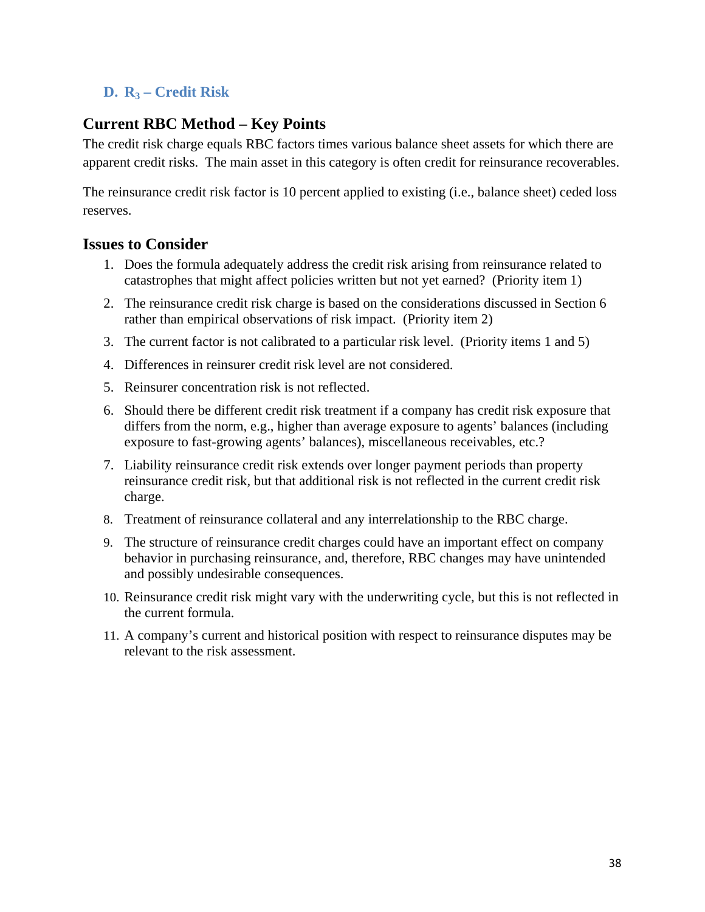### D. $R_3$ – Credit Risk

## Current RBC Method – Key Points

The credit risk charge equals RBC factors times various balance sheet assets for which there are apparent credit risks. The main asset in this category is often credit for reinsurance recoverables.

The reinsurance credit risk factor is 10 percent applied to existing (i.e., balance sheet) ceded loss reserves.

## Issues to Consider

1. Does the formula adequately address the credit risk arising from reinsurance related to catastrophes that might affect policies written but not yet earned? (Priority item 1)
2. The reinsurance credit risk charge is based on the considerations discussed in Section 6 rather than empirical observations of risk impact. (Priority item 2)
3. The current factor is not calibrated to a particular risk level. (Priority items 1 and 5)
4. Differences in reinsurer credit risk level are not considered.
5. Reinsurer concentration risk is not reflected.
6. Should there be different credit risk treatment if a company has credit risk exposure that differs from the norm, e.g., higher than average exposure to agents' balances (including exposure to fast-growing agents' balances), miscellaneous receivables, etc.?
7. Liability reinsurance credit risk extends over longer payment periods than property reinsurance credit risk, but that additional risk is not reflected in the current credit risk charge.
8. Treatment of reinsurance collateral and any interrelationship to the RBC charge.
9. The structure of reinsurance credit charges could have an important effect on company behavior in purchasing reinsurance, and, therefore, RBC changes may have unintended and possibly undesirable consequences.
10. Reinsurance credit risk might vary with the underwriting cycle, but this is not reflected in the current formula.
11. A company's current and historical position with respect to reinsurance disputes may be relevant to the risk assessment.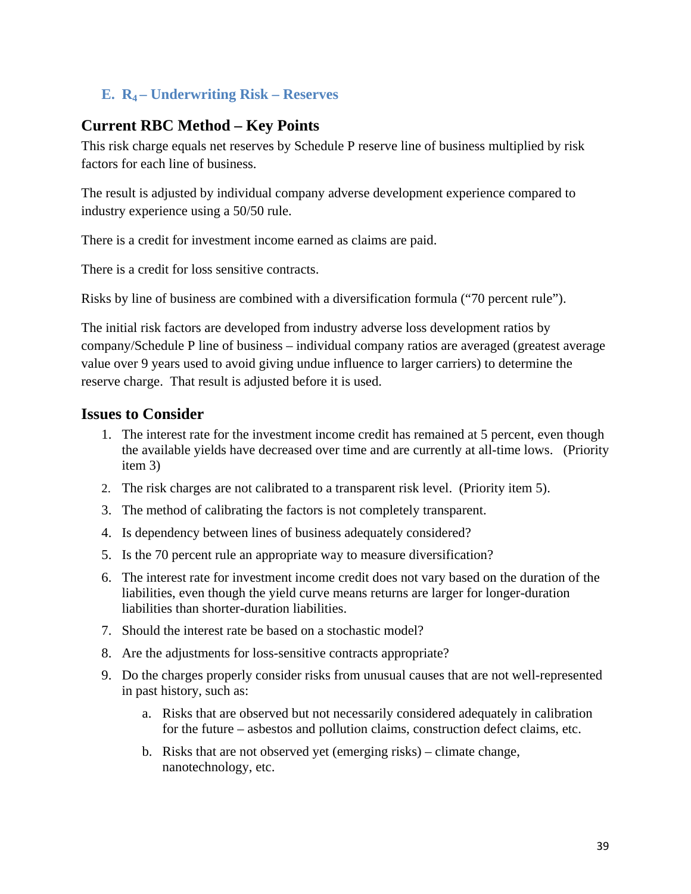### E. $R_4$ – Underwriting Risk – Reserves

## Current RBC Method – Key Points

This risk charge equals net reserves by Schedule P reserve line of business multiplied by risk factors for each line of business.

The result is adjusted by individual company adverse development experience compared to industry experience using a 50/50 rule.

There is a credit for investment income earned as claims are paid.

There is a credit for loss sensitive contracts.

Risks by line of business are combined with a diversification formula ("70 percent rule").

The initial risk factors are developed from industry adverse loss development ratios by company/Schedule P line of business – individual company ratios are averaged (greatest average value over 9 years used to avoid giving undue influence to larger carriers) to determine the reserve charge. That result is adjusted before it is used.

## Issues to Consider

1. The interest rate for the investment income credit has remained at 5 percent, even though the available yields have decreased over time and are currently at all-time lows. (Priority item 3)
2. The risk charges are not calibrated to a transparent risk level. (Priority item 5).
3. The method of calibrating the factors is not completely transparent.
4. Is dependency between lines of business adequately considered?
5. Is the 70 percent rule an appropriate way to measure diversification?
6. The interest rate for investment income credit does not vary based on the duration of the liabilities, even though the yield curve means returns are larger for longer-duration liabilities than shorter-duration liabilities.
7. Should the interest rate be based on a stochastic model?
8. Are the adjustments for loss-sensitive contracts appropriate?
9. Do the charges properly consider risks from unusual causes that are not well-represented in past history, such as:
    a. Risks that are observed but not necessarily considered adequately in calibration for the future – asbestos and pollution claims, construction defect claims, etc.
    b. Risks that are not observed yet (emerging risks) – climate change, nanotechnology, etc.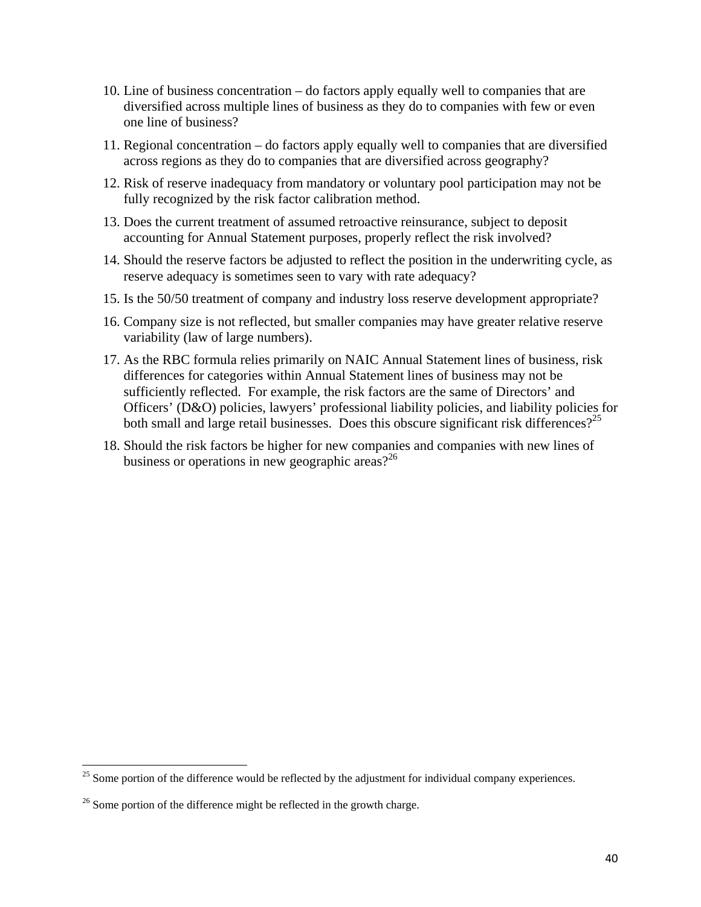10. Line of business concentration – do factors apply equally well to companies that are diversified across multiple lines of business as they do to companies with few or even one line of business?
11. Regional concentration – do factors apply equally well to companies that are diversified across regions as they do to companies that are diversified across geography?
12. Risk of reserve inadequacy from mandatory or voluntary pool participation may not be fully recognized by the risk factor calibration method.
13. Does the current treatment of assumed retroactive reinsurance, subject to deposit accounting for Annual Statement purposes, properly reflect the risk involved?
14. Should the reserve factors be adjusted to reflect the position in the underwriting cycle, as reserve adequacy is sometimes seen to vary with rate adequacy?
15. Is the 50/50 treatment of company and industry loss reserve development appropriate?
16. Company size is not reflected, but smaller companies may have greater relative reserve variability (law of large numbers).
17. As the RBC formula relies primarily on NAIC Annual Statement lines of business, risk differences for categories within Annual Statement lines of business may not be sufficiently reflected. For example, the risk factors are the same of Directors' and Officers' (D&O) policies, lawyers' professional liability policies, and liability policies for both small and large retail businesses. Does this obscure significant risk differences?[25]
18. Should the risk factors be higher for new companies and companies with new lines of business or operations in new geographic areas?[26]

[25] Some portion of the difference would be reflected by the adjustment for individual company experiences.

[26] Some portion of the difference might be reflected in the growth charge.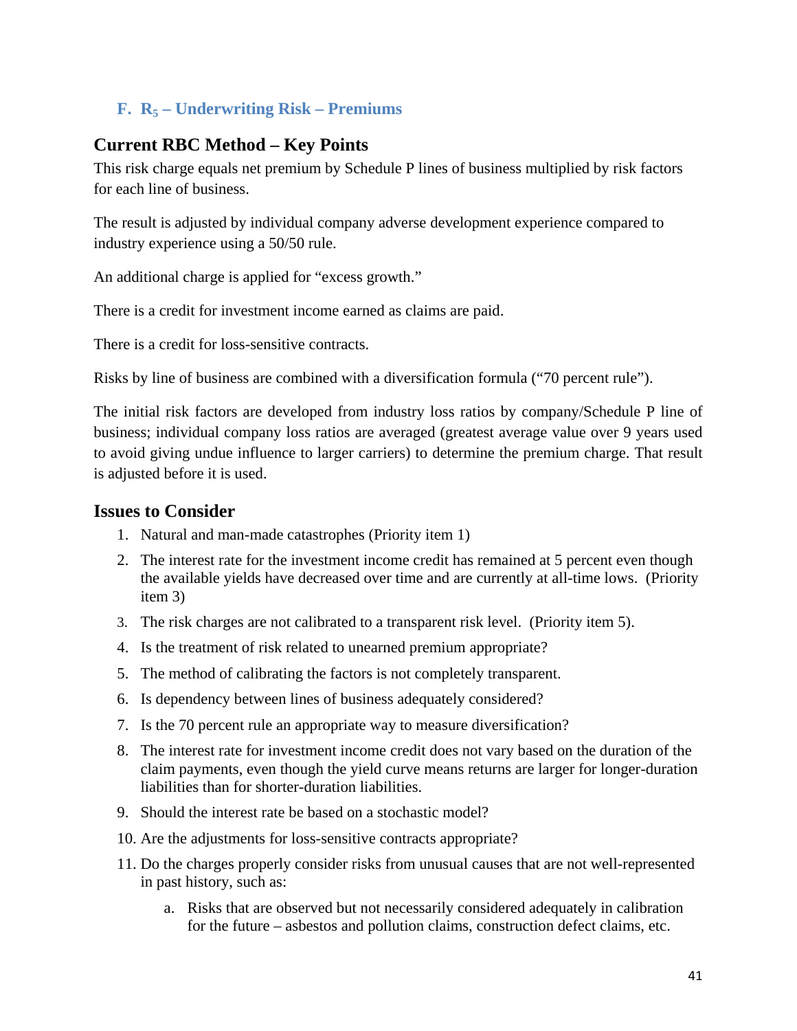### F. $R_5$ – Underwriting Risk – Premiums

## Current RBC Method – Key Points

This risk charge equals net premium by Schedule P lines of business multiplied by risk factors for each line of business.

The result is adjusted by individual company adverse development experience compared to industry experience using a 50/50 rule.

An additional charge is applied for "excess growth."

There is a credit for investment income earned as claims are paid.

There is a credit for loss-sensitive contracts.

Risks by line of business are combined with a diversification formula ("70 percent rule").

The initial risk factors are developed from industry loss ratios by company/Schedule P line of business; individual company loss ratios are averaged (greatest average value over 9 years used to avoid giving undue influence to larger carriers) to determine the premium charge. That result is adjusted before it is used.

## Issues to Consider

1. Natural and man-made catastrophes (Priority item 1)
2. The interest rate for the investment income credit has remained at 5 percent even though the available yields have decreased over time and are currently at all-time lows. (Priority item 3)
3. The risk charges are not calibrated to a transparent risk level. (Priority item 5).
4. Is the treatment of risk related to unearned premium appropriate?
5. The method of calibrating the factors is not completely transparent.
6. Is dependency between lines of business adequately considered?
7. Is the 70 percent rule an appropriate way to measure diversification?
8. The interest rate for investment income credit does not vary based on the duration of the claim payments, even though the yield curve means returns are larger for longer-duration liabilities than for shorter-duration liabilities.
9. Should the interest rate be based on a stochastic model?
10. Are the adjustments for loss-sensitive contracts appropriate?
11. Do the charges properly consider risks from unusual causes that are not well-represented in past history, such as:
    a. Risks that are observed but not necessarily considered adequately in calibration for the future – asbestos and pollution claims, construction defect claims, etc.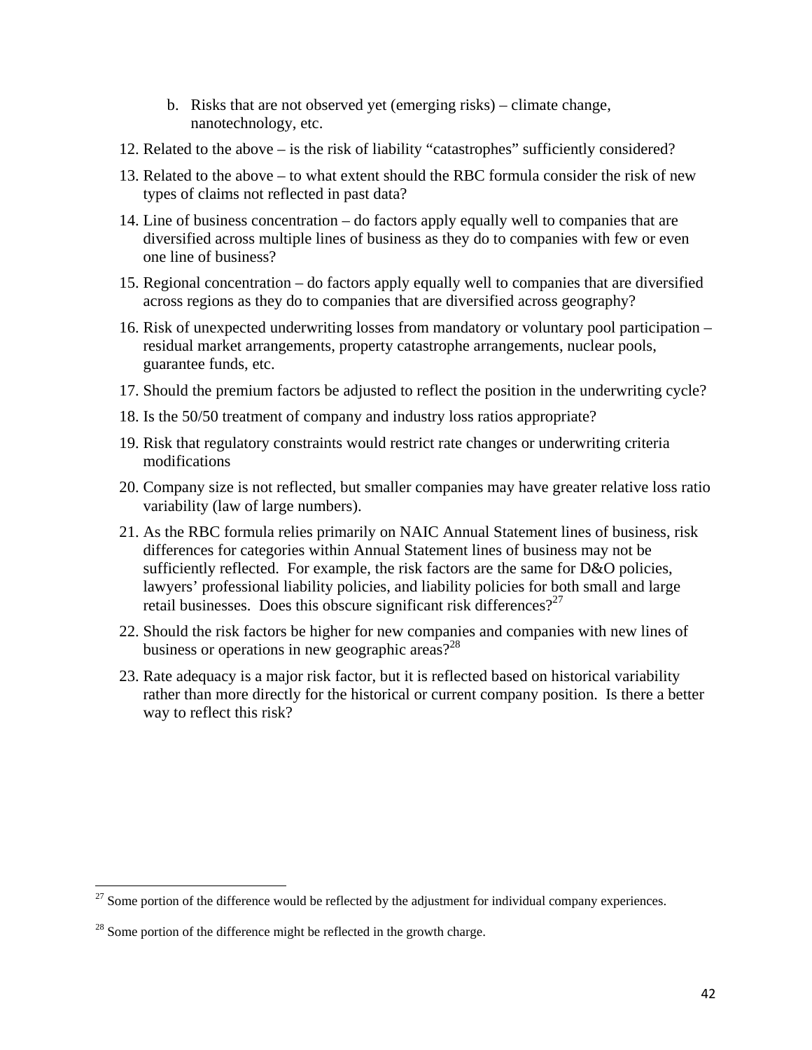b. Risks that are not observed yet (emerging risks) – climate change, nanotechnology, etc.

12. Related to the above – is the risk of liability "catastrophes" sufficiently considered?

13. Related to the above – to what extent should the RBC formula consider the risk of new types of claims not reflected in past data?

14. Line of business concentration – do factors apply equally well to companies that are diversified across multiple lines of business as they do to companies with few or even one line of business?

15. Regional concentration – do factors apply equally well to companies that are diversified across regions as they do to companies that are diversified across geography?

16. Risk of unexpected underwriting losses from mandatory or voluntary pool participation – residual market arrangements, property catastrophe arrangements, nuclear pools, guarantee funds, etc.

17. Should the premium factors be adjusted to reflect the position in the underwriting cycle?

18. Is the 50/50 treatment of company and industry loss ratios appropriate?

19. Risk that regulatory constraints would restrict rate changes or underwriting criteria modifications

20. Company size is not reflected, but smaller companies may have greater relative loss ratio variability (law of large numbers).

21. As the RBC formula relies primarily on NAIC Annual Statement lines of business, risk differences for categories within Annual Statement lines of business may not be sufficiently reflected. For example, the risk factors are the same for D&O policies, lawyers' professional liability policies, and liability policies for both small and large retail businesses. Does this obscure significant risk differences?[27]

22. Should the risk factors be higher for new companies and companies with new lines of business or operations in new geographic areas?[28]

23. Rate adequacy is a major risk factor, but it is reflected based on historical variability rather than more directly for the historical or current company position. Is there a better way to reflect this risk?

---

[27] Some portion of the difference would be reflected by the adjustment for individual company experiences.

[28] Some portion of the difference might be reflected in the growth charge.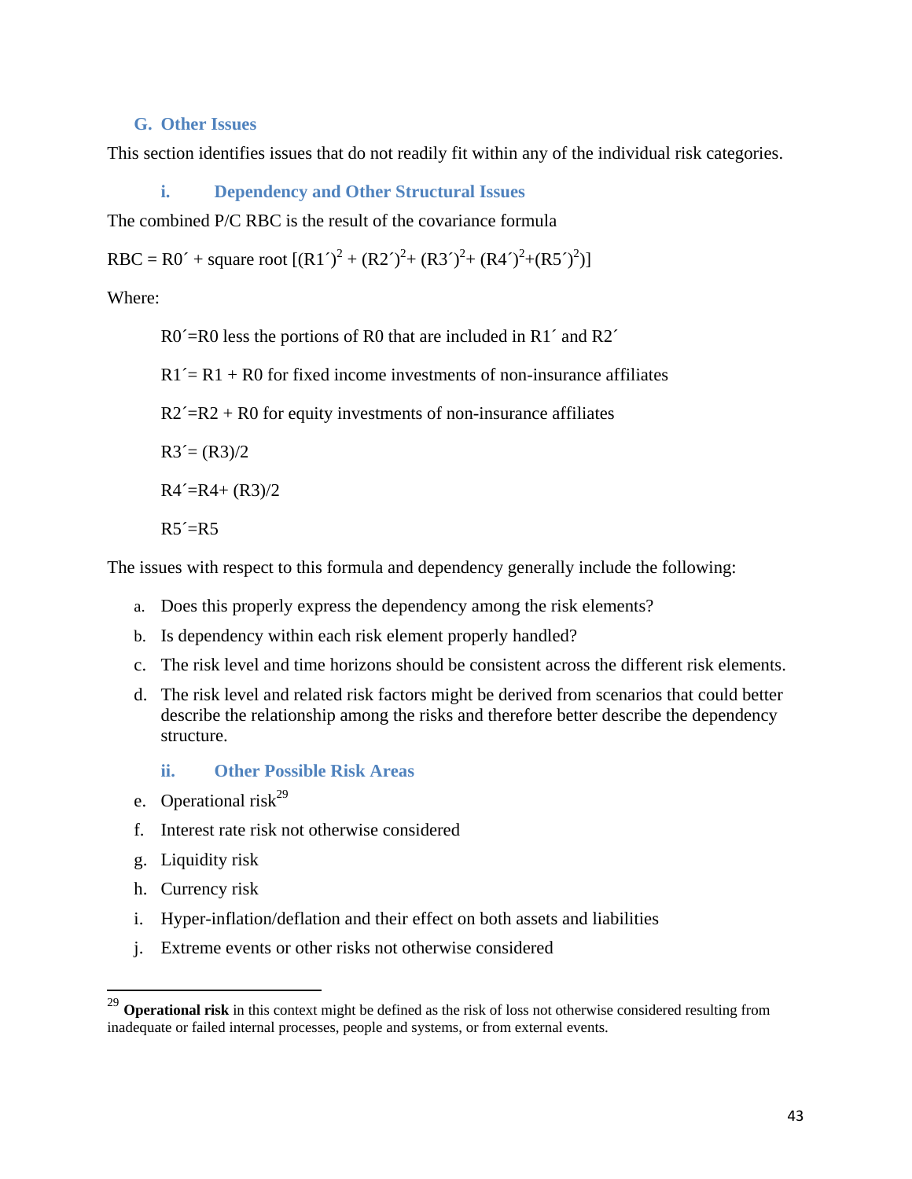### G. Other Issues

This section identifies issues that do not readily fit within any of the individual risk categories.

#### i. Dependency and Other Structural Issues

The combined P/C RBC is the result of the covariance formula

$$RBC = R0' + \text{square root } [(R1')^2 + (R2')^2 + (R3')^2 + (R4')^2 + (R5')^2)]$$

Where:

$R0'$=R0 less the portions of R0 that are included in $R1'$ and $R2'$

$R1'$= R1 + R0 for fixed income investments of non-insurance affiliates

$R2'$=R2 + R0 for equity investments of non-insurance affiliates

$R3'$= (R3)/2

$R4'$=R4+ (R3)/2

$R5'$=R5

The issues with respect to this formula and dependency generally include the following:

a. Does this properly express the dependency among the risk elements?

b. Is dependency within each risk element properly handled?

c. The risk level and time horizons should be consistent across the different risk elements.

d. The risk level and related risk factors might be derived from scenarios that could better describe the relationship among the risks and therefore better describe the dependency structure.

#### ii. Other Possible Risk Areas

e. Operational risk[29]

f. Interest rate risk not otherwise considered

g. Liquidity risk

h. Currency risk

i. Hyper-inflation/deflation and their effect on both assets and liabilities

j. Extreme events or other risks not otherwise considered

---

[29] **Operational risk** in this context might be defined as the risk of loss not otherwise considered resulting from inadequate or failed internal processes, people and systems, or from external events.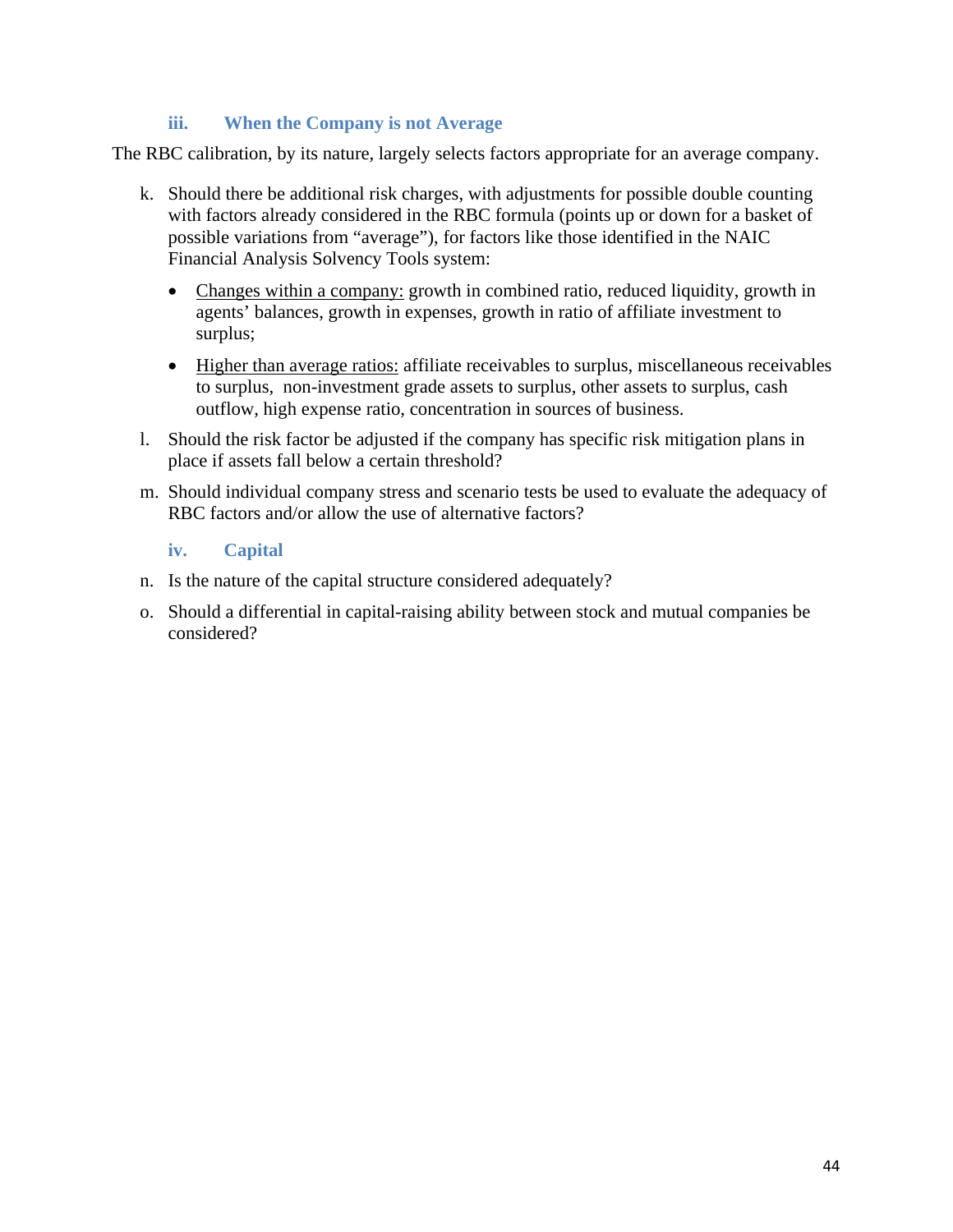### iii. When the Company is not Average

The RBC calibration, by its nature, largely selects factors appropriate for an average company.

k. Should there be additional risk charges, with adjustments for possible double counting with factors already considered in the RBC formula (points up or down for a basket of possible variations from "average"), for factors like those identified in the NAIC Financial Analysis Solvency Tools system:

   - <u>Changes within a company:</u> growth in combined ratio, reduced liquidity, growth in agents' balances, growth in expenses, growth in ratio of affiliate investment to surplus;

   - <u>Higher than average ratios:</u> affiliate receivables to surplus, miscellaneous receivables to surplus, non-investment grade assets to surplus, other assets to surplus, cash outflow, high expense ratio, concentration in sources of business.

l. Should the risk factor be adjusted if the company has specific risk mitigation plans in place if assets fall below a certain threshold?

m. Should individual company stress and scenario tests be used to evaluate the adequacy of RBC factors and/or allow the use of alternative factors?

### iv. Capital

n. Is the nature of the capital structure considered adequately?

o. Should a differential in capital-raising ability between stock and mutual companies be considered?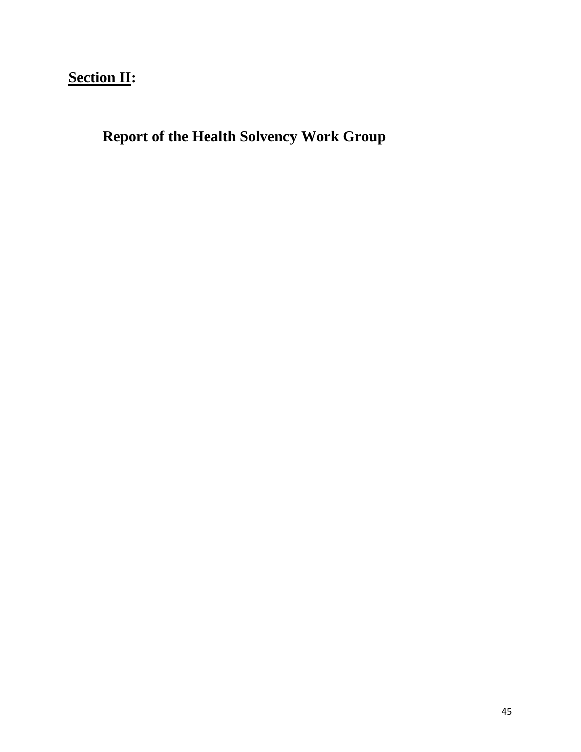## **<u>Section II</u>:**

# Report of the Health Solvency Work Group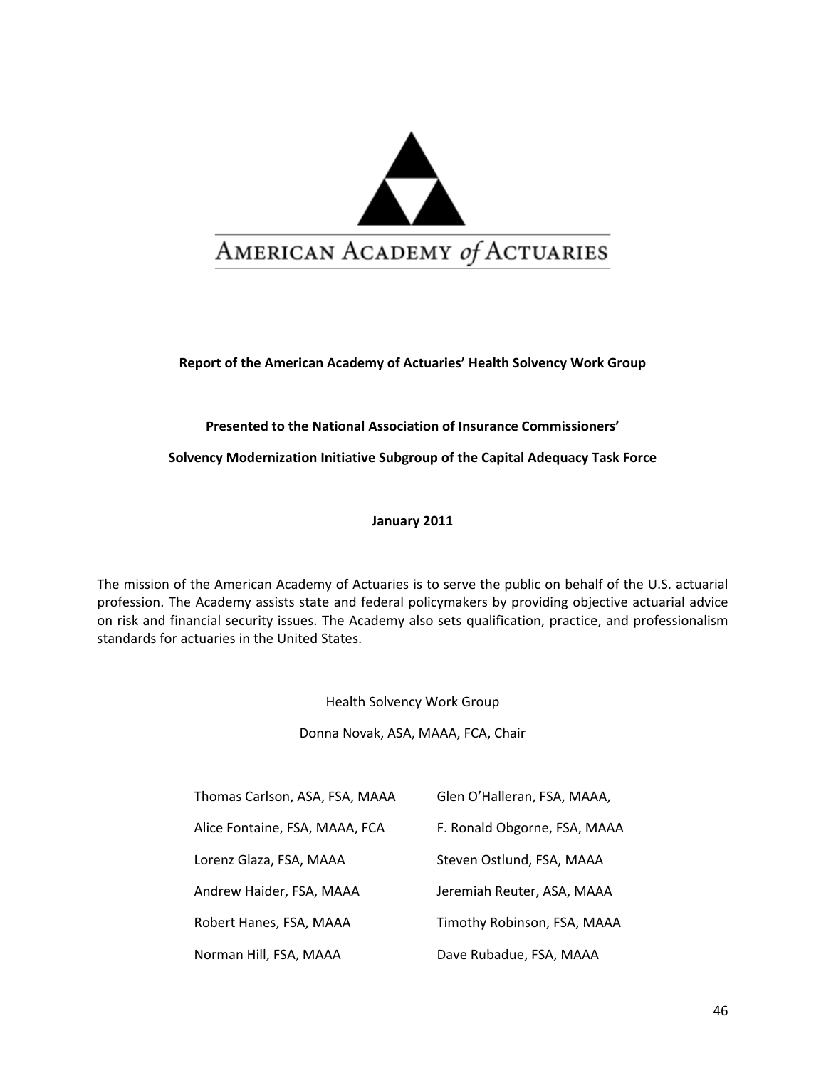AMERICAN ACADEMY *of* ACTUARIES

**Report of the American Academy of Actuaries' Health Solvency Work Group**

**Presented to the National Association of Insurance Commissioners'**

**Solvency Modernization Initiative Subgroup of the Capital Adequacy Task Force**

**January 2011**

The mission of the American Academy of Actuaries is to serve the public on behalf of the U.S. actuarial profession. The Academy assists state and federal policymakers by providing objective actuarial advice on risk and financial security issues. The Academy also sets qualification, practice, and professionalism standards for actuaries in the United States.

Health Solvency Work Group

Donna Novak, ASA, MAAA, FCA, Chair

| | |
|---|---|
| Thomas Carlson, ASA, FSA, MAAA | Glen O'Halleran, FSA, MAAA, |
| Alice Fontaine, FSA, MAAA, FCA | F. Ronald Obgorne, FSA, MAAA |
| Lorenz Glaza, FSA, MAAA | Steven Ostlund, FSA, MAAA |
| Andrew Haider, FSA, MAAA | Jeremiah Reuter, ASA, MAAA |
| Robert Hanes, FSA, MAAA | Timothy Robinson, FSA, MAAA |
| Norman Hill, FSA, MAAA | Dave Rubadue, FSA, MAAA |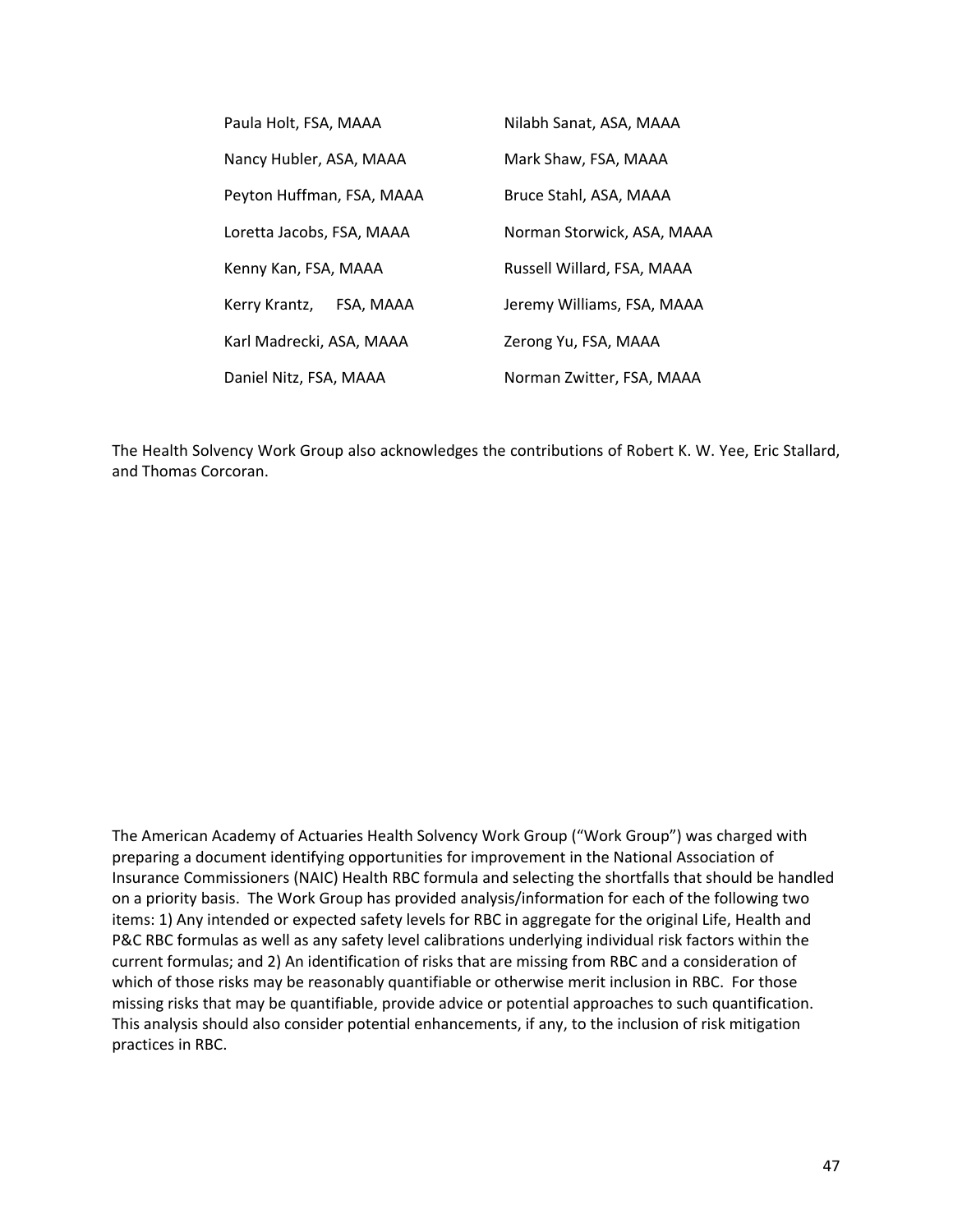| | |
|---|---|
| Paula Holt, FSA, MAAA | Nilabh Sanat, ASA, MAAA |
| Nancy Hubler, ASA, MAAA | Mark Shaw, FSA, MAAA |
| Peyton Huffman, FSA, MAAA | Bruce Stahl, ASA, MAAA |
| Loretta Jacobs, FSA, MAAA | Norman Storwick, ASA, MAAA |
| Kenny Kan, FSA, MAAA | Russell Willard, FSA, MAAA |
| Kerry Krantz, FSA, MAAA | Jeremy Williams, FSA, MAAA |
| Karl Madrecki, ASA, MAAA | Zerong Yu, FSA, MAAA |
| Daniel Nitz, FSA, MAAA | Norman Zwitter, FSA, MAAA |

The Health Solvency Work Group also acknowledges the contributions of Robert K. W. Yee, Eric Stallard, and Thomas Corcoran.

The American Academy of Actuaries Health Solvency Work Group ("Work Group") was charged with preparing a document identifying opportunities for improvement in the National Association of Insurance Commissioners (NAIC) Health RBC formula and selecting the shortfalls that should be handled on a priority basis. The Work Group has provided analysis/information for each of the following two items: 1) Any intended or expected safety levels for RBC in aggregate for the original Life, Health and P&C RBC formulas as well as any safety level calibrations underlying individual risk factors within the current formulas; and 2) An identification of risks that are missing from RBC and a consideration of which of those risks may be reasonably quantifiable or otherwise merit inclusion in RBC. For those missing risks that may be quantifiable, provide advice or potential approaches to such quantification. This analysis should also consider potential enhancements, if any, to the inclusion of risk mitigation practices in RBC.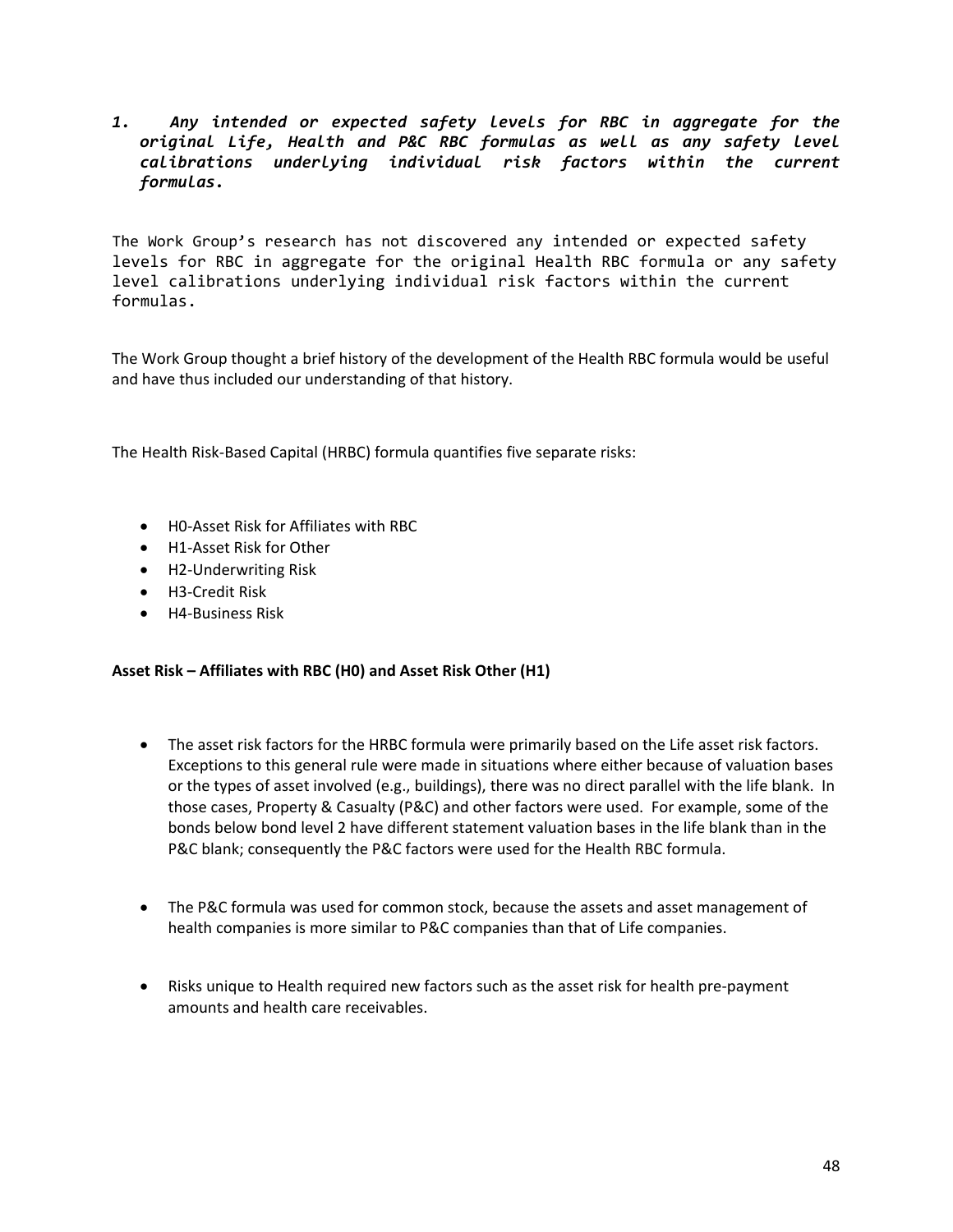***1. Any intended or expected safety levels for RBC in aggregate for the original Life, Health and P&C RBC formulas as well as any safety level calibrations underlying individual risk factors within the current formulas.***

The Work Group's research has not discovered any intended or expected safety levels for RBC in aggregate for the original Health RBC formula or any safety level calibrations underlying individual risk factors within the current formulas.

The Work Group thought a brief history of the development of the Health RBC formula would be useful and have thus included our understanding of that history.

The Health Risk-Based Capital (HRBC) formula quantifies five separate risks:

- H0-Asset Risk for Affiliates with RBC
- H1-Asset Risk for Other
- H2-Underwriting Risk
- H3-Credit Risk
- H4-Business Risk

**Asset Risk – Affiliates with RBC (H0) and Asset Risk Other (H1)**

- The asset risk factors for the HRBC formula were primarily based on the Life asset risk factors. Exceptions to this general rule were made in situations where either because of valuation bases or the types of asset involved (e.g., buildings), there was no direct parallel with the life blank. In those cases, Property & Casualty (P&C) and other factors were used. For example, some of the bonds below bond level 2 have different statement valuation bases in the life blank than in the P&C blank; consequently the P&C factors were used for the Health RBC formula.

- The P&C formula was used for common stock, because the assets and asset management of health companies is more similar to P&C companies than that of Life companies.

- Risks unique to Health required new factors such as the asset risk for health pre-payment amounts and health care receivables.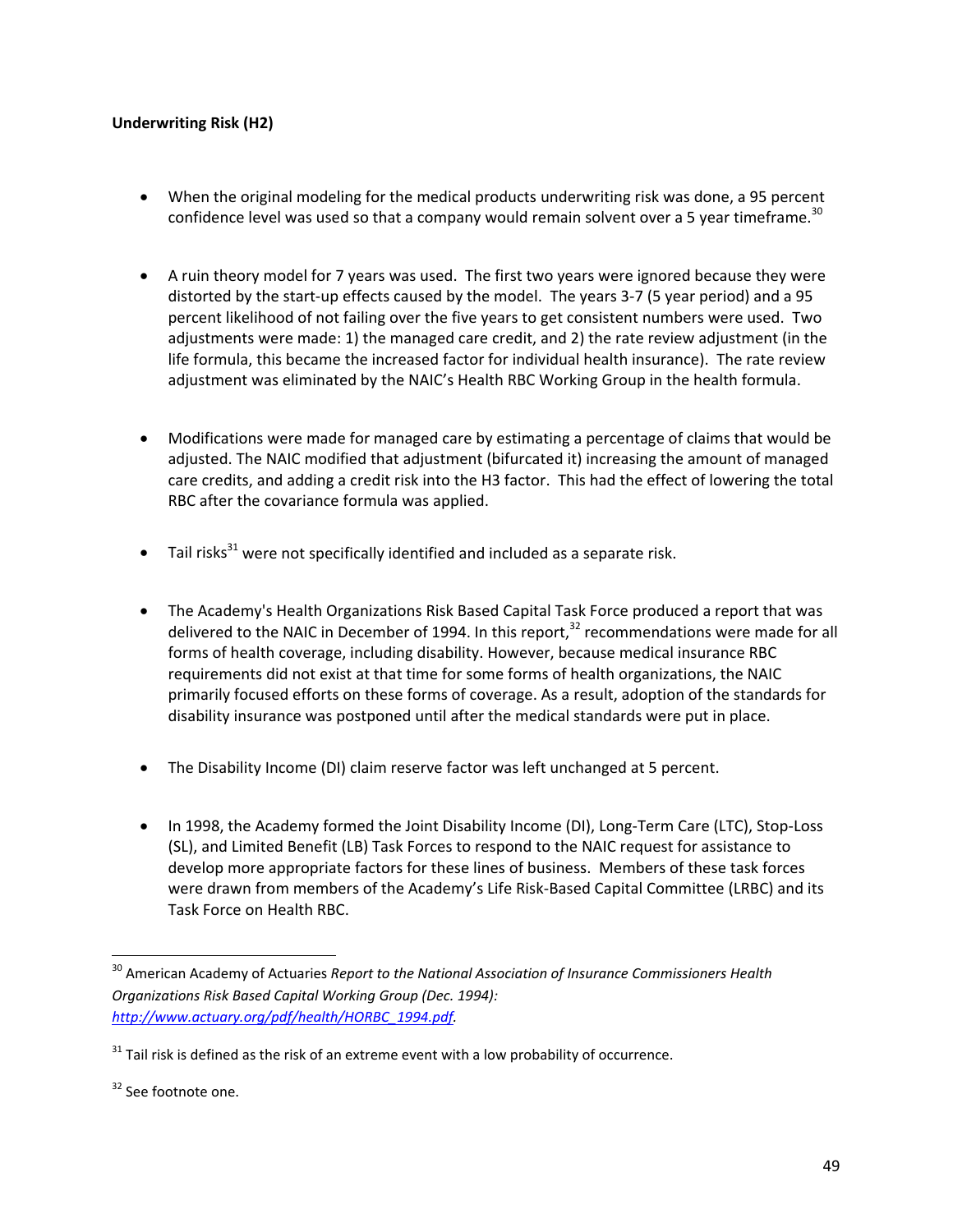**Underwriting Risk (H2)**

- When the original modeling for the medical products underwriting risk was done, a 95 percent confidence level was used so that a company would remain solvent over a 5 year timeframe.[30]

- A ruin theory model for 7 years was used. The first two years were ignored because they were distorted by the start-up effects caused by the model. The years 3-7 (5 year period) and a 95 percent likelihood of not failing over the five years to get consistent numbers were used. Two adjustments were made: 1) the managed care credit, and 2) the rate review adjustment (in the life formula, this became the increased factor for individual health insurance). The rate review adjustment was eliminated by the NAIC's Health RBC Working Group in the health formula.

- Modifications were made for managed care by estimating a percentage of claims that would be adjusted. The NAIC modified that adjustment (bifurcated it) increasing the amount of managed care credits, and adding a credit risk into the H3 factor. This had the effect of lowering the total RBC after the covariance formula was applied.

- Tail risks[31] were not specifically identified and included as a separate risk.

- The Academy's Health Organizations Risk Based Capital Task Force produced a report that was delivered to the NAIC in December of 1994. In this report,[32] recommendations were made for all forms of health coverage, including disability. However, because medical insurance RBC requirements did not exist at that time for some forms of health organizations, the NAIC primarily focused efforts on these forms of coverage. As a result, adoption of the standards for disability insurance was postponed until after the medical standards were put in place.

- The Disability Income (DI) claim reserve factor was left unchanged at 5 percent.

- In 1998, the Academy formed the Joint Disability Income (DI), Long-Term Care (LTC), Stop-Loss (SL), and Limited Benefit (LB) Task Forces to respond to the NAIC request for assistance to develop more appropriate factors for these lines of business. Members of these task forces were drawn from members of the Academy's Life Risk-Based Capital Committee (LRBC) and its Task Force on Health RBC.

---

[30] American Academy of Actuaries *Report to the National Association of Insurance Commissioners Health Organizations Risk Based Capital Working Group (Dec. 1994):* *http://www.actuary.org/pdf/health/HORBC_1994.pdf*.

[31] Tail risk is defined as the risk of an extreme event with a low probability of occurrence.

[32] See footnote one.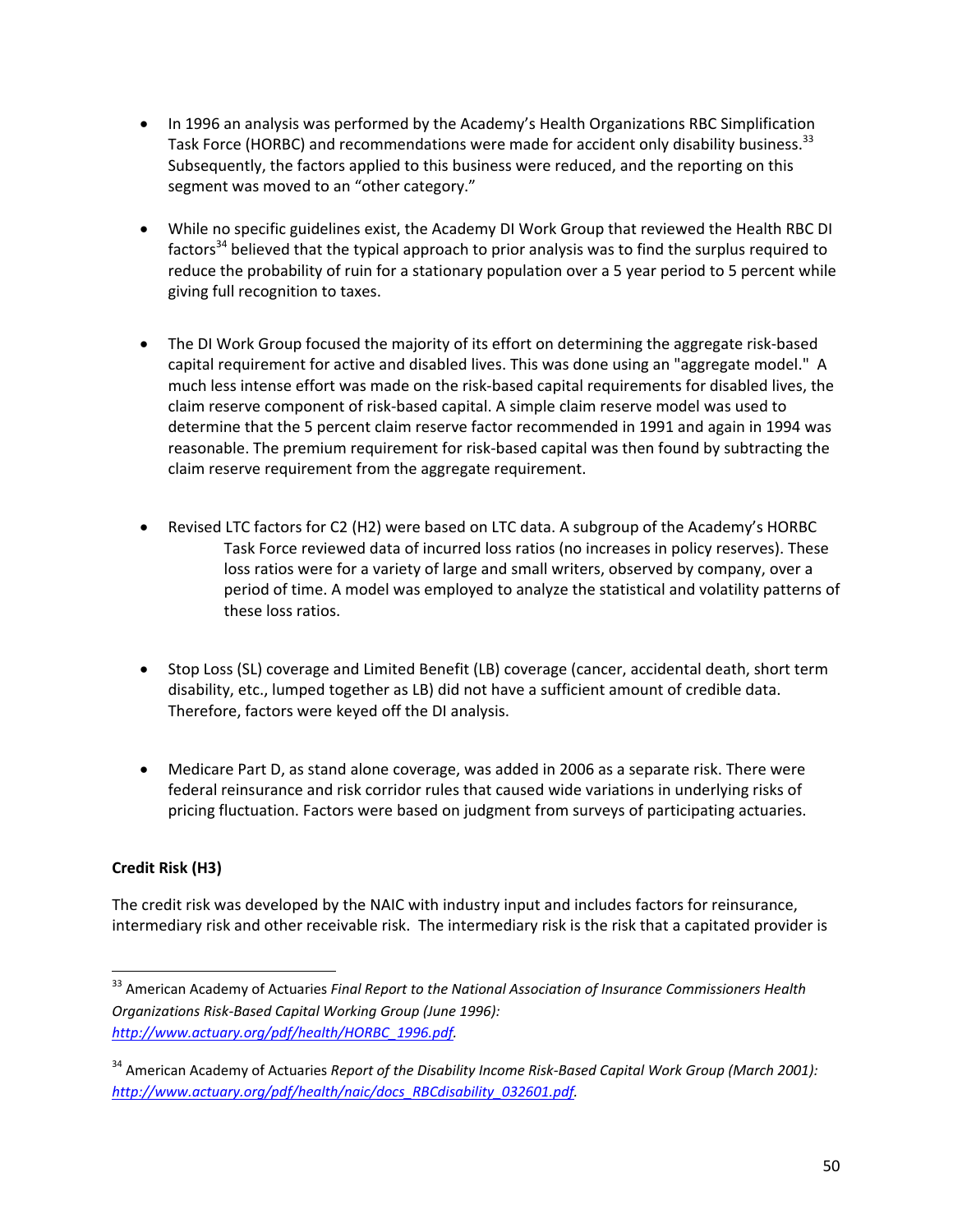- In 1996 an analysis was performed by the Academy's Health Organizations RBC Simplification Task Force (HORBC) and recommendations were made for accident only disability business.[33] Subsequently, the factors applied to this business were reduced, and the reporting on this segment was moved to an "other category."

- While no specific guidelines exist, the Academy DI Work Group that reviewed the Health RBC DI factors[34] believed that the typical approach to prior analysis was to find the surplus required to reduce the probability of ruin for a stationary population over a 5 year period to 5 percent while giving full recognition to taxes.

- The DI Work Group focused the majority of its effort on determining the aggregate risk-based capital requirement for active and disabled lives. This was done using an "aggregate model." A much less intense effort was made on the risk-based capital requirements for disabled lives, the claim reserve component of risk-based capital. A simple claim reserve model was used to determine that the 5 percent claim reserve factor recommended in 1991 and again in 1994 was reasonable. The premium requirement for risk-based capital was then found by subtracting the claim reserve requirement from the aggregate requirement.

- Revised LTC factors for C2 (H2) were based on LTC data. A subgroup of the Academy's HORBC Task Force reviewed data of incurred loss ratios (no increases in policy reserves). These loss ratios were for a variety of large and small writers, observed by company, over a period of time. A model was employed to analyze the statistical and volatility patterns of these loss ratios.

- Stop Loss (SL) coverage and Limited Benefit (LB) coverage (cancer, accidental death, short term disability, etc., lumped together as LB) did not have a sufficient amount of credible data. Therefore, factors were keyed off the DI analysis.

- Medicare Part D, as stand alone coverage, was added in 2006 as a separate risk. There were federal reinsurance and risk corridor rules that caused wide variations in underlying risks of pricing fluctuation. Factors were based on judgment from surveys of participating actuaries.

**Credit Risk (H3)**

The credit risk was developed by the NAIC with industry input and includes factors for reinsurance, intermediary risk and other receivable risk. The intermediary risk is the risk that a capitated provider is

---

[33] American Academy of Actuaries *Final Report to the National Association of Insurance Commissioners Health Organizations Risk-Based Capital Working Group (June 1996):* *http://www.actuary.org/pdf/health/HORBC_1996.pdf.*

[34] American Academy of Actuaries *Report of the Disability Income Risk-Based Capital Work Group (March 2001):* *http://www.actuary.org/pdf/health/naic/docs_RBCdisability_032601.pdf.*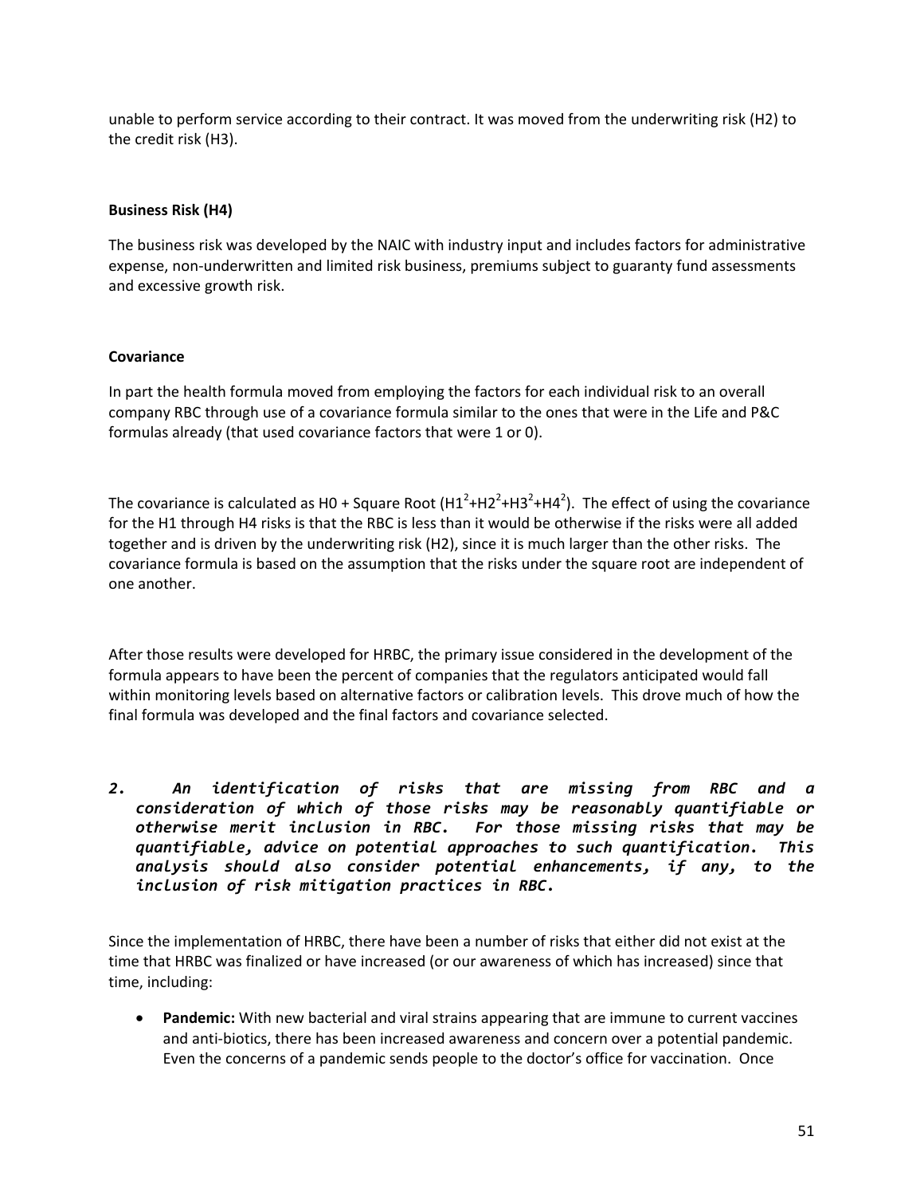unable to perform service according to their contract. It was moved from the underwriting risk (H2) to the credit risk (H3).

**Business Risk (H4)**

The business risk was developed by the NAIC with industry input and includes factors for administrative expense, non-underwritten and limited risk business, premiums subject to guaranty fund assessments and excessive growth risk.

**Covariance**

In part the health formula moved from employing the factors for each individual risk to an overall company RBC through use of a covariance formula similar to the ones that were in the Life and P&C formulas already (that used covariance factors that were 1 or 0).

The covariance is calculated as H0 + Square Root ($H1^2$+$H2^2$+$H3^2$+$H4^2$). The effect of using the covariance for the H1 through H4 risks is that the RBC is less than it would be otherwise if the risks were all added together and is driven by the underwriting risk (H2), since it is much larger than the other risks. The covariance formula is based on the assumption that the risks under the square root are independent of one another.

After those results were developed for HRBC, the primary issue considered in the development of the formula appears to have been the percent of companies that the regulators anticipated would fall within monitoring levels based on alternative factors or calibration levels. This drove much of how the final formula was developed and the final factors and covariance selected.

***2. An identification of risks that are missing from RBC and a consideration of which of those risks may be reasonably quantifiable or otherwise merit inclusion in RBC. For those missing risks that may be quantifiable, advice on potential approaches to such quantification. This analysis should also consider potential enhancements, if any, to the inclusion of risk mitigation practices in RBC.***

Since the implementation of HRBC, there have been a number of risks that either did not exist at the time that HRBC was finalized or have increased (or our awareness of which has increased) since that time, including:

- **Pandemic:** With new bacterial and viral strains appearing that are immune to current vaccines and anti-biotics, there has been increased awareness and concern over a potential pandemic. Even the concerns of a pandemic sends people to the doctor's office for vaccination. Once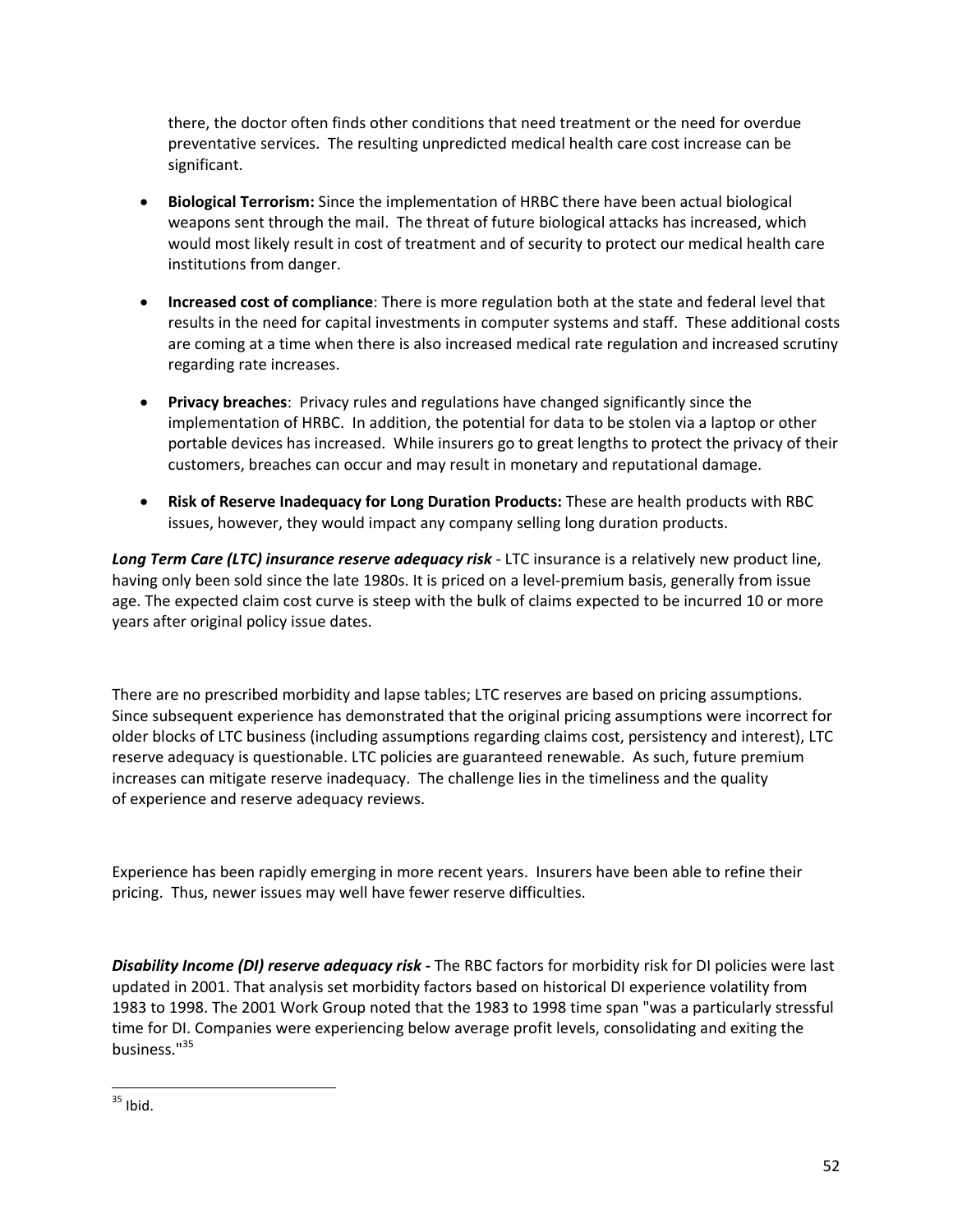there, the doctor often finds other conditions that need treatment or the need for overdue preventative services. The resulting unpredicted medical health care cost increase can be significant.

- **Biological Terrorism:** Since the implementation of HRBC there have been actual biological weapons sent through the mail. The threat of future biological attacks has increased, which would most likely result in cost of treatment and of security to protect our medical health care institutions from danger.

- **Increased cost of compliance**: There is more regulation both at the state and federal level that results in the need for capital investments in computer systems and staff. These additional costs are coming at a time when there is also increased medical rate regulation and increased scrutiny regarding rate increases.

- **Privacy breaches**: Privacy rules and regulations have changed significantly since the implementation of HRBC. In addition, the potential for data to be stolen via a laptop or other portable devices has increased. While insurers go to great lengths to protect the privacy of their customers, breaches can occur and may result in monetary and reputational damage.

- **Risk of Reserve Inadequacy for Long Duration Products:** These are health products with RBC issues, however, they would impact any company selling long duration products.

***Long Term Care (LTC) insurance reserve adequacy risk*** - LTC insurance is a relatively new product line, having only been sold since the late 1980s. It is priced on a level-premium basis, generally from issue age. The expected claim cost curve is steep with the bulk of claims expected to be incurred 10 or more years after original policy issue dates.

There are no prescribed morbidity and lapse tables; LTC reserves are based on pricing assumptions. Since subsequent experience has demonstrated that the original pricing assumptions were incorrect for older blocks of LTC business (including assumptions regarding claims cost, persistency and interest), LTC reserve adequacy is questionable. LTC policies are guaranteed renewable. As such, future premium increases can mitigate reserve inadequacy. The challenge lies in the timeliness and the quality of experience and reserve adequacy reviews.

Experience has been rapidly emerging in more recent years. Insurers have been able to refine their pricing. Thus, newer issues may well have fewer reserve difficulties.

***Disability Income (DI) reserve adequacy risk* -** The RBC factors for morbidity risk for DI policies were last updated in 2001. That analysis set morbidity factors based on historical DI experience volatility from 1983 to 1998. The 2001 Work Group noted that the 1983 to 1998 time span "was a particularly stressful time for DI. Companies were experiencing below average profit levels, consolidating and exiting the business."[35]

---

[35] Ibid.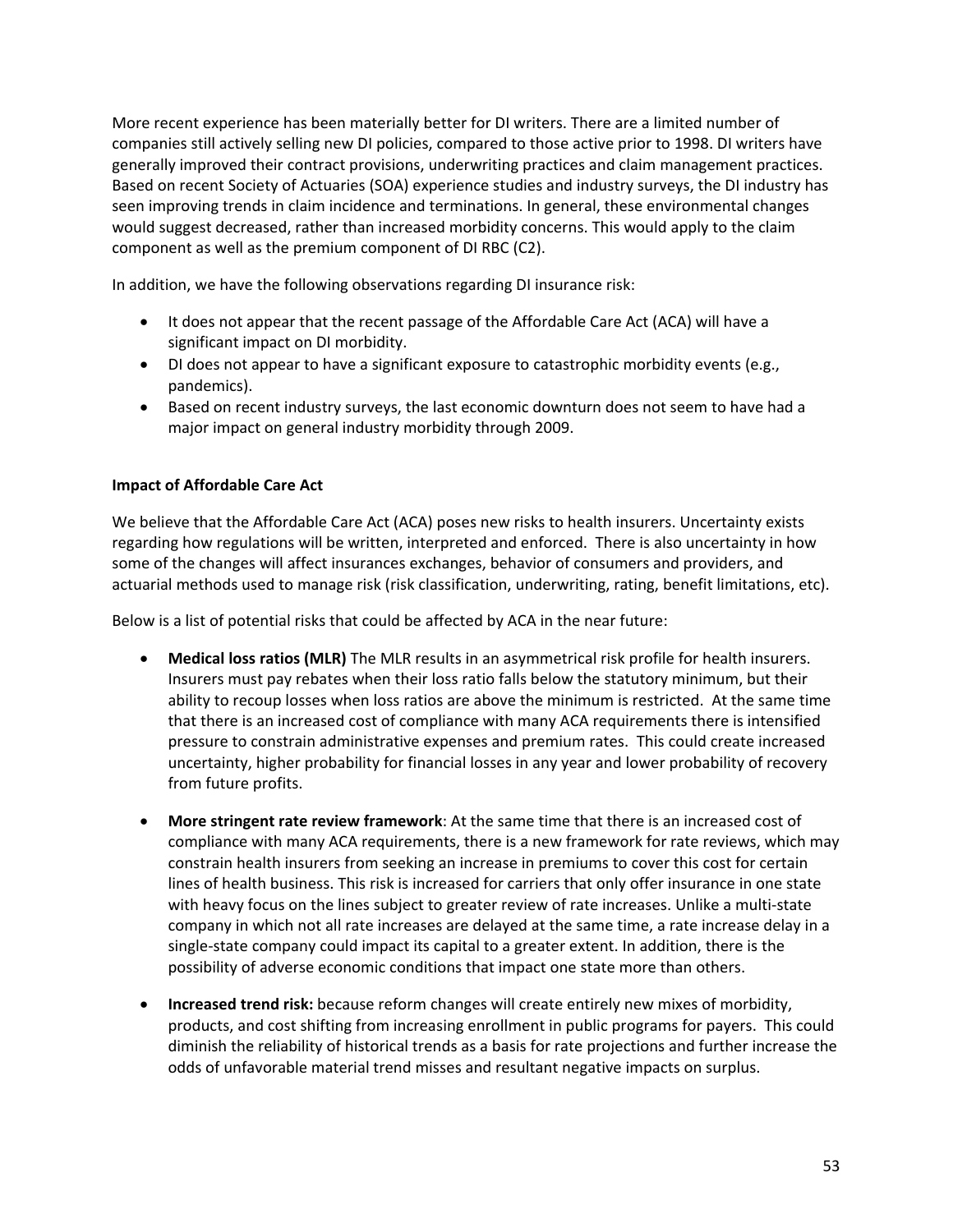More recent experience has been materially better for DI writers. There are a limited number of companies still actively selling new DI policies, compared to those active prior to 1998. DI writers have generally improved their contract provisions, underwriting practices and claim management practices. Based on recent Society of Actuaries (SOA) experience studies and industry surveys, the DI industry has seen improving trends in claim incidence and terminations. In general, these environmental changes would suggest decreased, rather than increased morbidity concerns. This would apply to the claim component as well as the premium component of DI RBC (C2).

In addition, we have the following observations regarding DI insurance risk:

- It does not appear that the recent passage of the Affordable Care Act (ACA) will have a significant impact on DI morbidity.
- DI does not appear to have a significant exposure to catastrophic morbidity events (e.g., pandemics).
- Based on recent industry surveys, the last economic downturn does not seem to have had a major impact on general industry morbidity through 2009.

**Impact of Affordable Care Act**

We believe that the Affordable Care Act (ACA) poses new risks to health insurers. Uncertainty exists regarding how regulations will be written, interpreted and enforced. There is also uncertainty in how some of the changes will affect insurances exchanges, behavior of consumers and providers, and actuarial methods used to manage risk (risk classification, underwriting, rating, benefit limitations, etc).

Below is a list of potential risks that could be affected by ACA in the near future:

- **Medical loss ratios (MLR)** The MLR results in an asymmetrical risk profile for health insurers. Insurers must pay rebates when their loss ratio falls below the statutory minimum, but their ability to recoup losses when loss ratios are above the minimum is restricted. At the same time that there is an increased cost of compliance with many ACA requirements there is intensified pressure to constrain administrative expenses and premium rates. This could create increased uncertainty, higher probability for financial losses in any year and lower probability of recovery from future profits.

- **More stringent rate review framework**: At the same time that there is an increased cost of compliance with many ACA requirements, there is a new framework for rate reviews, which may constrain health insurers from seeking an increase in premiums to cover this cost for certain lines of health business. This risk is increased for carriers that only offer insurance in one state with heavy focus on the lines subject to greater review of rate increases. Unlike a multi-state company in which not all rate increases are delayed at the same time, a rate increase delay in a single-state company could impact its capital to a greater extent. In addition, there is the possibility of adverse economic conditions that impact one state more than others.

- **Increased trend risk:** because reform changes will create entirely new mixes of morbidity, products, and cost shifting from increasing enrollment in public programs for payers. This could diminish the reliability of historical trends as a basis for rate projections and further increase the odds of unfavorable material trend misses and resultant negative impacts on surplus.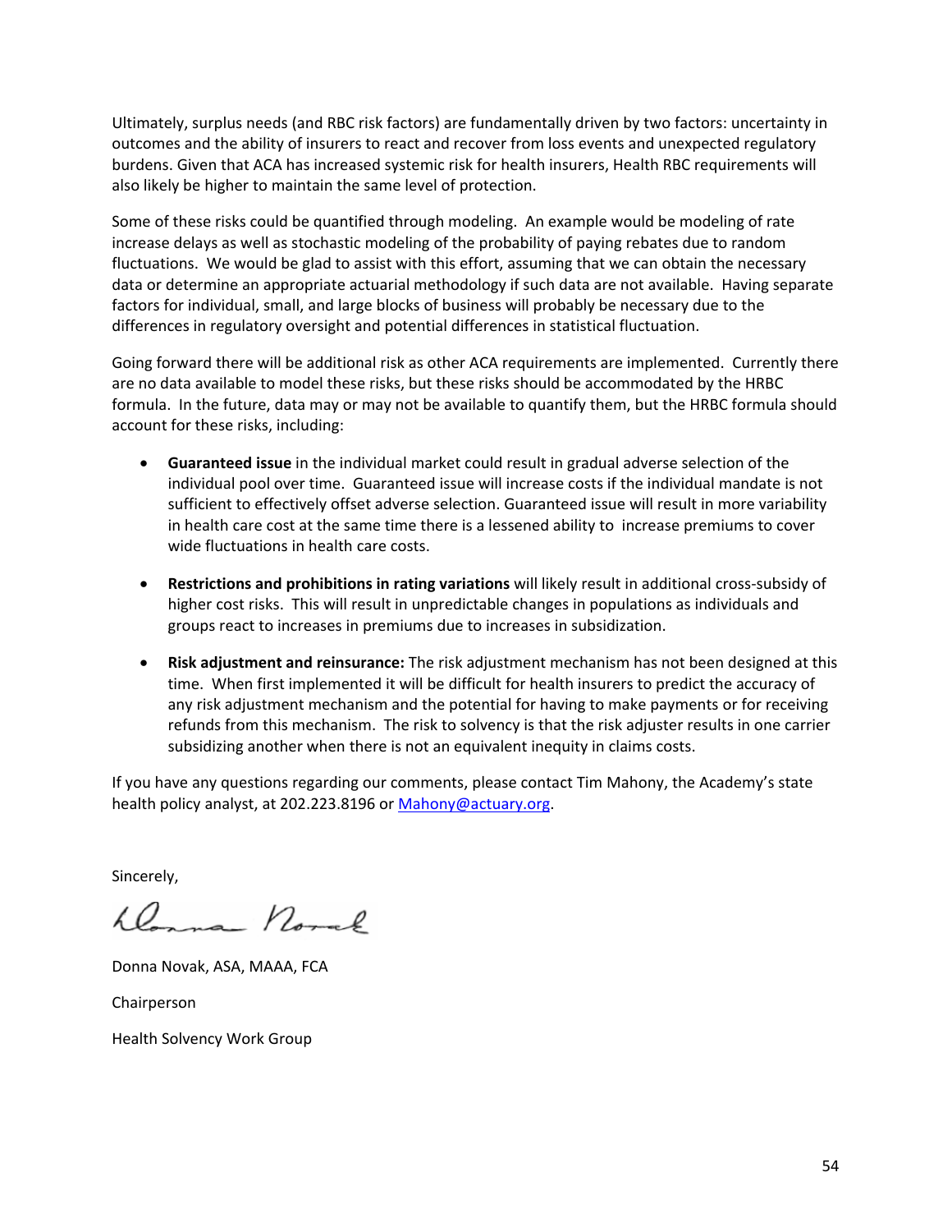Ultimately, surplus needs (and RBC risk factors) are fundamentally driven by two factors: uncertainty in outcomes and the ability of insurers to react and recover from loss events and unexpected regulatory burdens. Given that ACA has increased systemic risk for health insurers, Health RBC requirements will also likely be higher to maintain the same level of protection.

Some of these risks could be quantified through modeling. An example would be modeling of rate increase delays as well as stochastic modeling of the probability of paying rebates due to random fluctuations. We would be glad to assist with this effort, assuming that we can obtain the necessary data or determine an appropriate actuarial methodology if such data are not available. Having separate factors for individual, small, and large blocks of business will probably be necessary due to the differences in regulatory oversight and potential differences in statistical fluctuation.

Going forward there will be additional risk as other ACA requirements are implemented. Currently there are no data available to model these risks, but these risks should be accommodated by the HRBC formula. In the future, data may or may not be available to quantify them, but the HRBC formula should account for these risks, including:

- **Guaranteed issue** in the individual market could result in gradual adverse selection of the individual pool over time. Guaranteed issue will increase costs if the individual mandate is not sufficient to effectively offset adverse selection. Guaranteed issue will result in more variability in health care cost at the same time there is a lessened ability to increase premiums to cover wide fluctuations in health care costs.

- **Restrictions and prohibitions in rating variations** will likely result in additional cross-subsidy of higher cost risks. This will result in unpredictable changes in populations as individuals and groups react to increases in premiums due to increases in subsidization.

- **Risk adjustment and reinsurance:** The risk adjustment mechanism has not been designed at this time. When first implemented it will be difficult for health insurers to predict the accuracy of any risk adjustment mechanism and the potential for having to make payments or for receiving refunds from this mechanism. The risk to solvency is that the risk adjuster results in one carrier subsidizing another when there is not an equivalent inequity in claims costs.

If you have any questions regarding our comments, please contact Tim Mahony, the Academy's state health policy analyst, at 202.223.8196 or Mahony@actuary.org.

Sincerely,

Donna Novak, ASA, MAAA, FCA

Chairperson

Health Solvency Work Group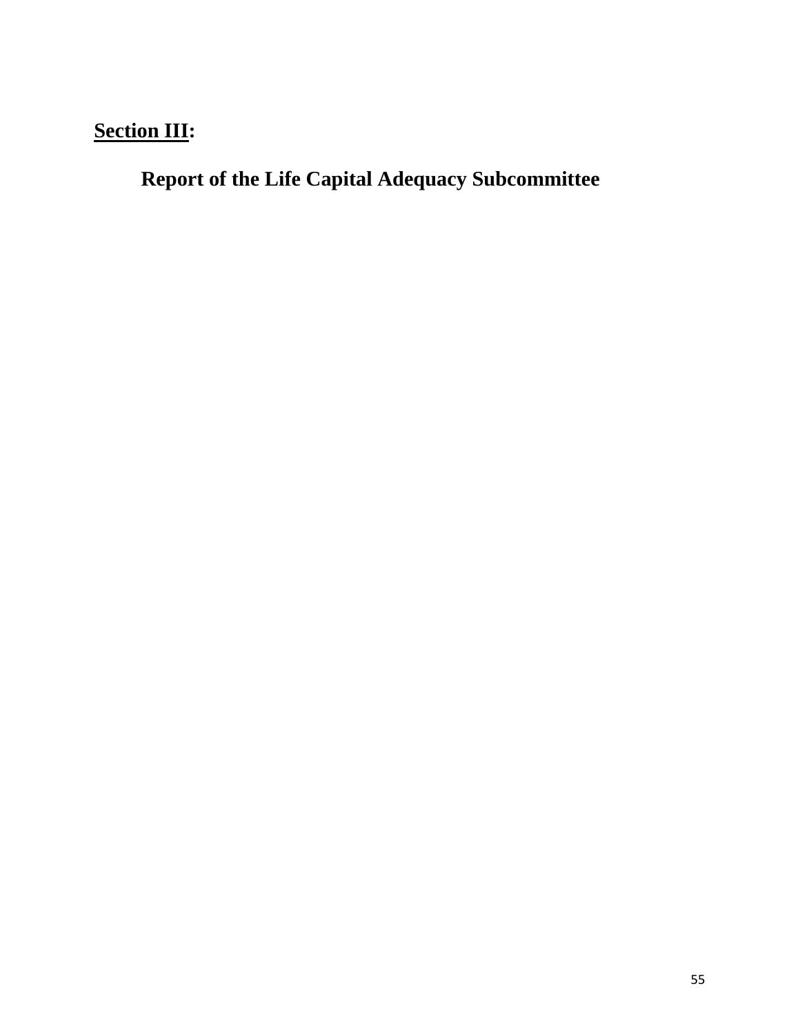## **Section III**:

### Report of the Life Capital Adequacy Subcommittee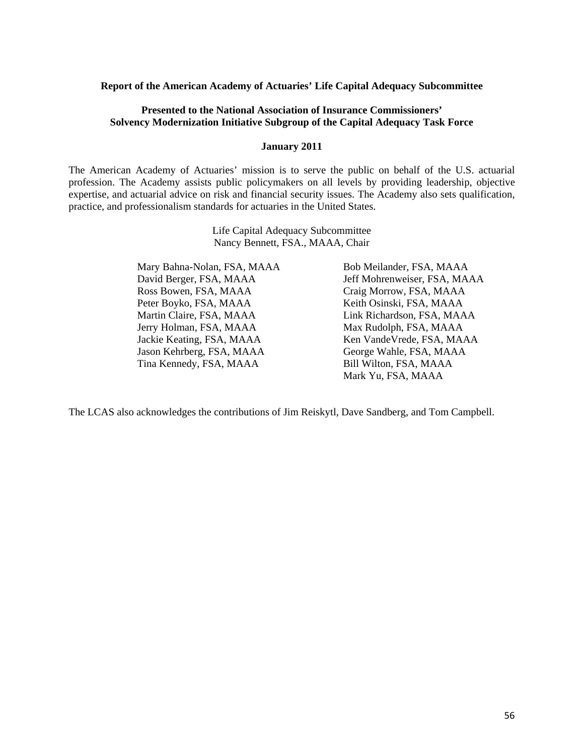**Report of the American Academy of Actuaries' Life Capital Adequacy Subcommittee**

**Presented to the National Association of Insurance Commissioners' Solvency Modernization Initiative Subgroup of the Capital Adequacy Task Force**

**January 2011**

The American Academy of Actuaries' mission is to serve the public on behalf of the U.S. actuarial profession. The Academy assists public policymakers on all levels by providing leadership, objective expertise, and actuarial advice on risk and financial security issues. The Academy also sets qualification, practice, and professionalism standards for actuaries in the United States.

Life Capital Adequacy Subcommittee
Nancy Bennett, FSA., MAAA, Chair

Mary Bahna-Nolan, FSA, MAAA
David Berger, FSA, MAAA
Ross Bowen, FSA, MAAA
Peter Boyko, FSA, MAAA
Martin Claire, FSA, MAAA
Jerry Holman, FSA, MAAA
Jackie Keating, FSA, MAAA
Jason Kehrberg, FSA, MAAA
Tina Kennedy, FSA, MAAA
Bob Meilander, FSA, MAAA
Jeff Mohrenweiser, FSA, MAAA
Craig Morrow, FSA, MAAA
Keith Osinski, FSA, MAAA
Link Richardson, FSA, MAAA
Max Rudolph, FSA, MAAA
Ken VandeVrede, FSA, MAAA
George Wahle, FSA, MAAA
Bill Wilton, FSA, MAAA
Mark Yu, FSA, MAAA

The LCAS also acknowledges the contributions of Jim Reiskytl, Dave Sandberg, and Tom Campbell.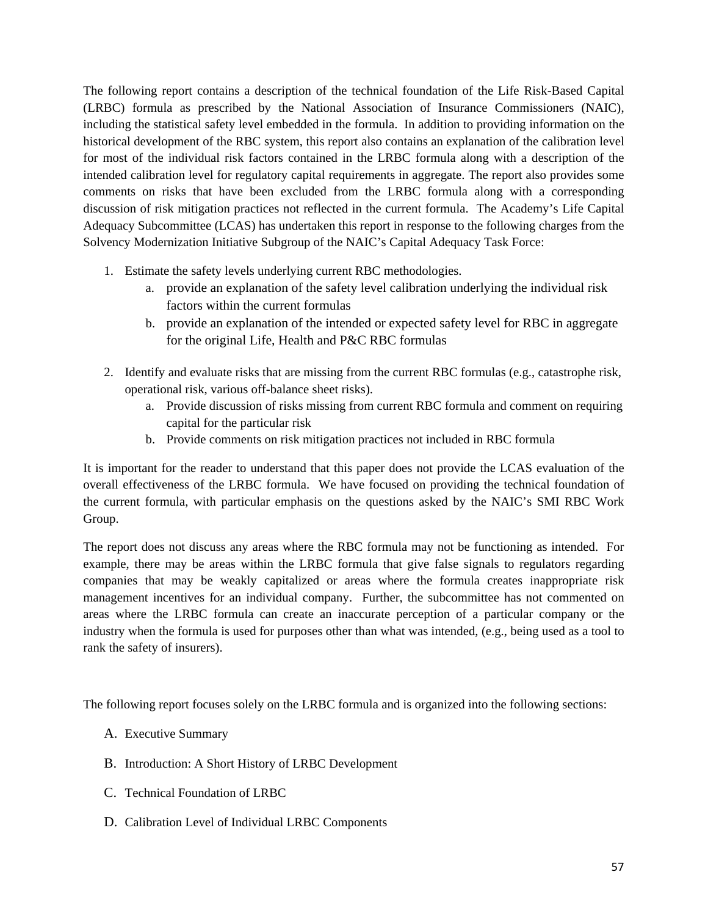The following report contains a description of the technical foundation of the Life Risk-Based Capital (LRBC) formula as prescribed by the National Association of Insurance Commissioners (NAIC), including the statistical safety level embedded in the formula. In addition to providing information on the historical development of the RBC system, this report also contains an explanation of the calibration level for most of the individual risk factors contained in the LRBC formula along with a description of the intended calibration level for regulatory capital requirements in aggregate. The report also provides some comments on risks that have been excluded from the LRBC formula along with a corresponding discussion of risk mitigation practices not reflected in the current formula. The Academy's Life Capital Adequacy Subcommittee (LCAS) has undertaken this report in response to the following charges from the Solvency Modernization Initiative Subgroup of the NAIC's Capital Adequacy Task Force:

1. Estimate the safety levels underlying current RBC methodologies.
   a. provide an explanation of the safety level calibration underlying the individual risk factors within the current formulas
   b. provide an explanation of the intended or expected safety level for RBC in aggregate for the original Life, Health and P&C RBC formulas
2. Identify and evaluate risks that are missing from the current RBC formulas (e.g., catastrophe risk, operational risk, various off-balance sheet risks).
   a. Provide discussion of risks missing from current RBC formula and comment on requiring capital for the particular risk
   b. Provide comments on risk mitigation practices not included in RBC formula

It is important for the reader to understand that this paper does not provide the LCAS evaluation of the overall effectiveness of the LRBC formula. We have focused on providing the technical foundation of the current formula, with particular emphasis on the questions asked by the NAIC's SMI RBC Work Group.

The report does not discuss any areas where the RBC formula may not be functioning as intended. For example, there may be areas within the LRBC formula that give false signals to regulators regarding companies that may be weakly capitalized or areas where the formula creates inappropriate risk management incentives for an individual company. Further, the subcommittee has not commented on areas where the LRBC formula can create an inaccurate perception of a particular company or the industry when the formula is used for purposes other than what was intended, (e.g., being used as a tool to rank the safety of insurers).

The following report focuses solely on the LRBC formula and is organized into the following sections:

A. Executive Summary

B. Introduction: A Short History of LRBC Development

C. Technical Foundation of LRBC

D. Calibration Level of Individual LRBC Components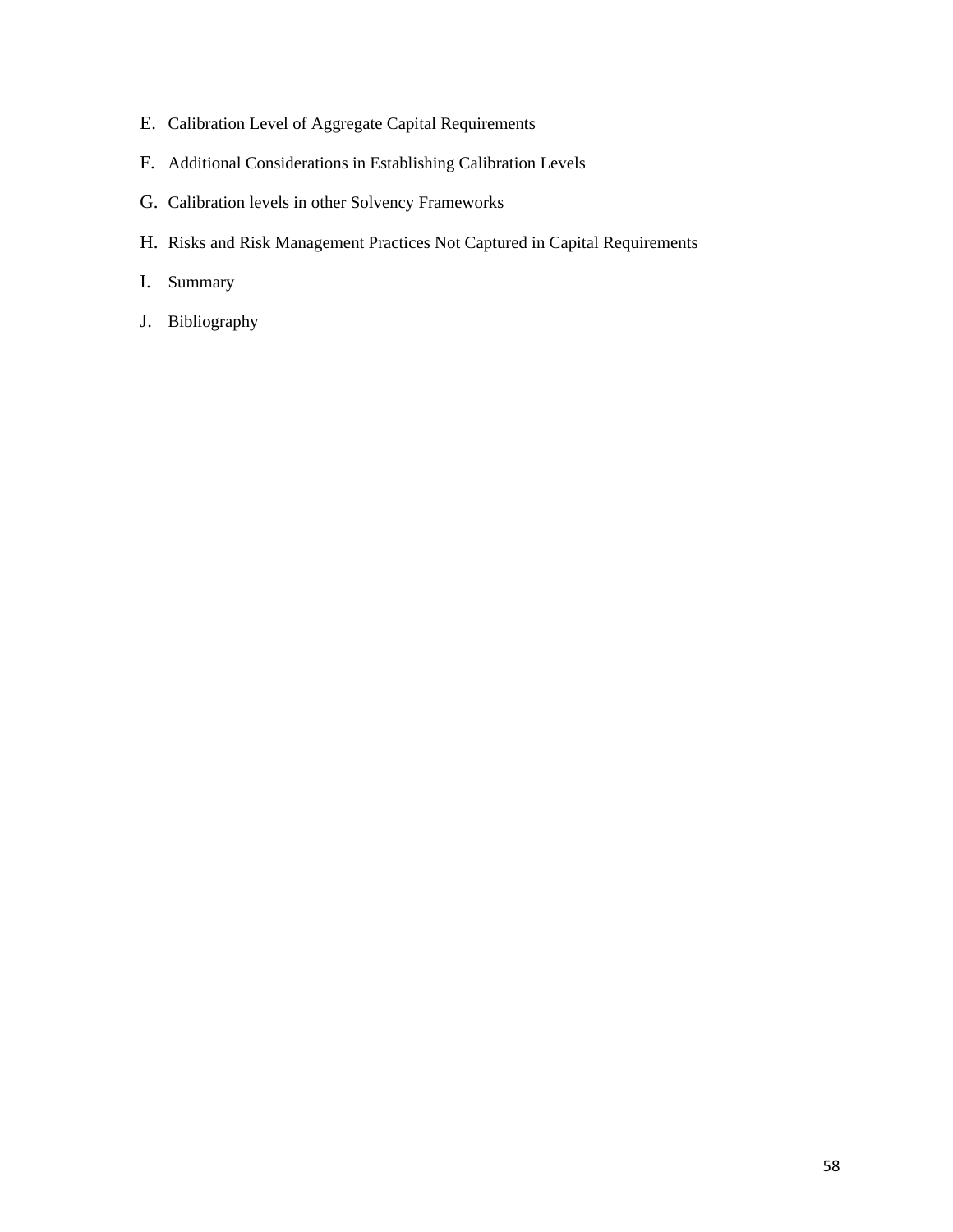E. Calibration Level of Aggregate Capital Requirements

F. Additional Considerations in Establishing Calibration Levels

G. Calibration levels in other Solvency Frameworks

H. Risks and Risk Management Practices Not Captured in Capital Requirements

I. Summary

J. Bibliography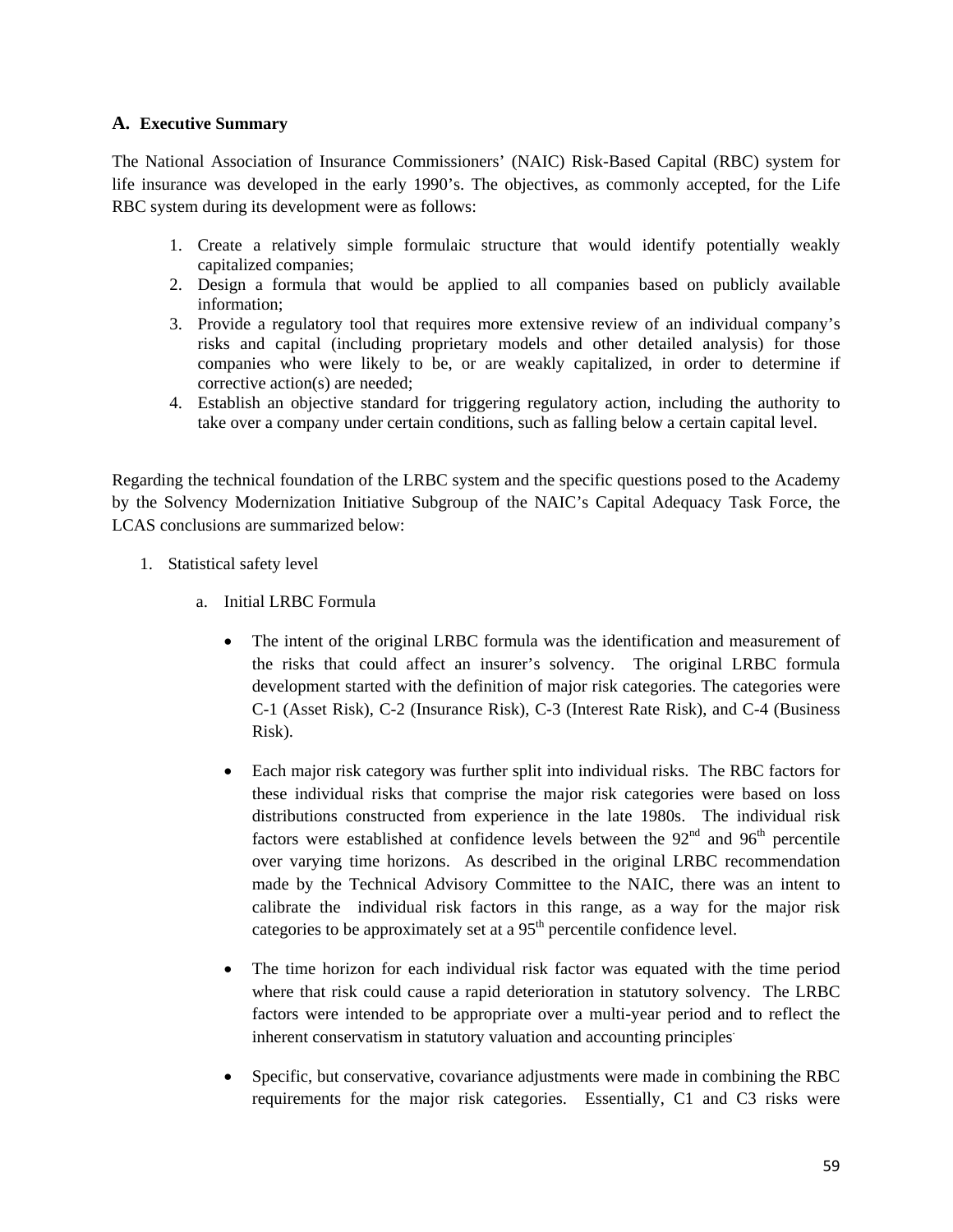## A. Executive Summary

The National Association of Insurance Commissioners' (NAIC) Risk-Based Capital (RBC) system for life insurance was developed in the early 1990's. The objectives, as commonly accepted, for the Life RBC system during its development were as follows:

1. Create a relatively simple formulaic structure that would identify potentially weakly capitalized companies;
2. Design a formula that would be applied to all companies based on publicly available information;
3. Provide a regulatory tool that requires more extensive review of an individual company's risks and capital (including proprietary models and other detailed analysis) for those companies who were likely to be, or are weakly capitalized, in order to determine if corrective action(s) are needed;
4. Establish an objective standard for triggering regulatory action, including the authority to take over a company under certain conditions, such as falling below a certain capital level.

Regarding the technical foundation of the LRBC system and the specific questions posed to the Academy by the Solvency Modernization Initiative Subgroup of the NAIC's Capital Adequacy Task Force, the LCAS conclusions are summarized below:

1. Statistical safety level

   a. Initial LRBC Formula

      - The intent of the original LRBC formula was the identification and measurement of the risks that could affect an insurer's solvency. The original LRBC formula development started with the definition of major risk categories. The categories were C-1 (Asset Risk), C-2 (Insurance Risk), C-3 (Interest Rate Risk), and C-4 (Business Risk).

      - Each major risk category was further split into individual risks. The RBC factors for these individual risks that comprise the major risk categories were based on loss distributions constructed from experience in the late 1980s. The individual risk factors were established at confidence levels between the 92nd and 96th percentile over varying time horizons. As described in the original LRBC recommendation made by the Technical Advisory Committee to the NAIC, there was an intent to calibrate the individual risk factors in this range, as a way for the major risk categories to be approximately set at a 95th percentile confidence level.

      - The time horizon for each individual risk factor was equated with the time period where that risk could cause a rapid deterioration in statutory solvency. The LRBC factors were intended to be appropriate over a multi-year period and to reflect the inherent conservatism in statutory valuation and accounting principles.

      - Specific, but conservative, covariance adjustments were made in combining the RBC requirements for the major risk categories. Essentially, C1 and C3 risks were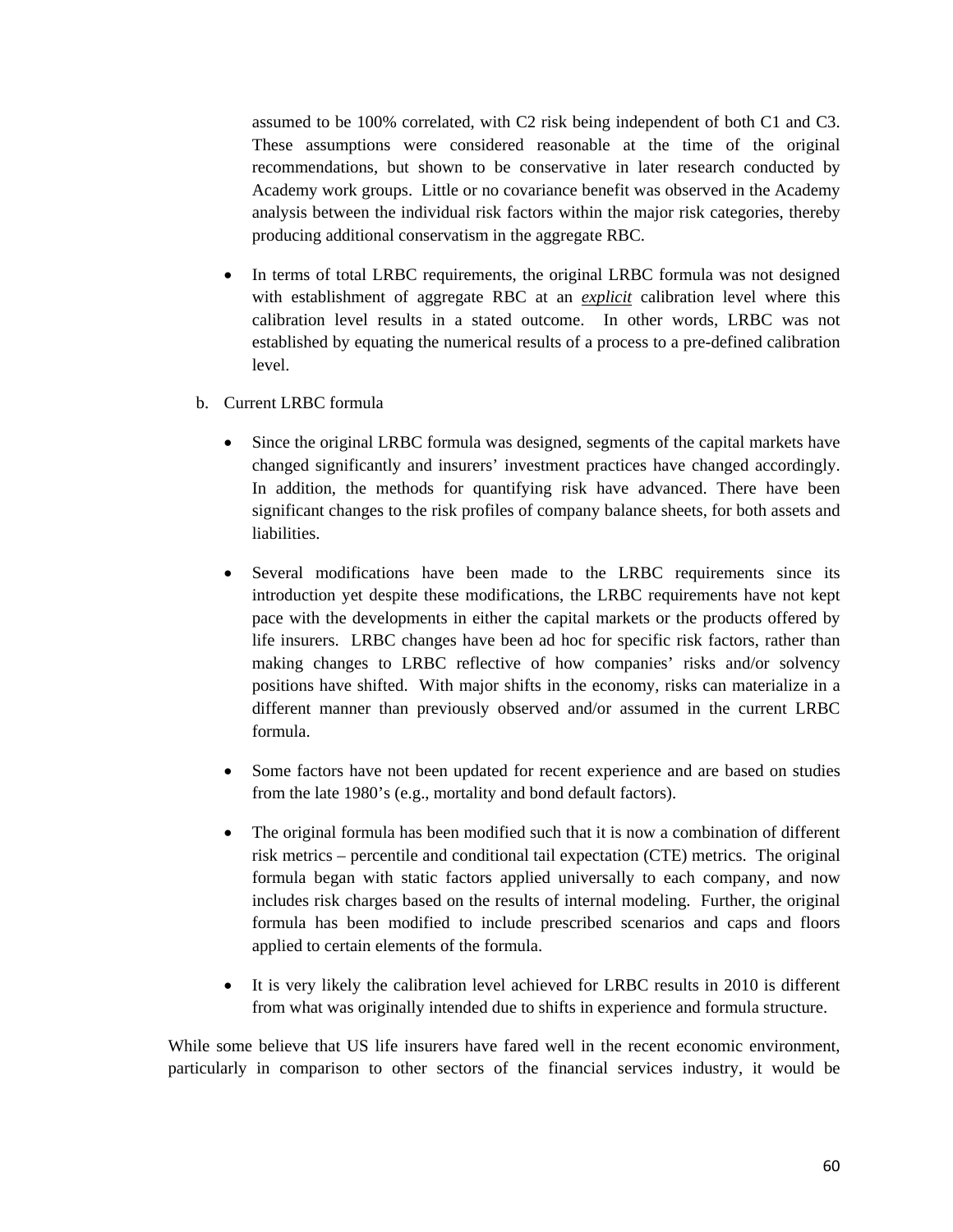assumed to be 100% correlated, with C2 risk being independent of both C1 and C3. These assumptions were considered reasonable at the time of the original recommendations, but shown to be conservative in later research conducted by Academy work groups. Little or no covariance benefit was observed in the Academy analysis between the individual risk factors within the major risk categories, thereby producing additional conservatism in the aggregate RBC.

- In terms of total LRBC requirements, the original LRBC formula was not designed with establishment of aggregate RBC at an ***explicit*** calibration level where this calibration level results in a stated outcome. In other words, LRBC was not established by equating the numerical results of a process to a pre-defined calibration level.

b. Current LRBC formula

- Since the original LRBC formula was designed, segments of the capital markets have changed significantly and insurers' investment practices have changed accordingly. In addition, the methods for quantifying risk have advanced. There have been significant changes to the risk profiles of company balance sheets, for both assets and liabilities.

- Several modifications have been made to the LRBC requirements since its introduction yet despite these modifications, the LRBC requirements have not kept pace with the developments in either the capital markets or the products offered by life insurers. LRBC changes have been ad hoc for specific risk factors, rather than making changes to LRBC reflective of how companies' risks and/or solvency positions have shifted. With major shifts in the economy, risks can materialize in a different manner than previously observed and/or assumed in the current LRBC formula.

- Some factors have not been updated for recent experience and are based on studies from the late 1980's (e.g., mortality and bond default factors).

- The original formula has been modified such that it is now a combination of different risk metrics – percentile and conditional tail expectation (CTE) metrics. The original formula began with static factors applied universally to each company, and now includes risk charges based on the results of internal modeling. Further, the original formula has been modified to include prescribed scenarios and caps and floors applied to certain elements of the formula.

- It is very likely the calibration level achieved for LRBC results in 2010 is different from what was originally intended due to shifts in experience and formula structure.

While some believe that US life insurers have fared well in the recent economic environment, particularly in comparison to other sectors of the financial services industry, it would be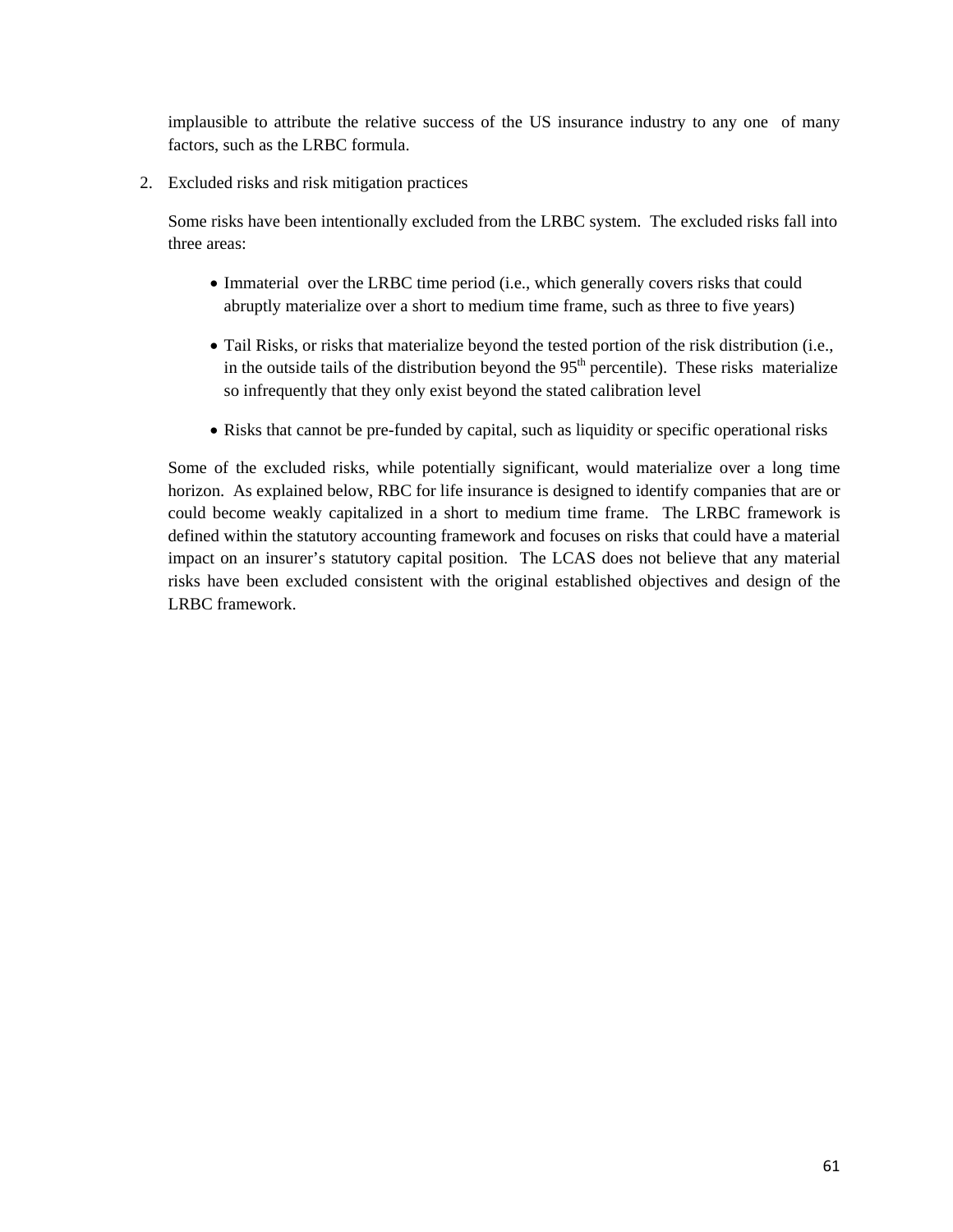implausible to attribute the relative success of the US insurance industry to any one of many factors, such as the LRBC formula.

2. Excluded risks and risk mitigation practices

   Some risks have been intentionally excluded from the LRBC system. The excluded risks fall into three areas:

   - Immaterial over the LRBC time period (i.e., which generally covers risks that could abruptly materialize over a short to medium time frame, such as three to five years)
   - Tail Risks, or risks that materialize beyond the tested portion of the risk distribution (i.e., in the outside tails of the distribution beyond the 95th percentile). These risks materialize so infrequently that they only exist beyond the stated calibration level
   - Risks that cannot be pre-funded by capital, such as liquidity or specific operational risks

   Some of the excluded risks, while potentially significant, would materialize over a long time horizon. As explained below, RBC for life insurance is designed to identify companies that are or could become weakly capitalized in a short to medium time frame. The LRBC framework is defined within the statutory accounting framework and focuses on risks that could have a material impact on an insurer's statutory capital position. The LCAS does not believe that any material risks have been excluded consistent with the original established objectives and design of the LRBC framework.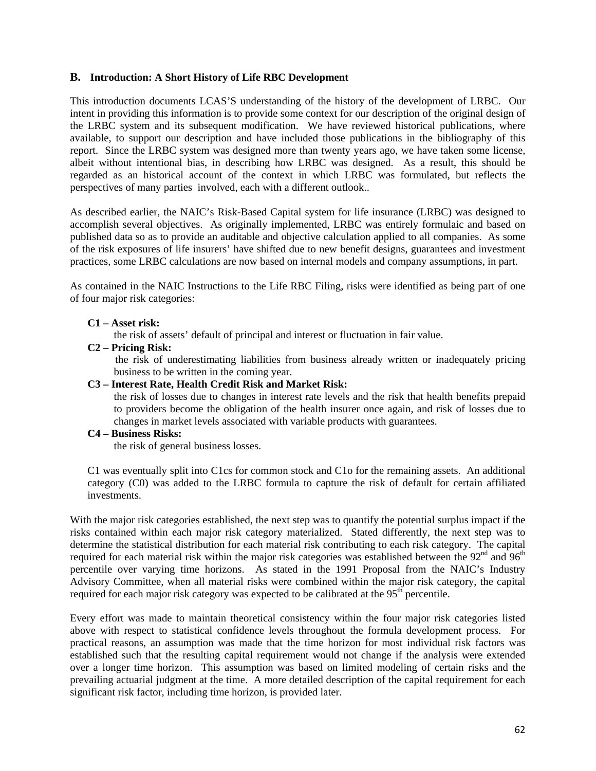## B. Introduction: A Short History of Life RBC Development

This introduction documents LCAS'S understanding of the history of the development of LRBC. Our intent in providing this information is to provide some context for our description of the original design of the LRBC system and its subsequent modification. We have reviewed historical publications, where available, to support our description and have included those publications in the bibliography of this report. Since the LRBC system was designed more than twenty years ago, we have taken some license, albeit without intentional bias, in describing how LRBC was designed. As a result, this should be regarded as an historical account of the context in which LRBC was formulated, but reflects the perspectives of many parties involved, each with a different outlook..

As described earlier, the NAIC's Risk-Based Capital system for life insurance (LRBC) was designed to accomplish several objectives. As originally implemented, LRBC was entirely formulaic and based on published data so as to provide an auditable and objective calculation applied to all companies. As some of the risk exposures of life insurers' have shifted due to new benefit designs, guarantees and investment practices, some LRBC calculations are now based on internal models and company assumptions, in part.

As contained in the NAIC Instructions to the Life RBC Filing, risks were identified as being part of one of four major risk categories:

**C1 – Asset risk:**
the risk of assets' default of principal and interest or fluctuation in fair value.

**C2 – Pricing Risk:**
the risk of underestimating liabilities from business already written or inadequately pricing business to be written in the coming year.

**C3 – Interest Rate, Health Credit Risk and Market Risk:**
the risk of losses due to changes in interest rate levels and the risk that health benefits prepaid to providers become the obligation of the health insurer once again, and risk of losses due to changes in market levels associated with variable products with guarantees.

**C4 – Business Risks:**
the risk of general business losses.

C1 was eventually split into C1cs for common stock and C1o for the remaining assets. An additional category (C0) was added to the LRBC formula to capture the risk of default for certain affiliated investments.

With the major risk categories established, the next step was to quantify the potential surplus impact if the risks contained within each major risk category materialized. Stated differently, the next step was to determine the statistical distribution for each material risk contributing to each risk category. The capital required for each material risk within the major risk categories was established between the 92nd and 96th percentile over varying time horizons. As stated in the 1991 Proposal from the NAIC's Industry Advisory Committee, when all material risks were combined within the major risk category, the capital required for each major risk category was expected to be calibrated at the 95th percentile.

Every effort was made to maintain theoretical consistency within the four major risk categories listed above with respect to statistical confidence levels throughout the formula development process. For practical reasons, an assumption was made that the time horizon for most individual risk factors was established such that the resulting capital requirement would not change if the analysis were extended over a longer time horizon. This assumption was based on limited modeling of certain risks and the prevailing actuarial judgment at the time. A more detailed description of the capital requirement for each significant risk factor, including time horizon, is provided later.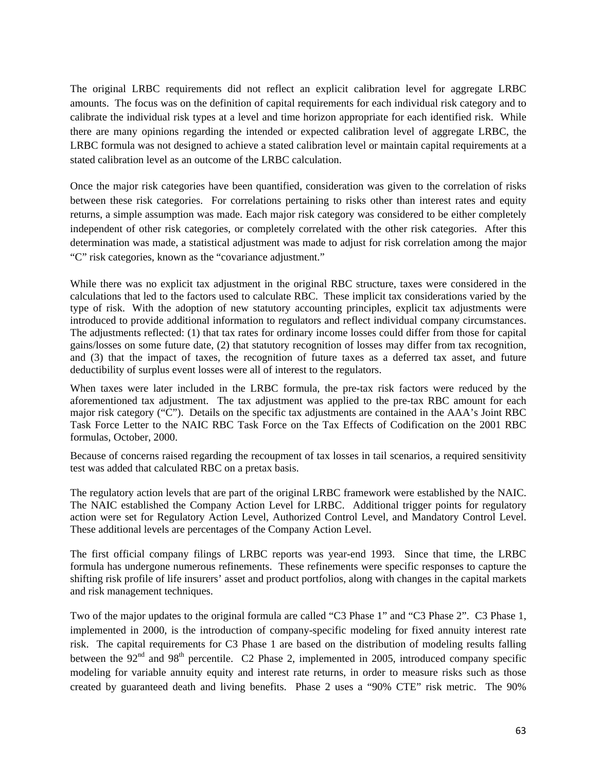The original LRBC requirements did not reflect an explicit calibration level for aggregate LRBC amounts. The focus was on the definition of capital requirements for each individual risk category and to calibrate the individual risk types at a level and time horizon appropriate for each identified risk. While there are many opinions regarding the intended or expected calibration level of aggregate LRBC, the LRBC formula was not designed to achieve a stated calibration level or maintain capital requirements at a stated calibration level as an outcome of the LRBC calculation.

Once the major risk categories have been quantified, consideration was given to the correlation of risks between these risk categories. For correlations pertaining to risks other than interest rates and equity returns, a simple assumption was made. Each major risk category was considered to be either completely independent of other risk categories, or completely correlated with the other risk categories. After this determination was made, a statistical adjustment was made to adjust for risk correlation among the major "C" risk categories, known as the "covariance adjustment."

While there was no explicit tax adjustment in the original RBC structure, taxes were considered in the calculations that led to the factors used to calculate RBC. These implicit tax considerations varied by the type of risk. With the adoption of new statutory accounting principles, explicit tax adjustments were introduced to provide additional information to regulators and reflect individual company circumstances. The adjustments reflected: (1) that tax rates for ordinary income losses could differ from those for capital gains/losses on some future date, (2) that statutory recognition of losses may differ from tax recognition, and (3) that the impact of taxes, the recognition of future taxes as a deferred tax asset, and future deductibility of surplus event losses were all of interest to the regulators.

When taxes were later included in the LRBC formula, the pre-tax risk factors were reduced by the aforementioned tax adjustment. The tax adjustment was applied to the pre-tax RBC amount for each major risk category ("C"). Details on the specific tax adjustments are contained in the AAA's Joint RBC Task Force Letter to the NAIC RBC Task Force on the Tax Effects of Codification on the 2001 RBC formulas, October, 2000.

Because of concerns raised regarding the recoupment of tax losses in tail scenarios, a required sensitivity test was added that calculated RBC on a pretax basis.

The regulatory action levels that are part of the original LRBC framework were established by the NAIC. The NAIC established the Company Action Level for LRBC. Additional trigger points for regulatory action were set for Regulatory Action Level, Authorized Control Level, and Mandatory Control Level. These additional levels are percentages of the Company Action Level.

The first official company filings of LRBC reports was year-end 1993. Since that time, the LRBC formula has undergone numerous refinements. These refinements were specific responses to capture the shifting risk profile of life insurers' asset and product portfolios, along with changes in the capital markets and risk management techniques.

Two of the major updates to the original formula are called "C3 Phase 1" and "C3 Phase 2". C3 Phase 1, implemented in 2000, is the introduction of company-specific modeling for fixed annuity interest rate risk. The capital requirements for C3 Phase 1 are based on the distribution of modeling results falling between the 92nd and 98th percentile. C2 Phase 2, implemented in 2005, introduced company specific modeling for variable annuity equity and interest rate returns, in order to measure risks such as those created by guaranteed death and living benefits. Phase 2 uses a "90% CTE" risk metric. The 90%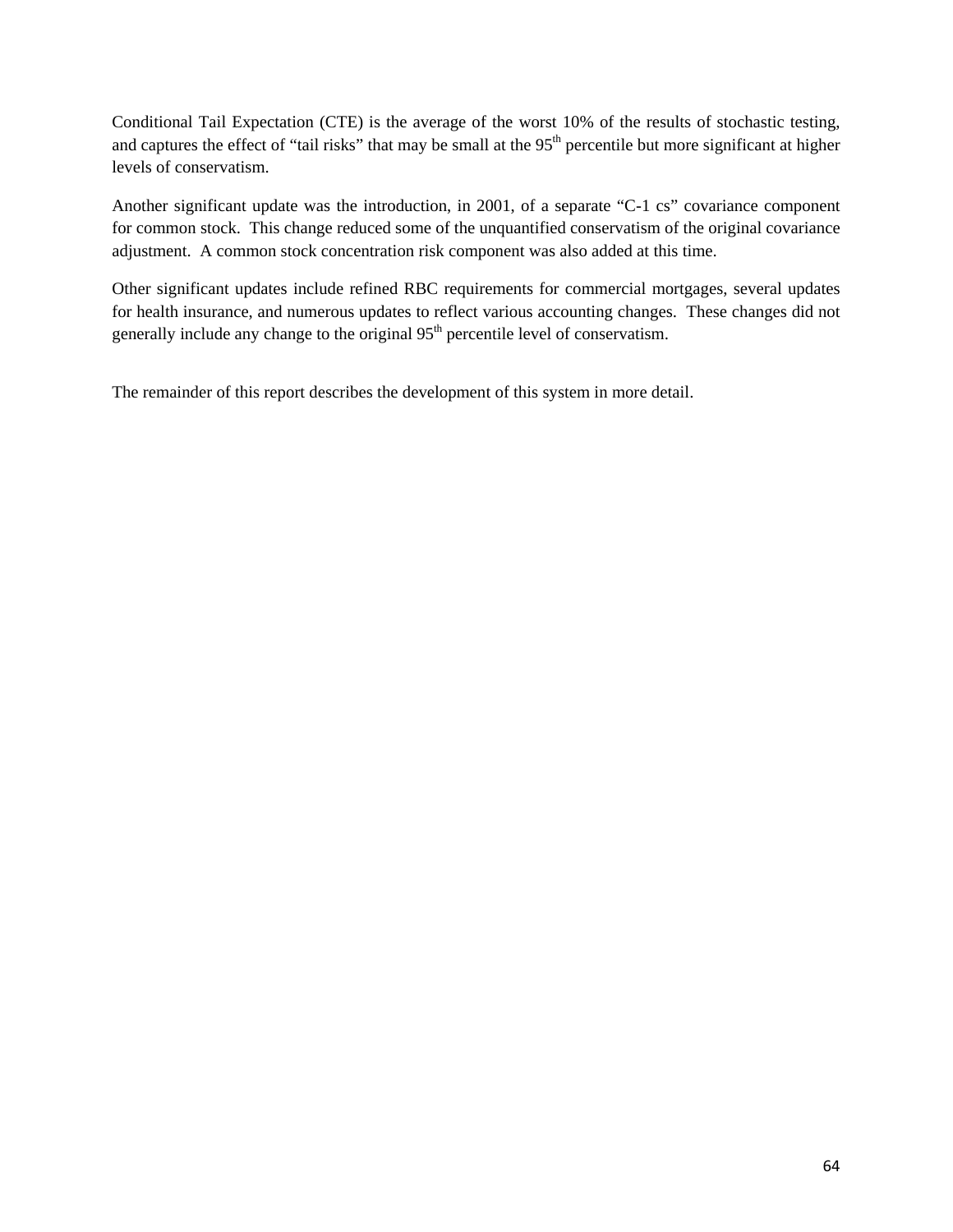Conditional Tail Expectation (CTE) is the average of the worst 10% of the results of stochastic testing, and captures the effect of "tail risks" that may be small at the $95^{th}$ percentile but more significant at higher levels of conservatism.

Another significant update was the introduction, in 2001, of a separate "C-1 cs" covariance component for common stock. This change reduced some of the unquantified conservatism of the original covariance adjustment. A common stock concentration risk component was also added at this time.

Other significant updates include refined RBC requirements for commercial mortgages, several updates for health insurance, and numerous updates to reflect various accounting changes. These changes did not generally include any change to the original $95^{th}$ percentile level of conservatism.

The remainder of this report describes the development of this system in more detail.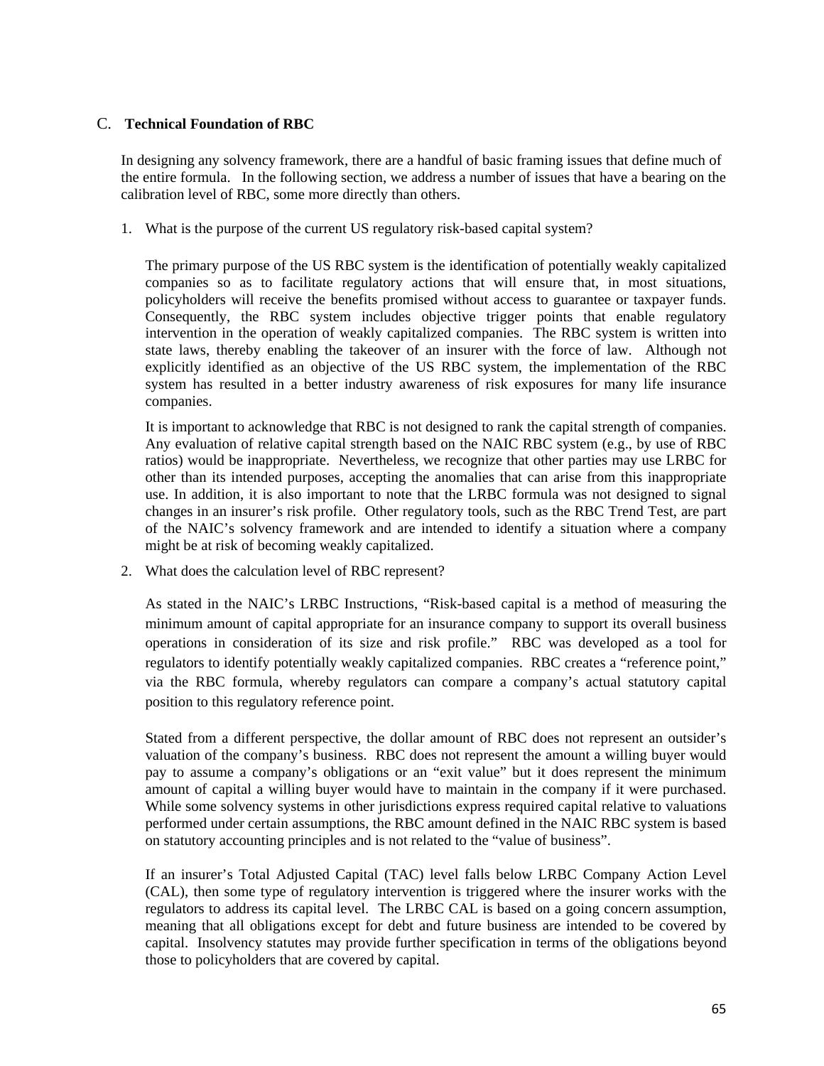## C. Technical Foundation of RBC

In designing any solvency framework, there are a handful of basic framing issues that define much of the entire formula. In the following section, we address a number of issues that have a bearing on the calibration level of RBC, some more directly than others.

1. What is the purpose of the current US regulatory risk-based capital system?

   The primary purpose of the US RBC system is the identification of potentially weakly capitalized companies so as to facilitate regulatory actions that will ensure that, in most situations, policyholders will receive the benefits promised without access to guarantee or taxpayer funds. Consequently, the RBC system includes objective trigger points that enable regulatory intervention in the operation of weakly capitalized companies. The RBC system is written into state laws, thereby enabling the takeover of an insurer with the force of law. Although not explicitly identified as an objective of the US RBC system, the implementation of the RBC system has resulted in a better industry awareness of risk exposures for many life insurance companies.

   It is important to acknowledge that RBC is not designed to rank the capital strength of companies. Any evaluation of relative capital strength based on the NAIC RBC system (e.g., by use of RBC ratios) would be inappropriate. Nevertheless, we recognize that other parties may use LRBC for other than its intended purposes, accepting the anomalies that can arise from this inappropriate use. In addition, it is also important to note that the LRBC formula was not designed to signal changes in an insurer's risk profile. Other regulatory tools, such as the RBC Trend Test, are part of the NAIC's solvency framework and are intended to identify a situation where a company might be at risk of becoming weakly capitalized.

2. What does the calculation level of RBC represent?

   As stated in the NAIC's LRBC Instructions, "Risk-based capital is a method of measuring the minimum amount of capital appropriate for an insurance company to support its overall business operations in consideration of its size and risk profile." RBC was developed as a tool for regulators to identify potentially weakly capitalized companies. RBC creates a "reference point," via the RBC formula, whereby regulators can compare a company's actual statutory capital position to this regulatory reference point.

   Stated from a different perspective, the dollar amount of RBC does not represent an outsider's valuation of the company's business. RBC does not represent the amount a willing buyer would pay to assume a company's obligations or an "exit value" but it does represent the minimum amount of capital a willing buyer would have to maintain in the company if it were purchased. While some solvency systems in other jurisdictions express required capital relative to valuations performed under certain assumptions, the RBC amount defined in the NAIC RBC system is based on statutory accounting principles and is not related to the "value of business".

   If an insurer's Total Adjusted Capital (TAC) level falls below LRBC Company Action Level (CAL), then some type of regulatory intervention is triggered where the insurer works with the regulators to address its capital level. The LRBC CAL is based on a going concern assumption, meaning that all obligations except for debt and future business are intended to be covered by capital. Insolvency statutes may provide further specification in terms of the obligations beyond those to policyholders that are covered by capital.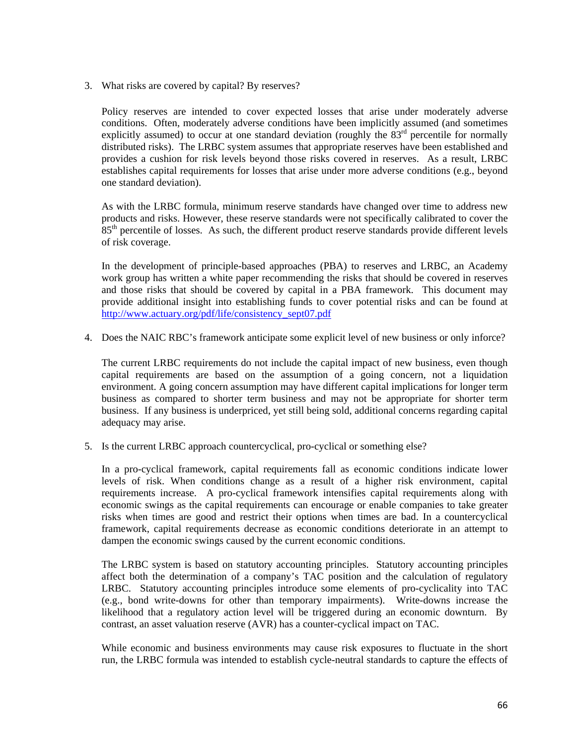3. What risks are covered by capital? By reserves?

   Policy reserves are intended to cover expected losses that arise under moderately adverse conditions. Often, moderately adverse conditions have been implicitly assumed (and sometimes explicitly assumed) to occur at one standard deviation (roughly the 83rd percentile for normally distributed risks). The LRBC system assumes that appropriate reserves have been established and provides a cushion for risk levels beyond those risks covered in reserves. As a result, LRBC establishes capital requirements for losses that arise under more adverse conditions (e.g., beyond one standard deviation).

   As with the LRBC formula, minimum reserve standards have changed over time to address new products and risks. However, these reserve standards were not specifically calibrated to cover the 85th percentile of losses. As such, the different product reserve standards provide different levels of risk coverage.

   In the development of principle-based approaches (PBA) to reserves and LRBC, an Academy work group has written a white paper recommending the risks that should be covered in reserves and those risks that should be covered by capital in a PBA framework. This document may provide additional insight into establishing funds to cover potential risks and can be found at [http://www.actuary.org/pdf/life/consistency_sept07.pdf](http://www.actuary.org/pdf/life/consistency_sept07.pdf)

4. Does the NAIC RBC's framework anticipate some explicit level of new business or only inforce?

   The current LRBC requirements do not include the capital impact of new business, even though capital requirements are based on the assumption of a going concern, not a liquidation environment. A going concern assumption may have different capital implications for longer term business as compared to shorter term business and may not be appropriate for shorter term business. If any business is underpriced, yet still being sold, additional concerns regarding capital adequacy may arise.

5. Is the current LRBC approach countercyclical, pro-cyclical or something else?

   In a pro-cyclical framework, capital requirements fall as economic conditions indicate lower levels of risk. When conditions change as a result of a higher risk environment, capital requirements increase. A pro-cyclical framework intensifies capital requirements along with economic swings as the capital requirements can encourage or enable companies to take greater risks when times are good and restrict their options when times are bad. In a countercyclical framework, capital requirements decrease as economic conditions deteriorate in an attempt to dampen the economic swings caused by the current economic conditions.

   The LRBC system is based on statutory accounting principles. Statutory accounting principles affect both the determination of a company's TAC position and the calculation of regulatory LRBC. Statutory accounting principles introduce some elements of pro-cyclicality into TAC (e.g., bond write-downs for other than temporary impairments). Write-downs increase the likelihood that a regulatory action level will be triggered during an economic downturn. By contrast, an asset valuation reserve (AVR) has a counter-cyclical impact on TAC.

   While economic and business environments may cause risk exposures to fluctuate in the short run, the LRBC formula was intended to establish cycle-neutral standards to capture the effects of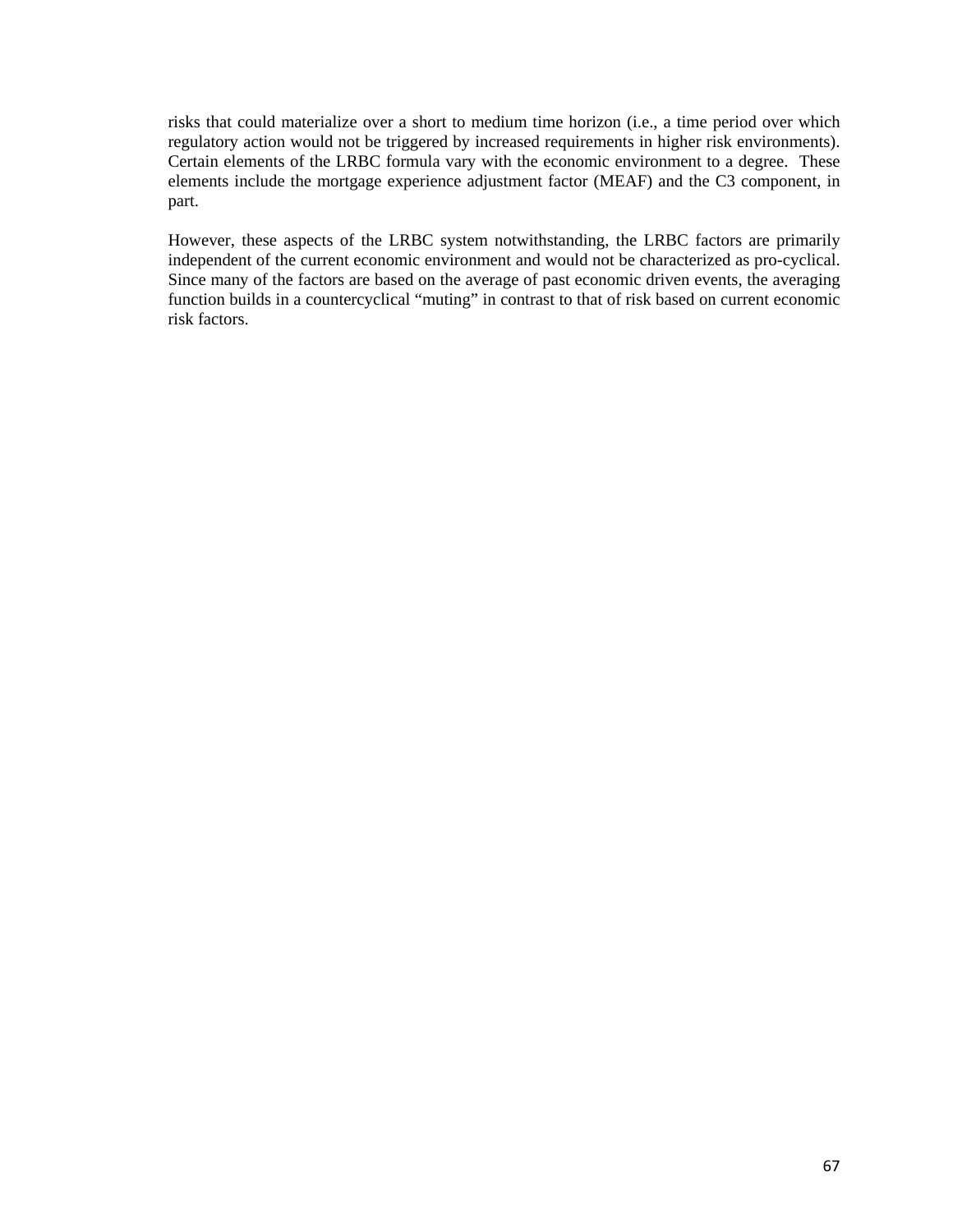risks that could materialize over a short to medium time horizon (i.e., a time period over which regulatory action would not be triggered by increased requirements in higher risk environments). Certain elements of the LRBC formula vary with the economic environment to a degree. These elements include the mortgage experience adjustment factor (MEAF) and the C3 component, in part.

However, these aspects of the LRBC system notwithstanding, the LRBC factors are primarily independent of the current economic environment and would not be characterized as pro-cyclical. Since many of the factors are based on the average of past economic driven events, the averaging function builds in a countercyclical "muting" in contrast to that of risk based on current economic risk factors.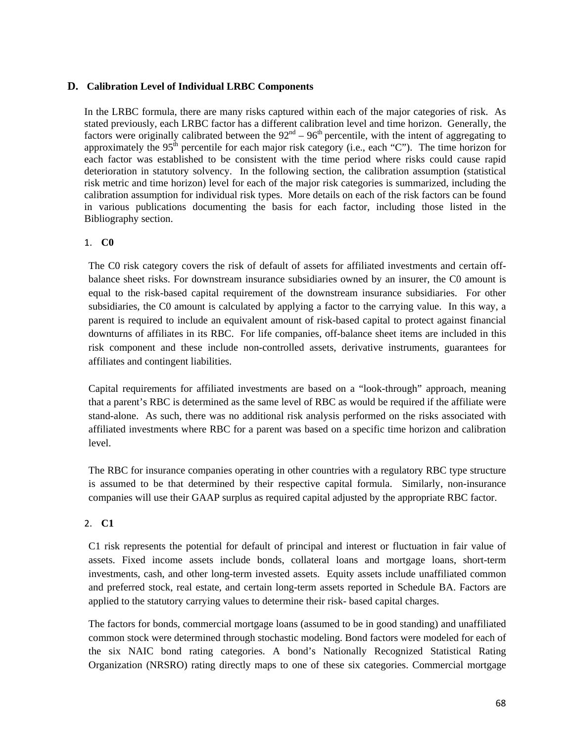## D. Calibration Level of Individual LRBC Components

In the LRBC formula, there are many risks captured within each of the major categories of risk. As stated previously, each LRBC factor has a different calibration level and time horizon. Generally, the factors were originally calibrated between the 92nd – 96th percentile, with the intent of aggregating to approximately the 95th percentile for each major risk category (i.e., each "C"). The time horizon for each factor was established to be consistent with the time period where risks could cause rapid deterioration in statutory solvency. In the following section, the calibration assumption (statistical risk metric and time horizon) level for each of the major risk categories is summarized, including the calibration assumption for individual risk types. More details on each of the risk factors can be found in various publications documenting the basis for each factor, including those listed in the Bibliography section.

### 1. C0

The C0 risk category covers the risk of default of assets for affiliated investments and certain off-balance sheet risks. For downstream insurance subsidiaries owned by an insurer, the C0 amount is equal to the risk-based capital requirement of the downstream insurance subsidiaries. For other subsidiaries, the C0 amount is calculated by applying a factor to the carrying value. In this way, a parent is required to include an equivalent amount of risk-based capital to protect against financial downturns of affiliates in its RBC. For life companies, off-balance sheet items are included in this risk component and these include non-controlled assets, derivative instruments, guarantees for affiliates and contingent liabilities.

Capital requirements for affiliated investments are based on a "look-through" approach, meaning that a parent's RBC is determined as the same level of RBC as would be required if the affiliate were stand-alone. As such, there was no additional risk analysis performed on the risks associated with affiliated investments where RBC for a parent was based on a specific time horizon and calibration level.

The RBC for insurance companies operating in other countries with a regulatory RBC type structure is assumed to be that determined by their respective capital formula. Similarly, non-insurance companies will use their GAAP surplus as required capital adjusted by the appropriate RBC factor.

### 2. C1

C1 risk represents the potential for default of principal and interest or fluctuation in fair value of assets. Fixed income assets include bonds, collateral loans and mortgage loans, short-term investments, cash, and other long-term invested assets. Equity assets include unaffiliated common and preferred stock, real estate, and certain long-term assets reported in Schedule BA. Factors are applied to the statutory carrying values to determine their risk- based capital charges.

The factors for bonds, commercial mortgage loans (assumed to be in good standing) and unaffiliated common stock were determined through stochastic modeling. Bond factors were modeled for each of the six NAIC bond rating categories. A bond's Nationally Recognized Statistical Rating Organization (NRSRO) rating directly maps to one of these six categories. Commercial mortgage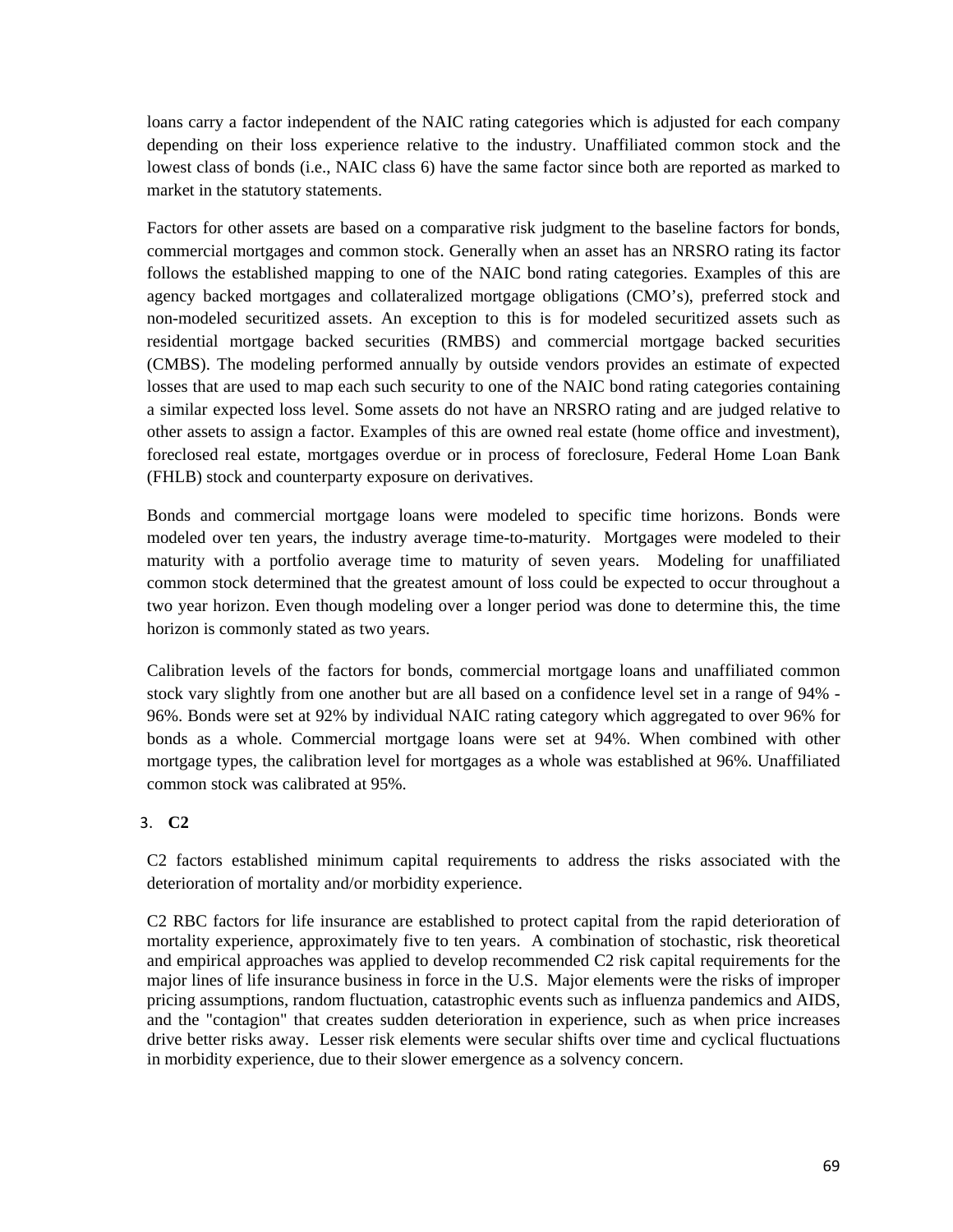loans carry a factor independent of the NAIC rating categories which is adjusted for each company depending on their loss experience relative to the industry. Unaffiliated common stock and the lowest class of bonds (i.e., NAIC class 6) have the same factor since both are reported as marked to market in the statutory statements.

Factors for other assets are based on a comparative risk judgment to the baseline factors for bonds, commercial mortgages and common stock. Generally when an asset has an NRSRO rating its factor follows the established mapping to one of the NAIC bond rating categories. Examples of this are agency backed mortgages and collateralized mortgage obligations (CMO's), preferred stock and non-modeled securitized assets. An exception to this is for modeled securitized assets such as residential mortgage backed securities (RMBS) and commercial mortgage backed securities (CMBS). The modeling performed annually by outside vendors provides an estimate of expected losses that are used to map each such security to one of the NAIC bond rating categories containing a similar expected loss level. Some assets do not have an NRSRO rating and are judged relative to other assets to assign a factor. Examples of this are owned real estate (home office and investment), foreclosed real estate, mortgages overdue or in process of foreclosure, Federal Home Loan Bank (FHLB) stock and counterparty exposure on derivatives.

Bonds and commercial mortgage loans were modeled to specific time horizons. Bonds were modeled over ten years, the industry average time-to-maturity. Mortgages were modeled to their maturity with a portfolio average time to maturity of seven years. Modeling for unaffiliated common stock determined that the greatest amount of loss could be expected to occur throughout a two year horizon. Even though modeling over a longer period was done to determine this, the time horizon is commonly stated as two years.

Calibration levels of the factors for bonds, commercial mortgage loans and unaffiliated common stock vary slightly from one another but are all based on a confidence level set in a range of 94% - 96%. Bonds were set at 92% by individual NAIC rating category which aggregated to over 96% for bonds as a whole. Commercial mortgage loans were set at 94%. When combined with other mortgage types, the calibration level for mortgages as a whole was established at 96%. Unaffiliated common stock was calibrated at 95%.

3. **C2**

C2 factors established minimum capital requirements to address the risks associated with the deterioration of mortality and/or morbidity experience.

C2 RBC factors for life insurance are established to protect capital from the rapid deterioration of mortality experience, approximately five to ten years. A combination of stochastic, risk theoretical and empirical approaches was applied to develop recommended C2 risk capital requirements for the major lines of life insurance business in force in the U.S. Major elements were the risks of improper pricing assumptions, random fluctuation, catastrophic events such as influenza pandemics and AIDS, and the "contagion" that creates sudden deterioration in experience, such as when price increases drive better risks away. Lesser risk elements were secular shifts over time and cyclical fluctuations in morbidity experience, due to their slower emergence as a solvency concern.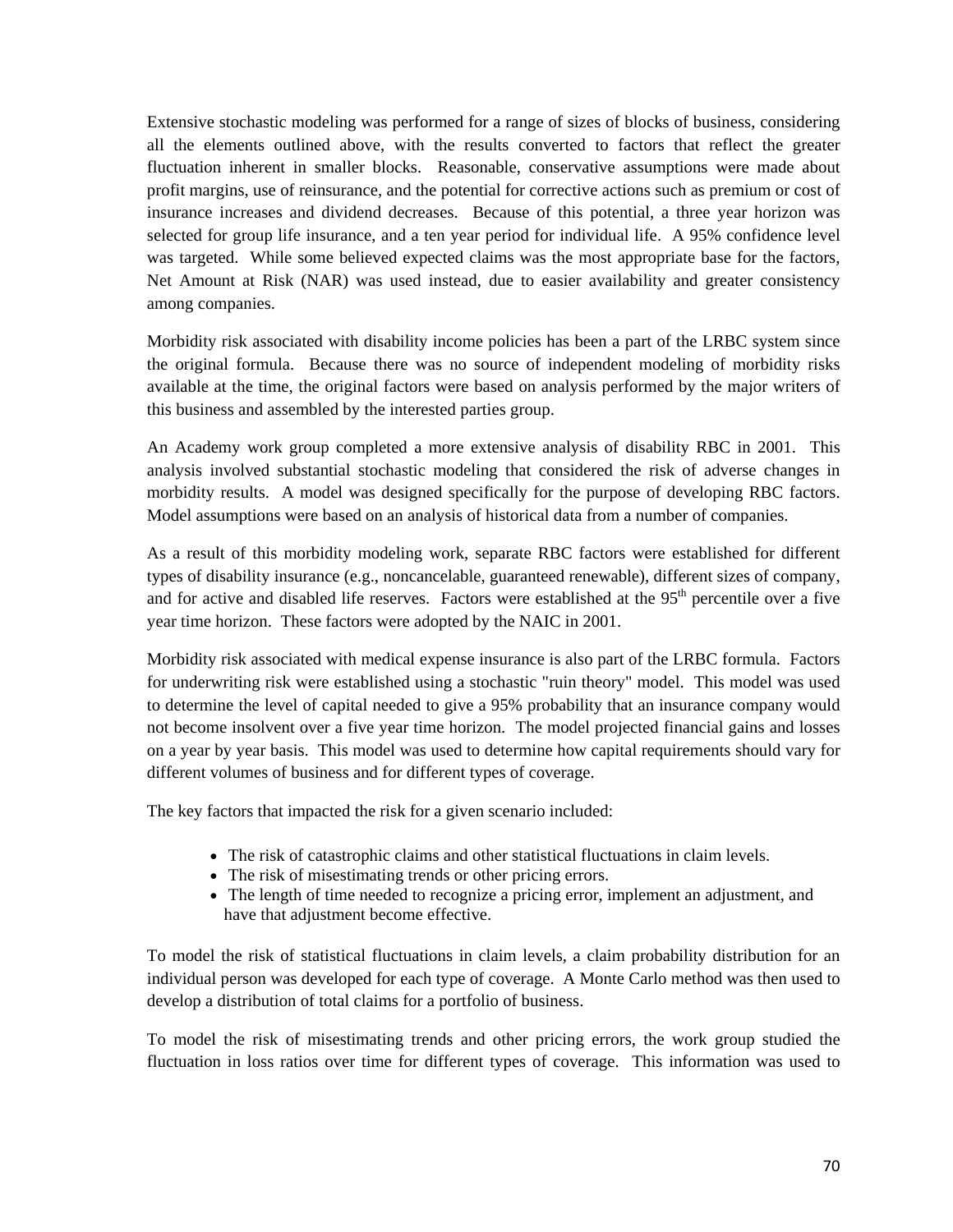Extensive stochastic modeling was performed for a range of sizes of blocks of business, considering all the elements outlined above, with the results converted to factors that reflect the greater fluctuation inherent in smaller blocks. Reasonable, conservative assumptions were made about profit margins, use of reinsurance, and the potential for corrective actions such as premium or cost of insurance increases and dividend decreases. Because of this potential, a three year horizon was selected for group life insurance, and a ten year period for individual life. A 95% confidence level was targeted. While some believed expected claims was the most appropriate base for the factors, Net Amount at Risk (NAR) was used instead, due to easier availability and greater consistency among companies.

Morbidity risk associated with disability income policies has been a part of the LRBC system since the original formula. Because there was no source of independent modeling of morbidity risks available at the time, the original factors were based on analysis performed by the major writers of this business and assembled by the interested parties group.

An Academy work group completed a more extensive analysis of disability RBC in 2001. This analysis involved substantial stochastic modeling that considered the risk of adverse changes in morbidity results. A model was designed specifically for the purpose of developing RBC factors. Model assumptions were based on an analysis of historical data from a number of companies.

As a result of this morbidity modeling work, separate RBC factors were established for different types of disability insurance (e.g., noncancelable, guaranteed renewable), different sizes of company, and for active and disabled life reserves. Factors were established at the 95th percentile over a five year time horizon. These factors were adopted by the NAIC in 2001.

Morbidity risk associated with medical expense insurance is also part of the LRBC formula. Factors for underwriting risk were established using a stochastic "ruin theory" model. This model was used to determine the level of capital needed to give a 95% probability that an insurance company would not become insolvent over a five year time horizon. The model projected financial gains and losses on a year by year basis. This model was used to determine how capital requirements should vary for different volumes of business and for different types of coverage.

The key factors that impacted the risk for a given scenario included:

- The risk of catastrophic claims and other statistical fluctuations in claim levels.
- The risk of misestimating trends or other pricing errors.
- The length of time needed to recognize a pricing error, implement an adjustment, and have that adjustment become effective.

To model the risk of statistical fluctuations in claim levels, a claim probability distribution for an individual person was developed for each type of coverage. A Monte Carlo method was then used to develop a distribution of total claims for a portfolio of business.

To model the risk of misestimating trends and other pricing errors, the work group studied the fluctuation in loss ratios over time for different types of coverage. This information was used to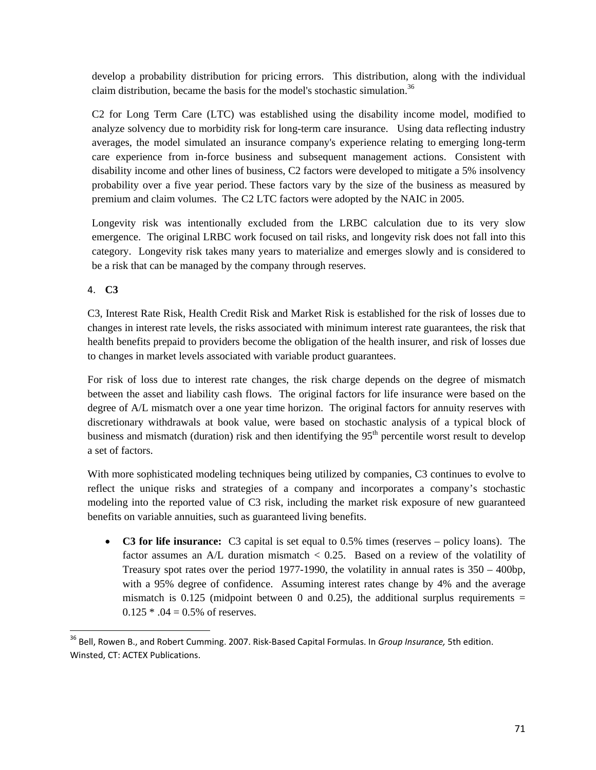develop a probability distribution for pricing errors. This distribution, along with the individual claim distribution, became the basis for the model's stochastic simulation.[36]

C2 for Long Term Care (LTC) was established using the disability income model, modified to analyze solvency due to morbidity risk for long-term care insurance. Using data reflecting industry averages, the model simulated an insurance company's experience relating to emerging long-term care experience from in-force business and subsequent management actions. Consistent with disability income and other lines of business, C2 factors were developed to mitigate a 5% insolvency probability over a five year period. These factors vary by the size of the business as measured by premium and claim volumes. The C2 LTC factors were adopted by the NAIC in 2005.

Longevity risk was intentionally excluded from the LRBC calculation due to its very slow emergence. The original LRBC work focused on tail risks, and longevity risk does not fall into this category. Longevity risk takes many years to materialize and emerges slowly and is considered to be a risk that can be managed by the company through reserves.

4. **C3**

C3, Interest Rate Risk, Health Credit Risk and Market Risk is established for the risk of losses due to changes in interest rate levels, the risks associated with minimum interest rate guarantees, the risk that health benefits prepaid to providers become the obligation of the health insurer, and risk of losses due to changes in market levels associated with variable product guarantees.

For risk of loss due to interest rate changes, the risk charge depends on the degree of mismatch between the asset and liability cash flows. The original factors for life insurance were based on the degree of A/L mismatch over a one year time horizon. The original factors for annuity reserves with discretionary withdrawals at book value, were based on stochastic analysis of a typical block of business and mismatch (duration) risk and then identifying the 95$^{th}$ percentile worst result to develop a set of factors.

With more sophisticated modeling techniques being utilized by companies, C3 continues to evolve to reflect the unique risks and strategies of a company and incorporates a company's stochastic modeling into the reported value of C3 risk, including the market risk exposure of new guaranteed benefits on variable annuities, such as guaranteed living benefits.

- **C3 for life insurance:** C3 capital is set equal to 0.5% times (reserves – policy loans). The factor assumes an A/L duration mismatch < 0.25. Based on a review of the volatility of Treasury spot rates over the period 1977-1990, the volatility in annual rates is 350 – 400bp, with a 95% degree of confidence. Assuming interest rates change by 4% and the average mismatch is 0.125 (midpoint between 0 and 0.25), the additional surplus requirements = 0.125 * .04 = 0.5% of reserves.

[36] Bell, Rowen B., and Robert Cumming. 2007. Risk-Based Capital Formulas. In *Group Insurance,* 5th edition. Winsted, CT: ACTEX Publications.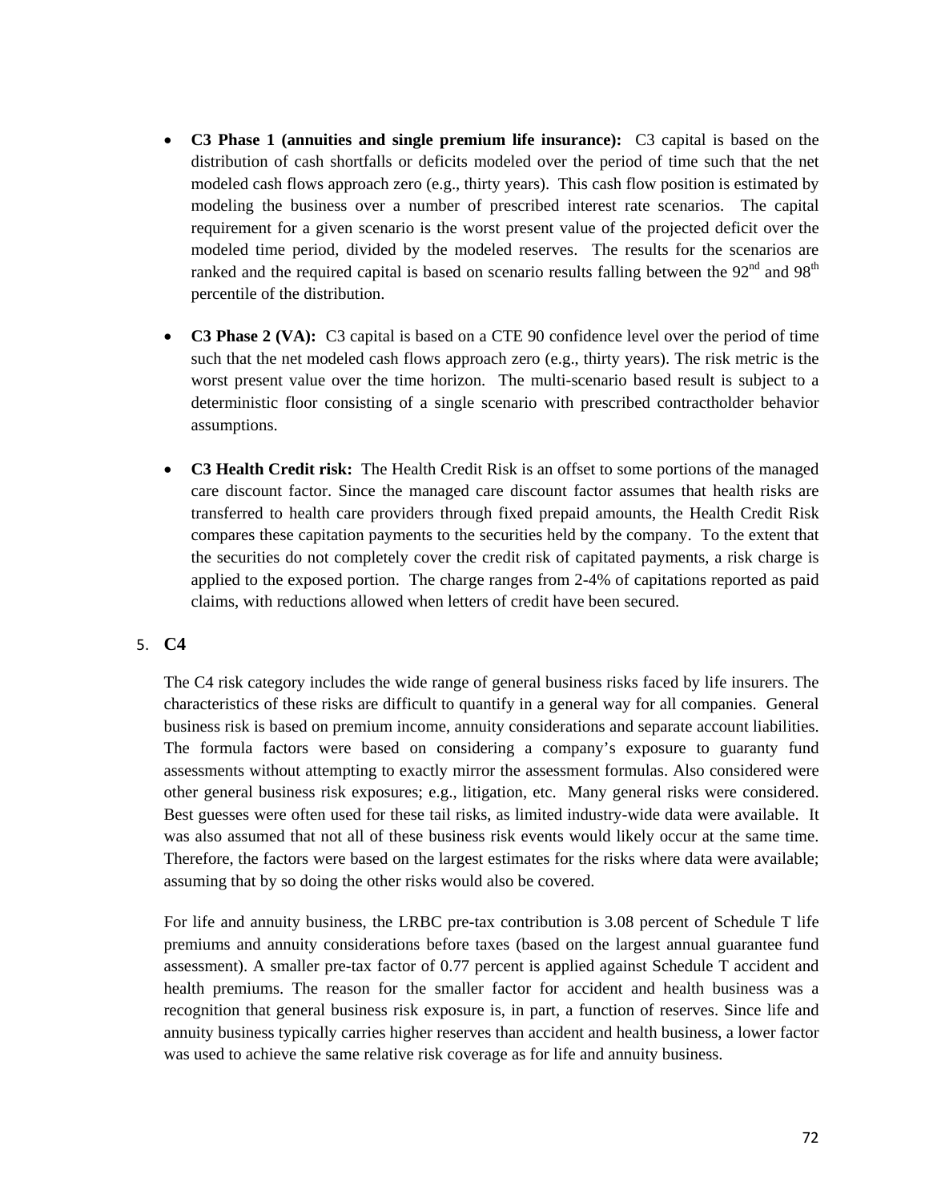- **C3 Phase 1 (annuities and single premium life insurance):** C3 capital is based on the distribution of cash shortfalls or deficits modeled over the period of time such that the net modeled cash flows approach zero (e.g., thirty years). This cash flow position is estimated by modeling the business over a number of prescribed interest rate scenarios. The capital requirement for a given scenario is the worst present value of the projected deficit over the modeled time period, divided by the modeled reserves. The results for the scenarios are ranked and the required capital is based on scenario results falling between the 92nd and 98th percentile of the distribution.

- **C3 Phase 2 (VA):** C3 capital is based on a CTE 90 confidence level over the period of time such that the net modeled cash flows approach zero (e.g., thirty years). The risk metric is the worst present value over the time horizon. The multi-scenario based result is subject to a deterministic floor consisting of a single scenario with prescribed contractholder behavior assumptions.

- **C3 Health Credit risk:** The Health Credit Risk is an offset to some portions of the managed care discount factor. Since the managed care discount factor assumes that health risks are transferred to health care providers through fixed prepaid amounts, the Health Credit Risk compares these capitation payments to the securities held by the company. To the extent that the securities do not completely cover the credit risk of capitated payments, a risk charge is applied to the exposed portion. The charge ranges from 2-4% of capitations reported as paid claims, with reductions allowed when letters of credit have been secured.

5. **C4**

The C4 risk category includes the wide range of general business risks faced by life insurers. The characteristics of these risks are difficult to quantify in a general way for all companies. General business risk is based on premium income, annuity considerations and separate account liabilities. The formula factors were based on considering a company's exposure to guaranty fund assessments without attempting to exactly mirror the assessment formulas. Also considered were other general business risk exposures; e.g., litigation, etc. Many general risks were considered. Best guesses were often used for these tail risks, as limited industry-wide data were available. It was also assumed that not all of these business risk events would likely occur at the same time. Therefore, the factors were based on the largest estimates for the risks where data were available; assuming that by so doing the other risks would also be covered.

For life and annuity business, the LRBC pre-tax contribution is 3.08 percent of Schedule T life premiums and annuity considerations before taxes (based on the largest annual guarantee fund assessment). A smaller pre-tax factor of 0.77 percent is applied against Schedule T accident and health premiums. The reason for the smaller factor for accident and health business was a recognition that general business risk exposure is, in part, a function of reserves. Since life and annuity business typically carries higher reserves than accident and health business, a lower factor was used to achieve the same relative risk coverage as for life and annuity business.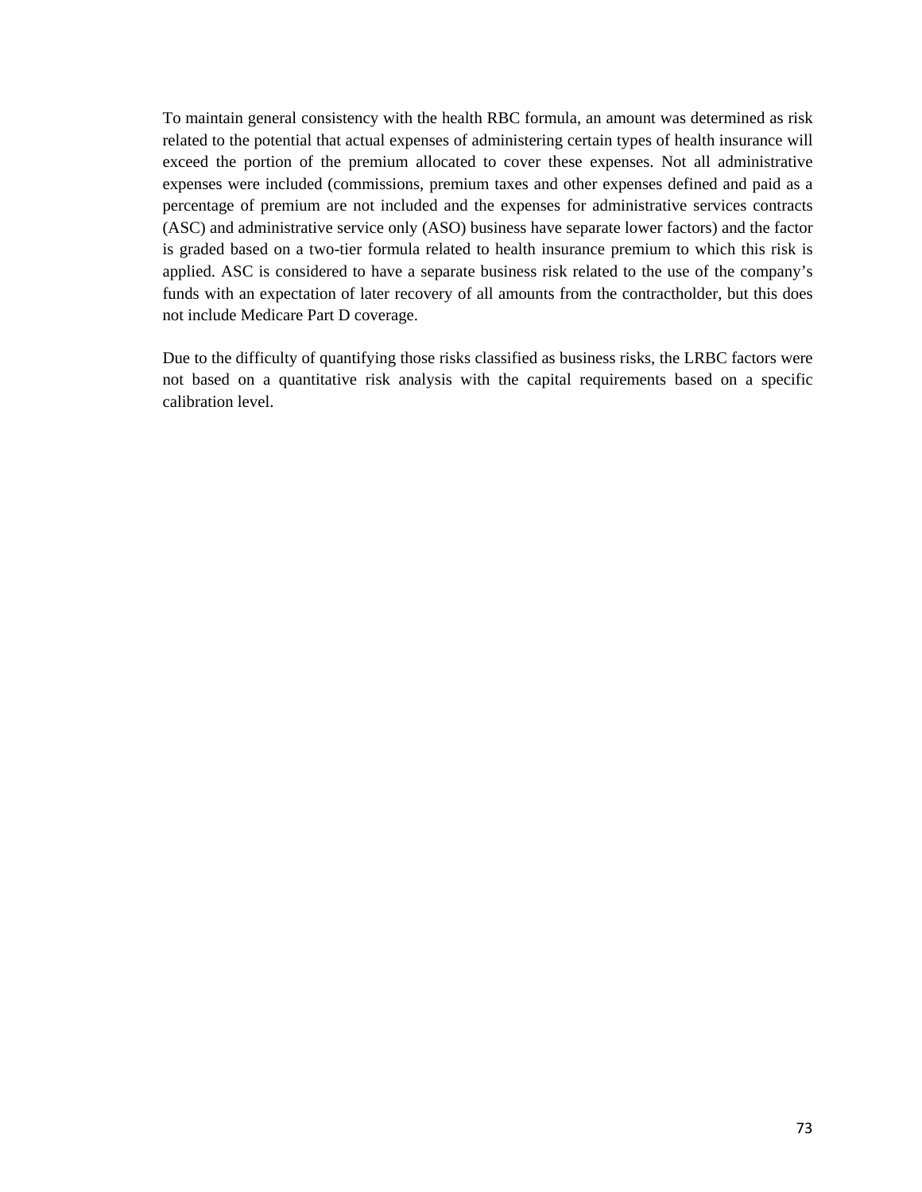To maintain general consistency with the health RBC formula, an amount was determined as risk related to the potential that actual expenses of administering certain types of health insurance will exceed the portion of the premium allocated to cover these expenses. Not all administrative expenses were included (commissions, premium taxes and other expenses defined and paid as a percentage of premium are not included and the expenses for administrative services contracts (ASC) and administrative service only (ASO) business have separate lower factors) and the factor is graded based on a two-tier formula related to health insurance premium to which this risk is applied. ASC is considered to have a separate business risk related to the use of the company's funds with an expectation of later recovery of all amounts from the contractholder, but this does not include Medicare Part D coverage.

Due to the difficulty of quantifying those risks classified as business risks, the LRBC factors were not based on a quantitative risk analysis with the capital requirements based on a specific calibration level.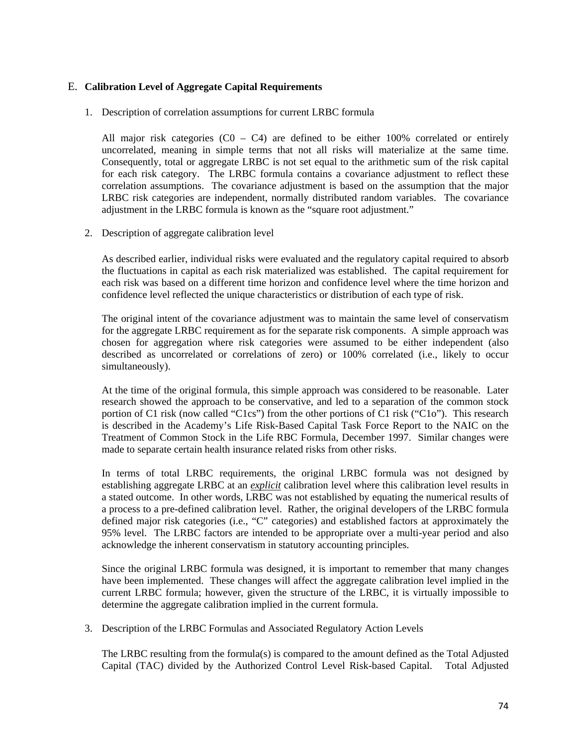## E. **Calibration Level of Aggregate Capital Requirements**

1. Description of correlation assumptions for current LRBC formula

   All major risk categories (C0 – C4) are defined to be either 100% correlated or entirely uncorrelated, meaning in simple terms that not all risks will materialize at the same time. Consequently, total or aggregate LRBC is not set equal to the arithmetic sum of the risk capital for each risk category. The LRBC formula contains a covariance adjustment to reflect these correlation assumptions. The covariance adjustment is based on the assumption that the major LRBC risk categories are independent, normally distributed random variables. The covariance adjustment in the LRBC formula is known as the "square root adjustment."

2. Description of aggregate calibration level

   As described earlier, individual risks were evaluated and the regulatory capital required to absorb the fluctuations in capital as each risk materialized was established. The capital requirement for each risk was based on a different time horizon and confidence level where the time horizon and confidence level reflected the unique characteristics or distribution of each type of risk.

   The original intent of the covariance adjustment was to maintain the same level of conservatism for the aggregate LRBC requirement as for the separate risk components. A simple approach was chosen for aggregation where risk categories were assumed to be either independent (also described as uncorrelated or correlations of zero) or 100% correlated (i.e., likely to occur simultaneously).

   At the time of the original formula, this simple approach was considered to be reasonable. Later research showed the approach to be conservative, and led to a separation of the common stock portion of C1 risk (now called "C1cs") from the other portions of C1 risk ("C1o"). This research is described in the Academy's Life Risk-Based Capital Task Force Report to the NAIC on the Treatment of Common Stock in the Life RBC Formula, December 1997. Similar changes were made to separate certain health insurance related risks from other risks.

   In terms of total LRBC requirements, the original LRBC formula was not designed by establishing aggregate LRBC at an ***explicit*** calibration level where this calibration level results in a stated outcome. In other words, LRBC was not established by equating the numerical results of a process to a pre-defined calibration level. Rather, the original developers of the LRBC formula defined major risk categories (i.e., "C" categories) and established factors at approximately the 95% level. The LRBC factors are intended to be appropriate over a multi-year period and also acknowledge the inherent conservatism in statutory accounting principles.

   Since the original LRBC formula was designed, it is important to remember that many changes have been implemented. These changes will affect the aggregate calibration level implied in the current LRBC formula; however, given the structure of the LRBC, it is virtually impossible to determine the aggregate calibration implied in the current formula.

3. Description of the LRBC Formulas and Associated Regulatory Action Levels

   The LRBC resulting from the formula(s) is compared to the amount defined as the Total Adjusted Capital (TAC) divided by the Authorized Control Level Risk-based Capital. Total Adjusted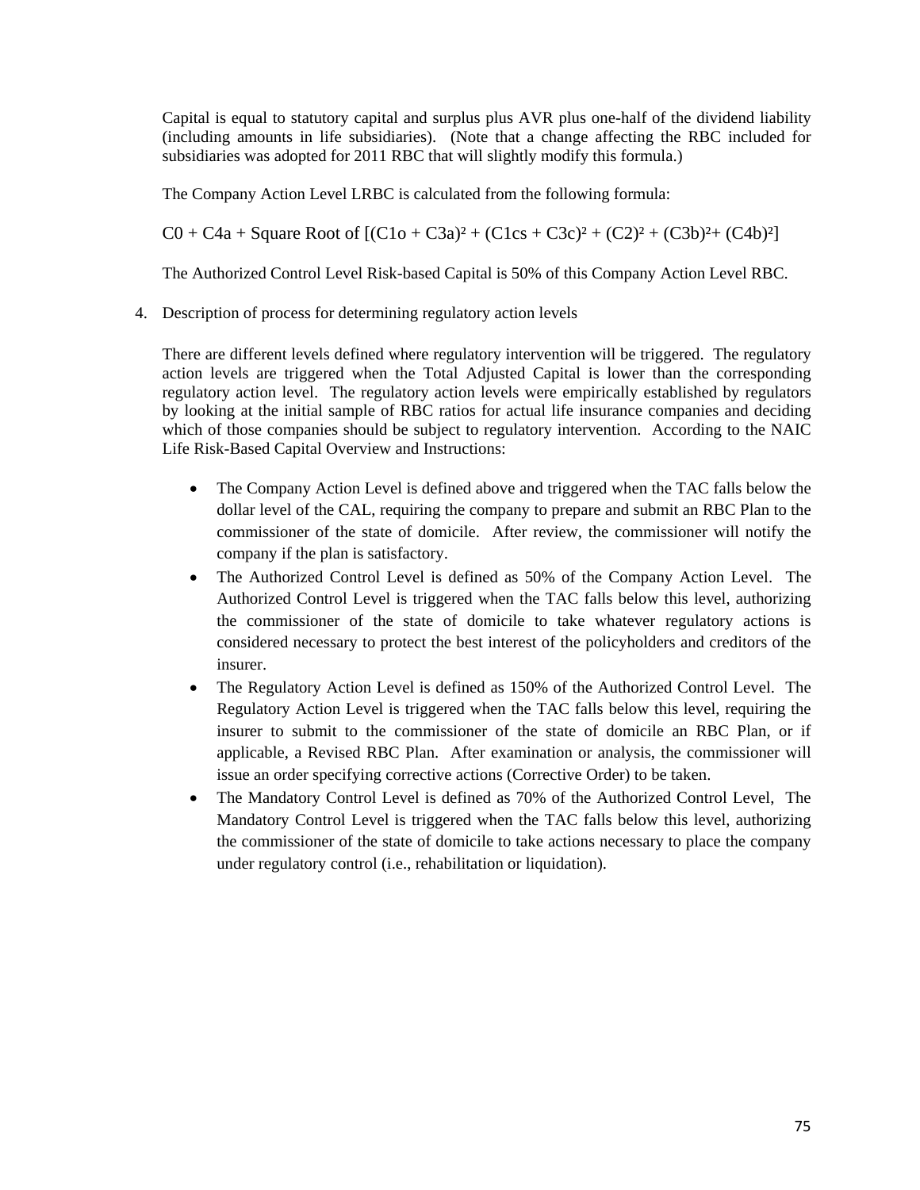Capital is equal to statutory capital and surplus plus AVR plus one-half of the dividend liability (including amounts in life subsidiaries). (Note that a change affecting the RBC included for subsidiaries was adopted for 2011 RBC that will slightly modify this formula.)

The Company Action Level LRBC is calculated from the following formula:

$$C0 + C4a + \text{Square Root of } [(C1o + C3a)^2 + (C1cs + C3c)^2 + (C2)^2 + (C3b)^2 + (C4b)^2]$$

The Authorized Control Level Risk-based Capital is 50% of this Company Action Level RBC.

4. Description of process for determining regulatory action levels

   There are different levels defined where regulatory intervention will be triggered. The regulatory action levels are triggered when the Total Adjusted Capital is lower than the corresponding regulatory action level. The regulatory action levels were empirically established by regulators by looking at the initial sample of RBC ratios for actual life insurance companies and deciding which of those companies should be subject to regulatory intervention. According to the NAIC Life Risk-Based Capital Overview and Instructions:

   - The Company Action Level is defined above and triggered when the TAC falls below the dollar level of the CAL, requiring the company to prepare and submit an RBC Plan to the commissioner of the state of domicile. After review, the commissioner will notify the company if the plan is satisfactory.
   - The Authorized Control Level is defined as 50% of the Company Action Level. The Authorized Control Level is triggered when the TAC falls below this level, authorizing the commissioner of the state of domicile to take whatever regulatory actions is considered necessary to protect the best interest of the policyholders and creditors of the insurer.
   - The Regulatory Action Level is defined as 150% of the Authorized Control Level. The Regulatory Action Level is triggered when the TAC falls below this level, requiring the insurer to submit to the commissioner of the state of domicile an RBC Plan, or if applicable, a Revised RBC Plan. After examination or analysis, the commissioner will issue an order specifying corrective actions (Corrective Order) to be taken.
   - The Mandatory Control Level is defined as 70% of the Authorized Control Level, The Mandatory Control Level is triggered when the TAC falls below this level, authorizing the commissioner of the state of domicile to take actions necessary to place the company under regulatory control (i.e., rehabilitation or liquidation).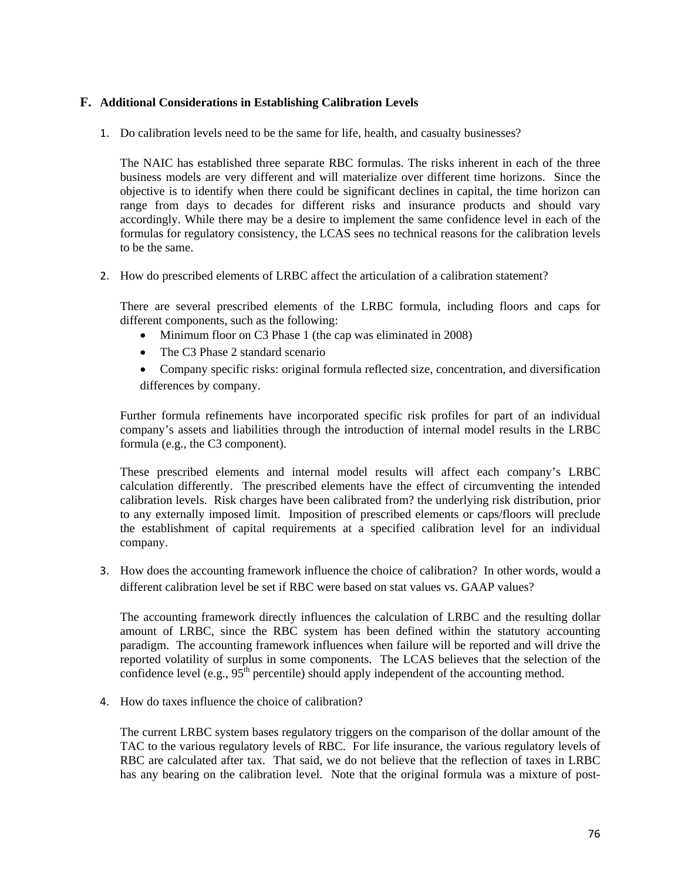## F. Additional Considerations in Establishing Calibration Levels

1. Do calibration levels need to be the same for life, health, and casualty businesses?

   The NAIC has established three separate RBC formulas. The risks inherent in each of the three business models are very different and will materialize over different time horizons. Since the objective is to identify when there could be significant declines in capital, the time horizon can range from days to decades for different risks and insurance products and should vary accordingly. While there may be a desire to implement the same confidence level in each of the formulas for regulatory consistency, the LCAS sees no technical reasons for the calibration levels to be the same.

2. How do prescribed elements of LRBC affect the articulation of a calibration statement?

   There are several prescribed elements of the LRBC formula, including floors and caps for different components, such as the following:

   - Minimum floor on C3 Phase 1 (the cap was eliminated in 2008)
   - The C3 Phase 2 standard scenario
   - Company specific risks: original formula reflected size, concentration, and diversification differences by company.

   Further formula refinements have incorporated specific risk profiles for part of an individual company's assets and liabilities through the introduction of internal model results in the LRBC formula (e.g., the C3 component).

   These prescribed elements and internal model results will affect each company's LRBC calculation differently. The prescribed elements have the effect of circumventing the intended calibration levels. Risk charges have been calibrated from? the underlying risk distribution, prior to any externally imposed limit. Imposition of prescribed elements or caps/floors will preclude the establishment of capital requirements at a specified calibration level for an individual company.

3. How does the accounting framework influence the choice of calibration? In other words, would a different calibration level be set if RBC were based on stat values vs. GAAP values?

   The accounting framework directly influences the calculation of LRBC and the resulting dollar amount of LRBC, since the RBC system has been defined within the statutory accounting paradigm. The accounting framework influences when failure will be reported and will drive the reported volatility of surplus in some components. The LCAS believes that the selection of the confidence level (e.g., 95th percentile) should apply independent of the accounting method.

4. How do taxes influence the choice of calibration?

   The current LRBC system bases regulatory triggers on the comparison of the dollar amount of the TAC to the various regulatory levels of RBC. For life insurance, the various regulatory levels of RBC are calculated after tax. That said, we do not believe that the reflection of taxes in LRBC has any bearing on the calibration level. Note that the original formula was a mixture of post-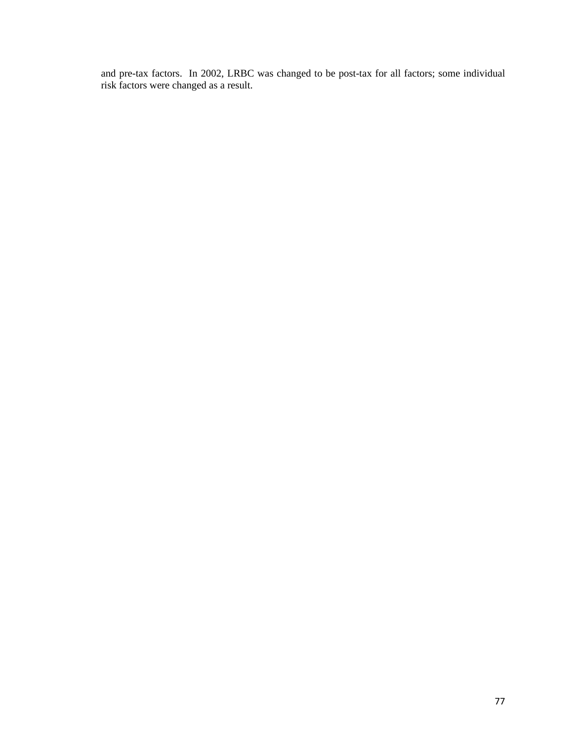and pre-tax factors.  In 2002, LRBC was changed to be post-tax for all factors; some individual risk factors were changed as a result.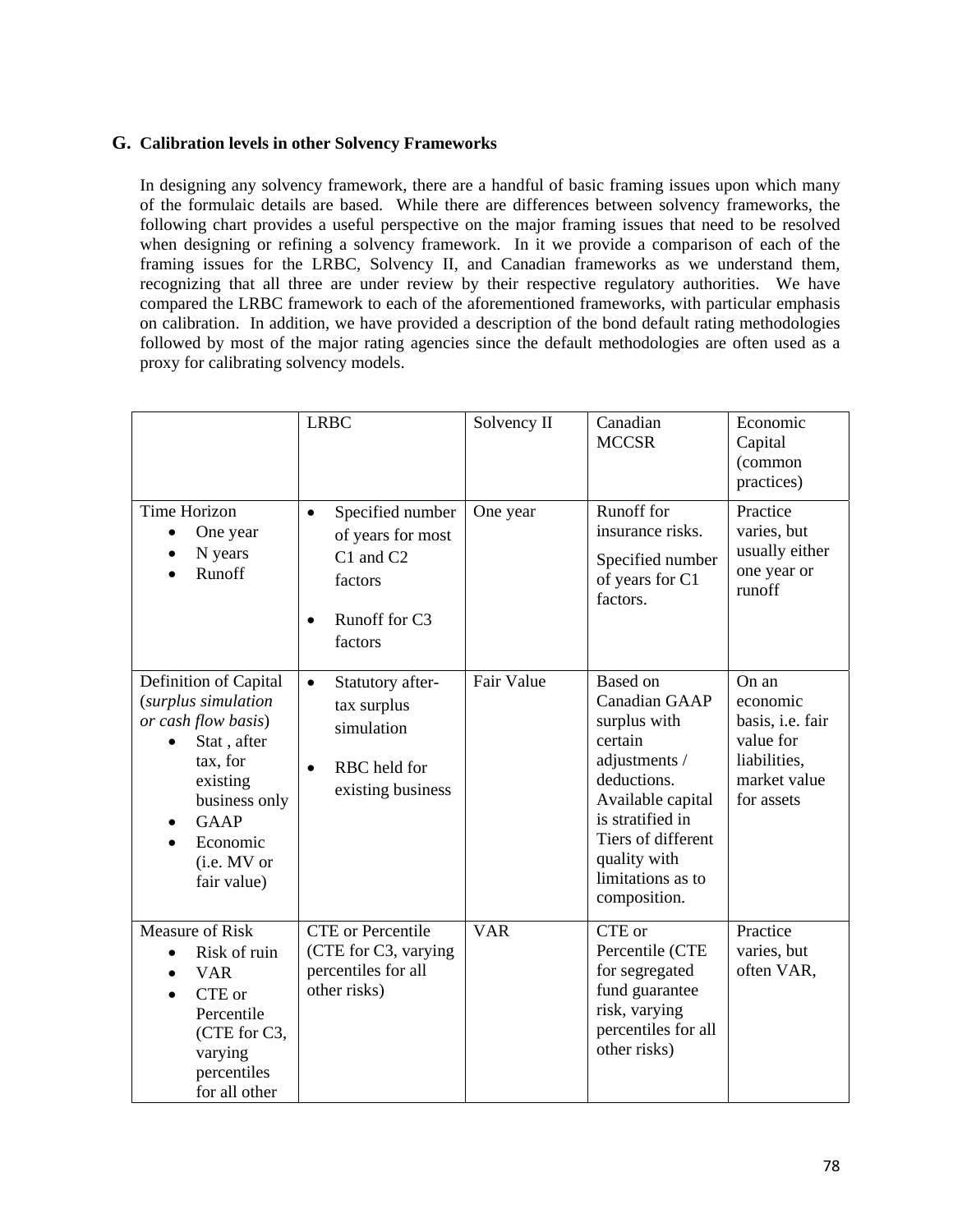## G. Calibration levels in other Solvency Frameworks

In designing any solvency framework, there are a handful of basic framing issues upon which many of the formulaic details are based. While there are differences between solvency frameworks, the following chart provides a useful perspective on the major framing issues that need to be resolved when designing or refining a solvency framework. In it we provide a comparison of each of the framing issues for the LRBC, Solvency II, and Canadian frameworks as we understand them, recognizing that all three are under review by their respective regulatory authorities. We have compared the LRBC framework to each of the aforementioned frameworks, with particular emphasis on calibration. In addition, we have provided a description of the bond default rating methodologies followed by most of the major rating agencies since the default methodologies are often used as a proxy for calibrating solvency models.

| | LRBC | Solvency II | Canadian MCCSR | Economic Capital (common practices) |
|---|---|---|---|---|
| Time Horizon<br>• One year<br>• N years<br>• Runoff | • Specified number of years for most C1 and C2 factors<br>• Runoff for C3 factors | One year | Runoff for insurance risks.<br>Specified number of years for C1 factors. | Practice varies, but usually either one year or runoff |
| Definition of Capital (*surplus simulation or cash flow basis*)<br>• Stat , after tax, for existing business only<br>• GAAP<br>• Economic (i.e. MV or fair value) | • Statutory after-tax surplus simulation<br>• RBC held for existing business | Fair Value | Based on Canadian GAAP surplus with certain adjustments / deductions. Available capital is stratified in Tiers of different quality with limitations as to composition. | On an economic basis, i.e. fair value for liabilities, market value for assets |
| Measure of Risk<br>• Risk of ruin<br>• VAR<br>• CTE or Percentile (CTE for C3, varying percentiles for all other | CTE or Percentile (CTE for C3, varying percentiles for all other risks) | VAR | CTE or Percentile (CTE for segregated fund guarantee risk, varying percentiles for all other risks) | Practice varies, but often VAR, |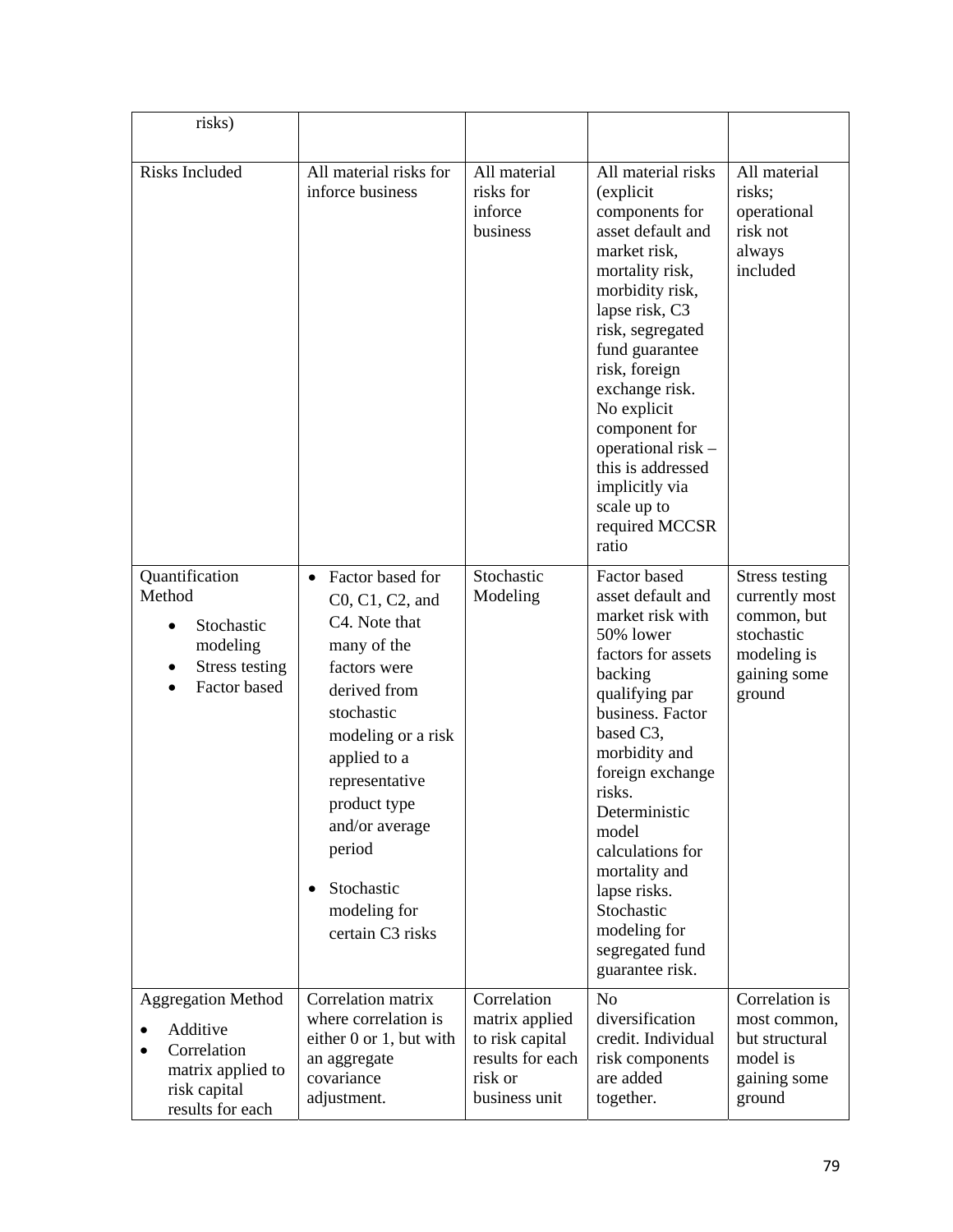| risks) | | | | |
|---|---|---|---|---|
| Risks Included | All material risks for inforce business | All material risks for inforce business | All material risks (explicit components for asset default and market risk, mortality risk, morbidity risk, lapse risk, C3 risk, segregated fund guarantee risk, foreign exchange risk. No explicit component for operational risk – this is addressed implicitly via scale up to required MCCSR ratio | All material risks; operational risk not always included |
| Quantification Method<br>• Stochastic modeling<br>• Stress testing<br>• Factor based | • Factor based for C0, C1, C2, and C4. Note that many of the factors were derived from stochastic modeling or a risk applied to a representative product type and/or average period<br>• Stochastic modeling for certain C3 risks | Stochastic Modeling | Factor based asset default and market risk with 50% lower factors for assets backing qualifying par business. Factor based C3, morbidity and foreign exchange risks. Deterministic model calculations for mortality and lapse risks. Stochastic modeling for segregated fund guarantee risk. | Stress testing currently most common, but stochastic modeling is gaining some ground |
| Aggregation Method<br>• Additive<br>• Correlation matrix applied to risk capital results for each | Correlation matrix where correlation is either 0 or 1, but with an aggregate covariance adjustment. | Correlation matrix applied to risk capital results for each risk or business unit | No diversification credit. Individual risk components are added together. | Correlation is most common, but structural model is gaining some ground |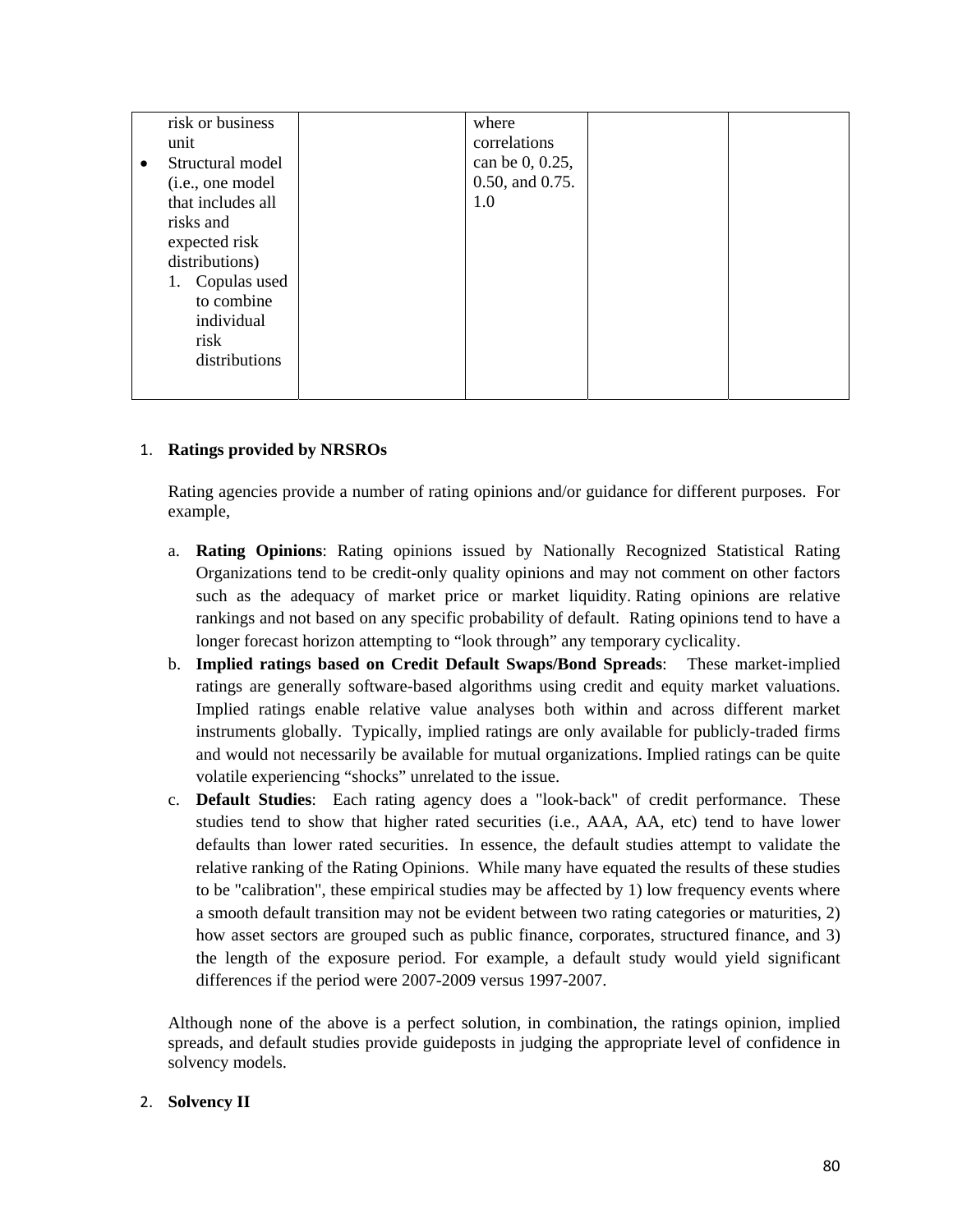| | | | | |
|---|---|---|---|---|
| risk or business unit<br>• Structural model (i.e., one model that includes all risks and expected risk distributions)<br>1. Copulas used to combine individual risk distributions | | where correlations can be 0, 0.25, 0.50, and 0.75. 1.0 | | |

1. **Ratings provided by NRSROs**

   Rating agencies provide a number of rating opinions and/or guidance for different purposes. For example,

   a. **Rating Opinions**: Rating opinions issued by Nationally Recognized Statistical Rating Organizations tend to be credit-only quality opinions and may not comment on other factors such as the adequacy of market price or market liquidity. Rating opinions are relative rankings and not based on any specific probability of default. Rating opinions tend to have a longer forecast horizon attempting to "look through" any temporary cyclicality.
   b. **Implied ratings based on Credit Default Swaps/Bond Spreads**: These market-implied ratings are generally software-based algorithms using credit and equity market valuations. Implied ratings enable relative value analyses both within and across different market instruments globally. Typically, implied ratings are only available for publicly-traded firms and would not necessarily be available for mutual organizations. Implied ratings can be quite volatile experiencing "shocks" unrelated to the issue.
   c. **Default Studies**: Each rating agency does a "look-back" of credit performance. These studies tend to show that higher rated securities (i.e., AAA, AA, etc) tend to have lower defaults than lower rated securities. In essence, the default studies attempt to validate the relative ranking of the Rating Opinions. While many have equated the results of these studies to be "calibration", these empirical studies may be affected by 1) low frequency events where a smooth default transition may not be evident between two rating categories or maturities, 2) how asset sectors are grouped such as public finance, corporates, structured finance, and 3) the length of the exposure period. For example, a default study would yield significant differences if the period were 2007-2009 versus 1997-2007.

   Although none of the above is a perfect solution, in combination, the ratings opinion, implied spreads, and default studies provide guideposts in judging the appropriate level of confidence in solvency models.

2. **Solvency II**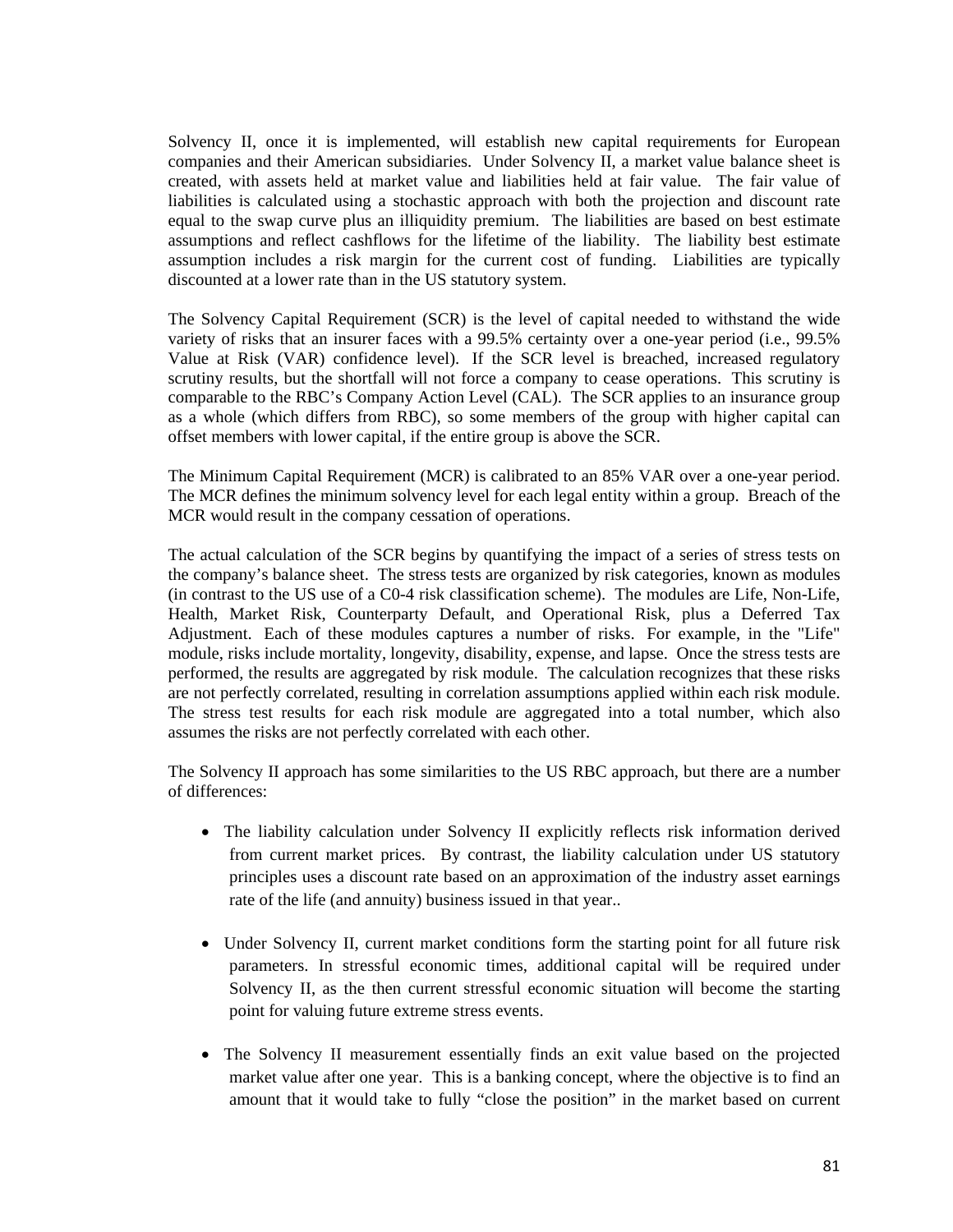Solvency II, once it is implemented, will establish new capital requirements for European companies and their American subsidiaries. Under Solvency II, a market value balance sheet is created, with assets held at market value and liabilities held at fair value. The fair value of liabilities is calculated using a stochastic approach with both the projection and discount rate equal to the swap curve plus an illiquidity premium. The liabilities are based on best estimate assumptions and reflect cashflows for the lifetime of the liability. The liability best estimate assumption includes a risk margin for the current cost of funding. Liabilities are typically discounted at a lower rate than in the US statutory system.

The Solvency Capital Requirement (SCR) is the level of capital needed to withstand the wide variety of risks that an insurer faces with a 99.5% certainty over a one-year period (i.e., 99.5% Value at Risk (VAR) confidence level). If the SCR level is breached, increased regulatory scrutiny results, but the shortfall will not force a company to cease operations. This scrutiny is comparable to the RBC's Company Action Level (CAL). The SCR applies to an insurance group as a whole (which differs from RBC), so some members of the group with higher capital can offset members with lower capital, if the entire group is above the SCR.

The Minimum Capital Requirement (MCR) is calibrated to an 85% VAR over a one-year period. The MCR defines the minimum solvency level for each legal entity within a group. Breach of the MCR would result in the company cessation of operations.

The actual calculation of the SCR begins by quantifying the impact of a series of stress tests on the company's balance sheet. The stress tests are organized by risk categories, known as modules (in contrast to the US use of a C0-4 risk classification scheme). The modules are Life, Non-Life, Health, Market Risk, Counterparty Default, and Operational Risk, plus a Deferred Tax Adjustment. Each of these modules captures a number of risks. For example, in the "Life" module, risks include mortality, longevity, disability, expense, and lapse. Once the stress tests are performed, the results are aggregated by risk module. The calculation recognizes that these risks are not perfectly correlated, resulting in correlation assumptions applied within each risk module. The stress test results for each risk module are aggregated into a total number, which also assumes the risks are not perfectly correlated with each other.

The Solvency II approach has some similarities to the US RBC approach, but there are a number of differences:

- The liability calculation under Solvency II explicitly reflects risk information derived from current market prices. By contrast, the liability calculation under US statutory principles uses a discount rate based on an approximation of the industry asset earnings rate of the life (and annuity) business issued in that year..
- Under Solvency II, current market conditions form the starting point for all future risk parameters. In stressful economic times, additional capital will be required under Solvency II, as the then current stressful economic situation will become the starting point for valuing future extreme stress events.
- The Solvency II measurement essentially finds an exit value based on the projected market value after one year. This is a banking concept, where the objective is to find an amount that it would take to fully "close the position" in the market based on current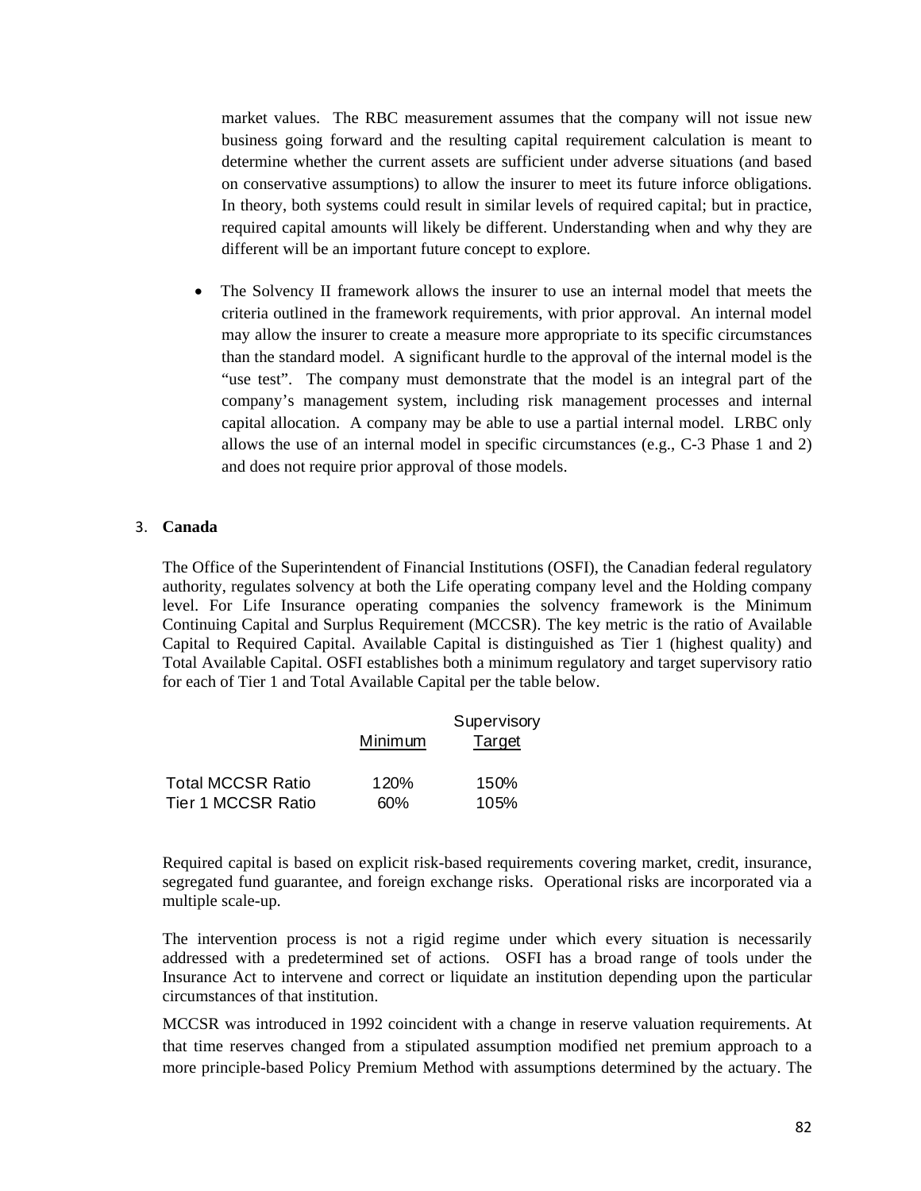market values. The RBC measurement assumes that the company will not issue new business going forward and the resulting capital requirement calculation is meant to determine whether the current assets are sufficient under adverse situations (and based on conservative assumptions) to allow the insurer to meet its future inforce obligations. In theory, both systems could result in similar levels of required capital; but in practice, required capital amounts will likely be different. Understanding when and why they are different will be an important future concept to explore.

- The Solvency II framework allows the insurer to use an internal model that meets the criteria outlined in the framework requirements, with prior approval. An internal model may allow the insurer to create a measure more appropriate to its specific circumstances than the standard model. A significant hurdle to the approval of the internal model is the "use test". The company must demonstrate that the model is an integral part of the company's management system, including risk management processes and internal capital allocation. A company may be able to use a partial internal model. LRBC only allows the use of an internal model in specific circumstances (e.g., C-3 Phase 1 and 2) and does not require prior approval of those models.

3. **Canada**

The Office of the Superintendent of Financial Institutions (OSFI), the Canadian federal regulatory authority, regulates solvency at both the Life operating company level and the Holding company level. For Life Insurance operating companies the solvency framework is the Minimum Continuing Capital and Surplus Requirement (MCCSR). The key metric is the ratio of Available Capital to Required Capital. Available Capital is distinguished as Tier 1 (highest quality) and Total Available Capital. OSFI establishes both a minimum regulatory and target supervisory ratio for each of Tier 1 and Total Available Capital per the table below.

| | Minimum | Supervisory Target |
|---|---|---|
| Total MCCSR Ratio | 120% | 150% |
| Tier 1 MCCSR Ratio | 60% | 105% |

Required capital is based on explicit risk-based requirements covering market, credit, insurance, segregated fund guarantee, and foreign exchange risks. Operational risks are incorporated via a multiple scale-up.

The intervention process is not a rigid regime under which every situation is necessarily addressed with a predetermined set of actions. OSFI has a broad range of tools under the Insurance Act to intervene and correct or liquidate an institution depending upon the particular circumstances of that institution.

MCCSR was introduced in 1992 coincident with a change in reserve valuation requirements. At that time reserves changed from a stipulated assumption modified net premium approach to a more principle-based Policy Premium Method with assumptions determined by the actuary. The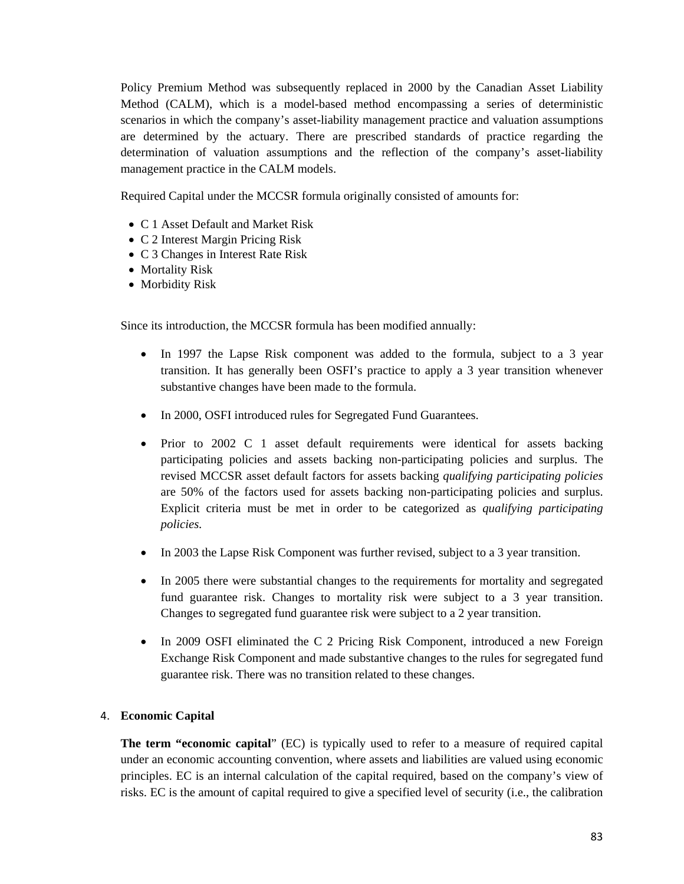Policy Premium Method was subsequently replaced in 2000 by the Canadian Asset Liability Method (CALM), which is a model-based method encompassing a series of deterministic scenarios in which the company's asset-liability management practice and valuation assumptions are determined by the actuary. There are prescribed standards of practice regarding the determination of valuation assumptions and the reflection of the company's asset-liability management practice in the CALM models.

Required Capital under the MCCSR formula originally consisted of amounts for:

- C 1 Asset Default and Market Risk
- C 2 Interest Margin Pricing Risk
- C 3 Changes in Interest Rate Risk
- Mortality Risk
- Morbidity Risk

Since its introduction, the MCCSR formula has been modified annually:

- In 1997 the Lapse Risk component was added to the formula, subject to a 3 year transition. It has generally been OSFI's practice to apply a 3 year transition whenever substantive changes have been made to the formula.

- In 2000, OSFI introduced rules for Segregated Fund Guarantees.

- Prior to 2002 C 1 asset default requirements were identical for assets backing participating policies and assets backing non-participating policies and surplus. The revised MCCSR asset default factors for assets backing *qualifying participating policies* are 50% of the factors used for assets backing non-participating policies and surplus. Explicit criteria must be met in order to be categorized as *qualifying participating policies.*

- In 2003 the Lapse Risk Component was further revised, subject to a 3 year transition.

- In 2005 there were substantial changes to the requirements for mortality and segregated fund guarantee risk. Changes to mortality risk were subject to a 3 year transition. Changes to segregated fund guarantee risk were subject to a 2 year transition.

- In 2009 OSFI eliminated the C 2 Pricing Risk Component, introduced a new Foreign Exchange Risk Component and made substantive changes to the rules for segregated fund guarantee risk. There was no transition related to these changes.

4. **Economic Capital**

**The term "economic capital**" (EC) is typically used to refer to a measure of required capital under an economic accounting convention, where assets and liabilities are valued using economic principles. EC is an internal calculation of the capital required, based on the company's view of risks. EC is the amount of capital required to give a specified level of security (i.e., the calibration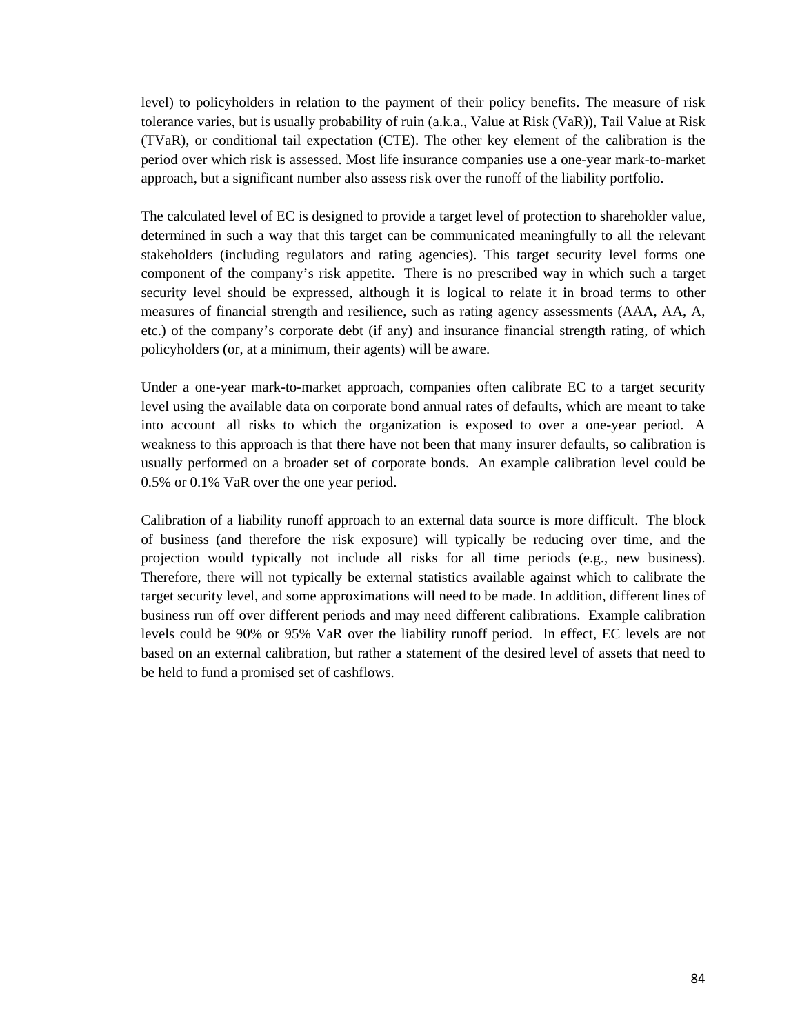level) to policyholders in relation to the payment of their policy benefits. The measure of risk tolerance varies, but is usually probability of ruin (a.k.a., Value at Risk (VaR)), Tail Value at Risk (TVaR), or conditional tail expectation (CTE). The other key element of the calibration is the period over which risk is assessed. Most life insurance companies use a one-year mark-to-market approach, but a significant number also assess risk over the runoff of the liability portfolio.

The calculated level of EC is designed to provide a target level of protection to shareholder value, determined in such a way that this target can be communicated meaningfully to all the relevant stakeholders (including regulators and rating agencies). This target security level forms one component of the company's risk appetite. There is no prescribed way in which such a target security level should be expressed, although it is logical to relate it in broad terms to other measures of financial strength and resilience, such as rating agency assessments (AAA, AA, A, etc.) of the company's corporate debt (if any) and insurance financial strength rating, of which policyholders (or, at a minimum, their agents) will be aware.

Under a one-year mark-to-market approach, companies often calibrate EC to a target security level using the available data on corporate bond annual rates of defaults, which are meant to take into account all risks to which the organization is exposed to over a one-year period. A weakness to this approach is that there have not been that many insurer defaults, so calibration is usually performed on a broader set of corporate bonds. An example calibration level could be 0.5% or 0.1% VaR over the one year period.

Calibration of a liability runoff approach to an external data source is more difficult. The block of business (and therefore the risk exposure) will typically be reducing over time, and the projection would typically not include all risks for all time periods (e.g., new business). Therefore, there will not typically be external statistics available against which to calibrate the target security level, and some approximations will need to be made. In addition, different lines of business run off over different periods and may need different calibrations. Example calibration levels could be 90% or 95% VaR over the liability runoff period. In effect, EC levels are not based on an external calibration, but rather a statement of the desired level of assets that need to be held to fund a promised set of cashflows.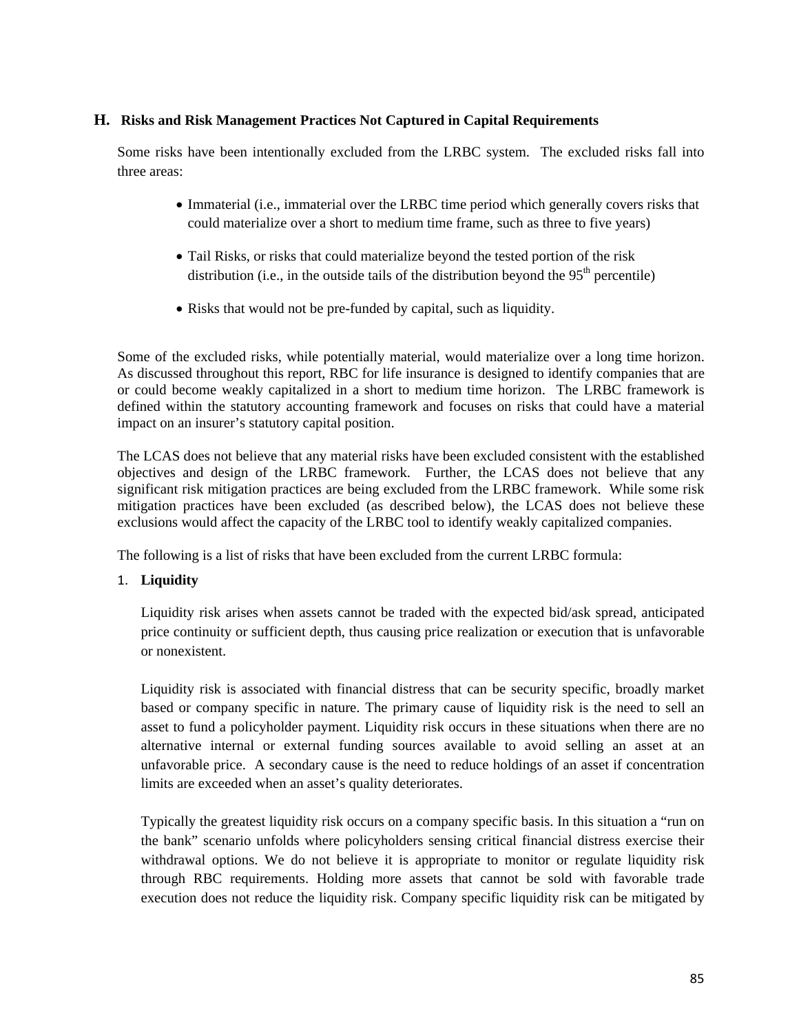## H. Risks and Risk Management Practices Not Captured in Capital Requirements

Some risks have been intentionally excluded from the LRBC system. The excluded risks fall into three areas:

- Immaterial (i.e., immaterial over the LRBC time period which generally covers risks that could materialize over a short to medium time frame, such as three to five years)
- Tail Risks, or risks that could materialize beyond the tested portion of the risk distribution (i.e., in the outside tails of the distribution beyond the 95th percentile)
- Risks that would not be pre-funded by capital, such as liquidity.

Some of the excluded risks, while potentially material, would materialize over a long time horizon. As discussed throughout this report, RBC for life insurance is designed to identify companies that are or could become weakly capitalized in a short to medium time horizon. The LRBC framework is defined within the statutory accounting framework and focuses on risks that could have a material impact on an insurer's statutory capital position.

The LCAS does not believe that any material risks have been excluded consistent with the established objectives and design of the LRBC framework. Further, the LCAS does not believe that any significant risk mitigation practices are being excluded from the LRBC framework. While some risk mitigation practices have been excluded (as described below), the LCAS does not believe these exclusions would affect the capacity of the LRBC tool to identify weakly capitalized companies.

The following is a list of risks that have been excluded from the current LRBC formula:

1. **Liquidity**

   Liquidity risk arises when assets cannot be traded with the expected bid/ask spread, anticipated price continuity or sufficient depth, thus causing price realization or execution that is unfavorable or nonexistent.

   Liquidity risk is associated with financial distress that can be security specific, broadly market based or company specific in nature. The primary cause of liquidity risk is the need to sell an asset to fund a policyholder payment. Liquidity risk occurs in these situations when there are no alternative internal or external funding sources available to avoid selling an asset at an unfavorable price. A secondary cause is the need to reduce holdings of an asset if concentration limits are exceeded when an asset's quality deteriorates.

   Typically the greatest liquidity risk occurs on a company specific basis. In this situation a "run on the bank" scenario unfolds where policyholders sensing critical financial distress exercise their withdrawal options. We do not believe it is appropriate to monitor or regulate liquidity risk through RBC requirements. Holding more assets that cannot be sold with favorable trade execution does not reduce the liquidity risk. Company specific liquidity risk can be mitigated by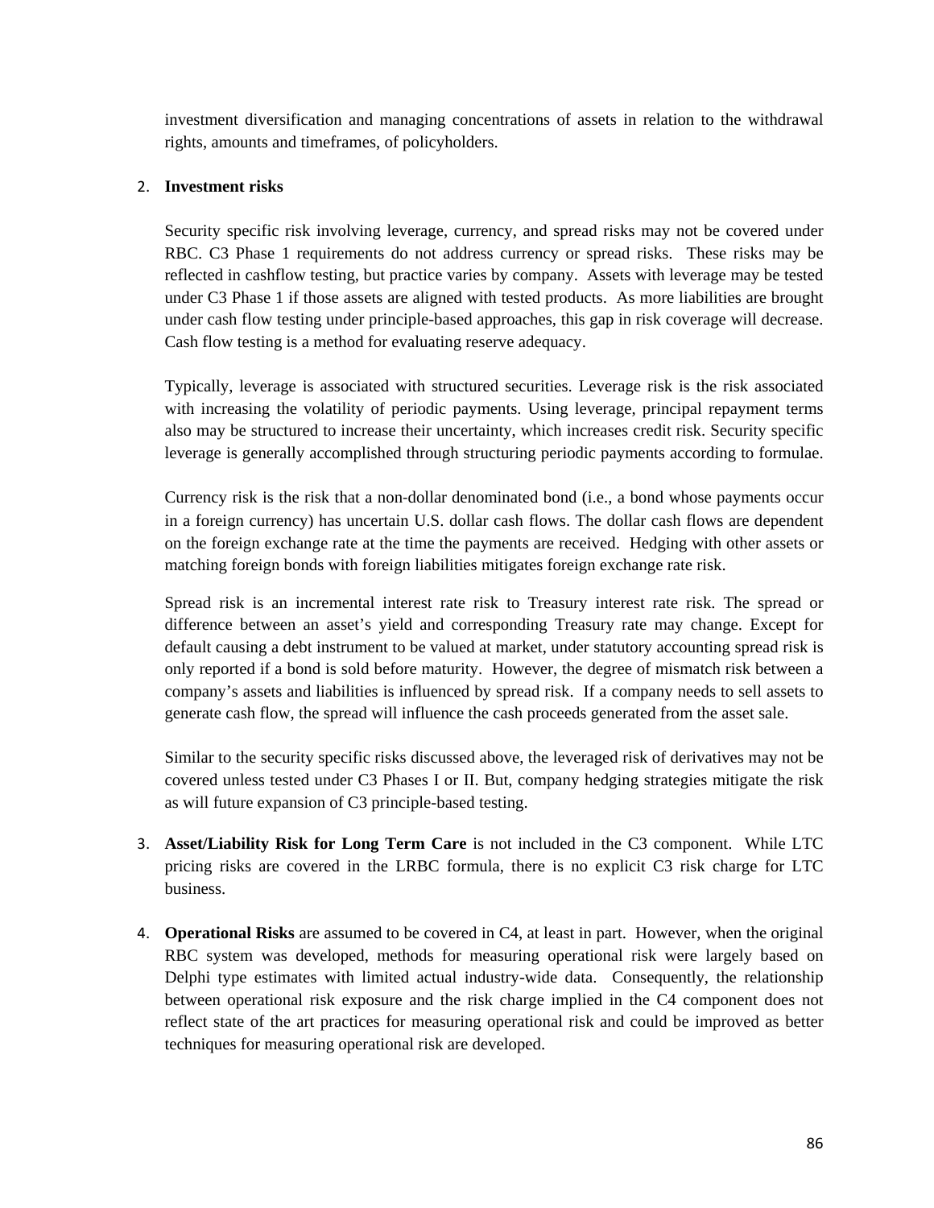investment diversification and managing concentrations of assets in relation to the withdrawal rights, amounts and timeframes, of policyholders.

2. **Investment risks**

   Security specific risk involving leverage, currency, and spread risks may not be covered under RBC. C3 Phase 1 requirements do not address currency or spread risks. These risks may be reflected in cashflow testing, but practice varies by company. Assets with leverage may be tested under C3 Phase 1 if those assets are aligned with tested products. As more liabilities are brought under cash flow testing under principle-based approaches, this gap in risk coverage will decrease. Cash flow testing is a method for evaluating reserve adequacy.

   Typically, leverage is associated with structured securities. Leverage risk is the risk associated with increasing the volatility of periodic payments. Using leverage, principal repayment terms also may be structured to increase their uncertainty, which increases credit risk. Security specific leverage is generally accomplished through structuring periodic payments according to formulae.

   Currency risk is the risk that a non-dollar denominated bond (i.e., a bond whose payments occur in a foreign currency) has uncertain U.S. dollar cash flows. The dollar cash flows are dependent on the foreign exchange rate at the time the payments are received. Hedging with other assets or matching foreign bonds with foreign liabilities mitigates foreign exchange rate risk.

   Spread risk is an incremental interest rate risk to Treasury interest rate risk. The spread or difference between an asset's yield and corresponding Treasury rate may change. Except for default causing a debt instrument to be valued at market, under statutory accounting spread risk is only reported if a bond is sold before maturity. However, the degree of mismatch risk between a company's assets and liabilities is influenced by spread risk. If a company needs to sell assets to generate cash flow, the spread will influence the cash proceeds generated from the asset sale.

   Similar to the security specific risks discussed above, the leveraged risk of derivatives may not be covered unless tested under C3 Phases I or II. But, company hedging strategies mitigate the risk as will future expansion of C3 principle-based testing.

3. **Asset/Liability Risk for Long Term Care** is not included in the C3 component. While LTC pricing risks are covered in the LRBC formula, there is no explicit C3 risk charge for LTC business.

4. **Operational Risks** are assumed to be covered in C4, at least in part. However, when the original RBC system was developed, methods for measuring operational risk were largely based on Delphi type estimates with limited actual industry-wide data. Consequently, the relationship between operational risk exposure and the risk charge implied in the C4 component does not reflect state of the art practices for measuring operational risk and could be improved as better techniques for measuring operational risk are developed.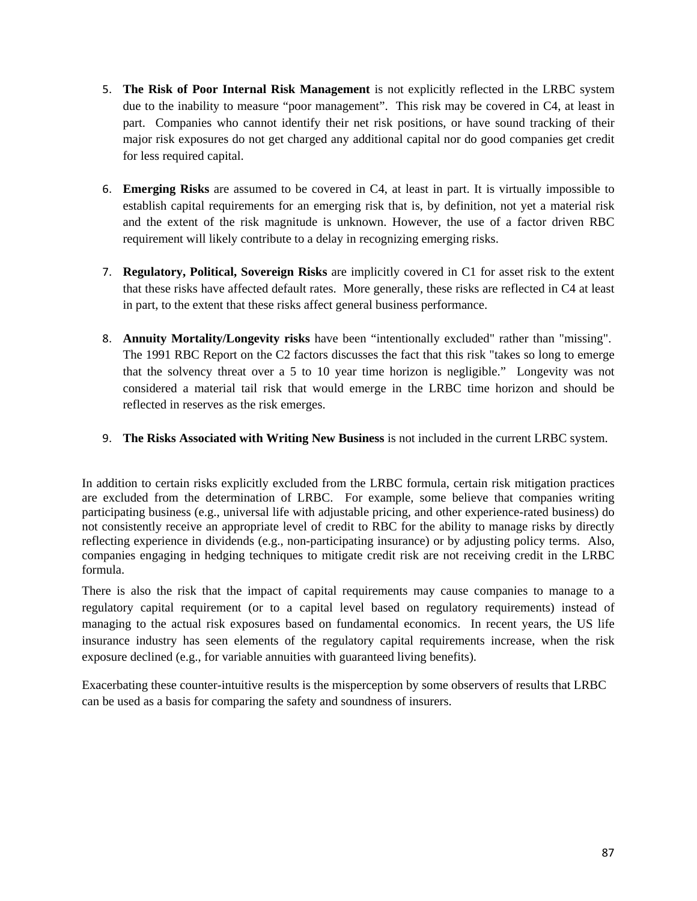5. **The Risk of Poor Internal Risk Management** is not explicitly reflected in the LRBC system due to the inability to measure "poor management". This risk may be covered in C4, at least in part. Companies who cannot identify their net risk positions, or have sound tracking of their major risk exposures do not get charged any additional capital nor do good companies get credit for less required capital.

6. **Emerging Risks** are assumed to be covered in C4, at least in part. It is virtually impossible to establish capital requirements for an emerging risk that is, by definition, not yet a material risk and the extent of the risk magnitude is unknown. However, the use of a factor driven RBC requirement will likely contribute to a delay in recognizing emerging risks.

7. **Regulatory, Political, Sovereign Risks** are implicitly covered in C1 for asset risk to the extent that these risks have affected default rates. More generally, these risks are reflected in C4 at least in part, to the extent that these risks affect general business performance.

8. **Annuity Mortality/Longevity risks** have been "intentionally excluded" rather than "missing". The 1991 RBC Report on the C2 factors discusses the fact that this risk "takes so long to emerge that the solvency threat over a 5 to 10 year time horizon is negligible." Longevity was not considered a material tail risk that would emerge in the LRBC time horizon and should be reflected in reserves as the risk emerges.

9. **The Risks Associated with Writing New Business** is not included in the current LRBC system.

In addition to certain risks explicitly excluded from the LRBC formula, certain risk mitigation practices are excluded from the determination of LRBC. For example, some believe that companies writing participating business (e.g., universal life with adjustable pricing, and other experience-rated business) do not consistently receive an appropriate level of credit to RBC for the ability to manage risks by directly reflecting experience in dividends (e.g., non-participating insurance) or by adjusting policy terms. Also, companies engaging in hedging techniques to mitigate credit risk are not receiving credit in the LRBC formula.

There is also the risk that the impact of capital requirements may cause companies to manage to a regulatory capital requirement (or to a capital level based on regulatory requirements) instead of managing to the actual risk exposures based on fundamental economics. In recent years, the US life insurance industry has seen elements of the regulatory capital requirements increase, when the risk exposure declined (e.g., for variable annuities with guaranteed living benefits).

Exacerbating these counter-intuitive results is the misperception by some observers of results that LRBC can be used as a basis for comparing the safety and soundness of insurers.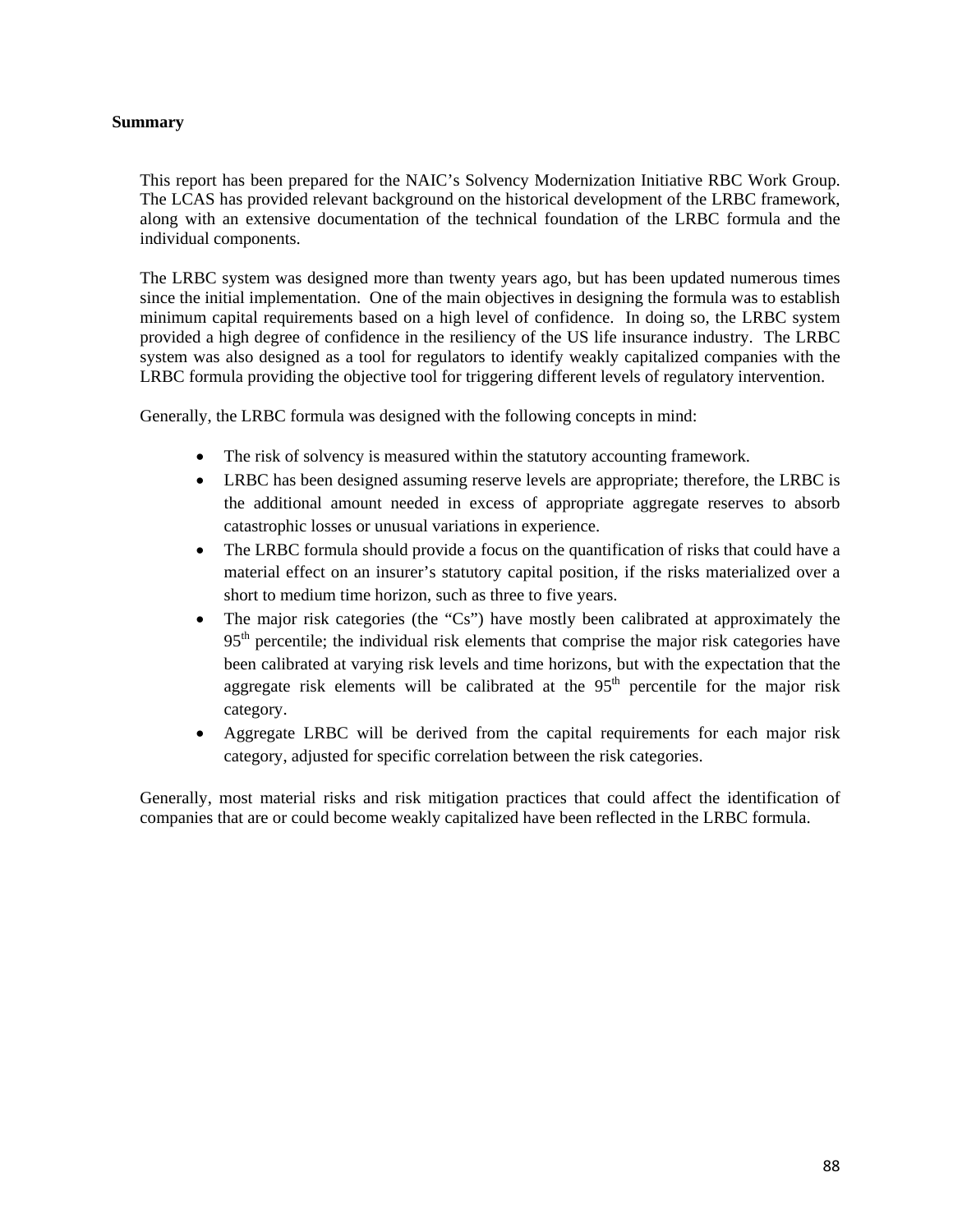## Summary

This report has been prepared for the NAIC's Solvency Modernization Initiative RBC Work Group. The LCAS has provided relevant background on the historical development of the LRBC framework, along with an extensive documentation of the technical foundation of the LRBC formula and the individual components.

The LRBC system was designed more than twenty years ago, but has been updated numerous times since the initial implementation. One of the main objectives in designing the formula was to establish minimum capital requirements based on a high level of confidence. In doing so, the LRBC system provided a high degree of confidence in the resiliency of the US life insurance industry. The LRBC system was also designed as a tool for regulators to identify weakly capitalized companies with the LRBC formula providing the objective tool for triggering different levels of regulatory intervention.

Generally, the LRBC formula was designed with the following concepts in mind:

- The risk of solvency is measured within the statutory accounting framework.
- LRBC has been designed assuming reserve levels are appropriate; therefore, the LRBC is the additional amount needed in excess of appropriate aggregate reserves to absorb catastrophic losses or unusual variations in experience.
- The LRBC formula should provide a focus on the quantification of risks that could have a material effect on an insurer's statutory capital position, if the risks materialized over a short to medium time horizon, such as three to five years.
- The major risk categories (the "Cs") have mostly been calibrated at approximately the $95^{th}$ percentile; the individual risk elements that comprise the major risk categories have been calibrated at varying risk levels and time horizons, but with the expectation that the aggregate risk elements will be calibrated at the $95^{th}$ percentile for the major risk category.
- Aggregate LRBC will be derived from the capital requirements for each major risk category, adjusted for specific correlation between the risk categories.

Generally, most material risks and risk mitigation practices that could affect the identification of companies that are or could become weakly capitalized have been reflected in the LRBC formula.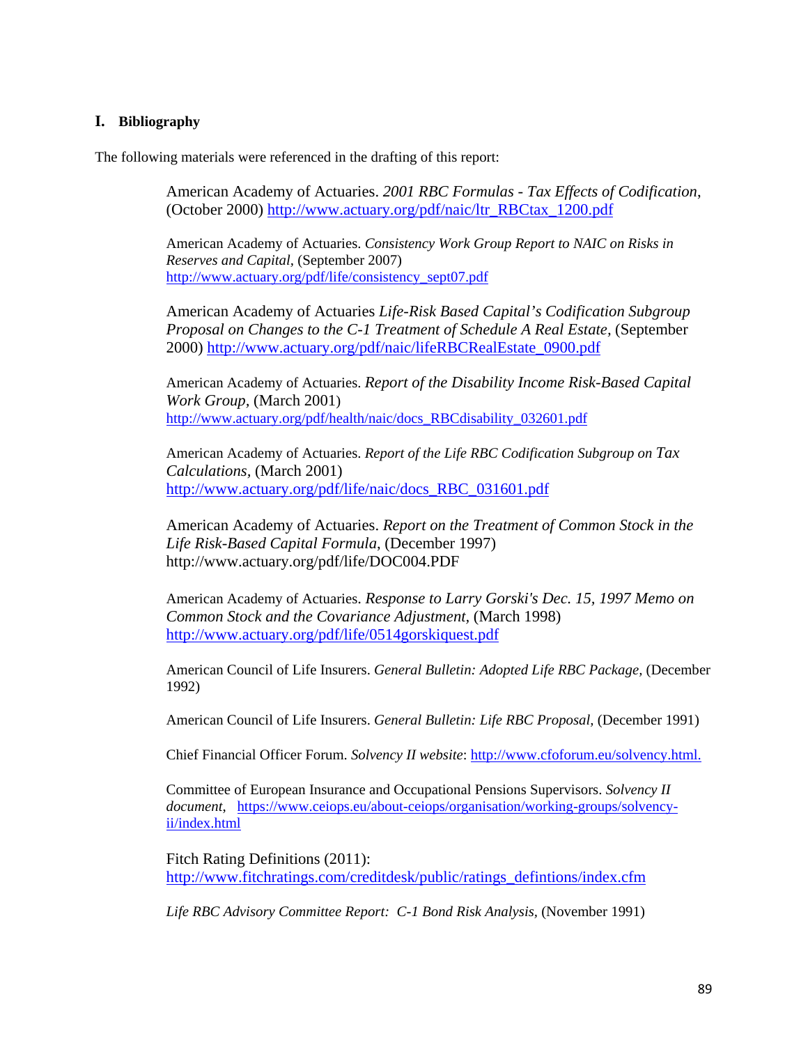## I. Bibliography

The following materials were referenced in the drafting of this report:

American Academy of Actuaries. *2001 RBC Formulas - Tax Effects of Codification*, (October 2000) http://www.actuary.org/pdf/naic/ltr_RBCtax_1200.pdf

American Academy of Actuaries. *Consistency Work Group Report to NAIC on Risks in Reserves and Capital*, (September 2007) http://www.actuary.org/pdf/life/consistency_sept07.pdf

American Academy of Actuaries *Life-Risk Based Capital's Codification Subgroup Proposal on Changes to the C-1 Treatment of Schedule A Real Estate*, (September 2000) http://www.actuary.org/pdf/naic/lifeRBCRealEstate_0900.pdf

American Academy of Actuaries. *Report of the Disability Income Risk-Based Capital Work Group*, (March 2001) http://www.actuary.org/pdf/health/naic/docs_RBCdisability_032601.pdf

American Academy of Actuaries. *Report of the Life RBC Codification Subgroup on Tax Calculations*, (March 2001) http://www.actuary.org/pdf/life/naic/docs_RBC_031601.pdf

American Academy of Actuaries. *Report on the Treatment of Common Stock in the Life Risk-Based Capital Formula*, (December 1997) http://www.actuary.org/pdf/life/DOC004.PDF

American Academy of Actuaries. *Response to Larry Gorski's Dec. 15, 1997 Memo on Common Stock and the Covariance Adjustment*, (March 1998) http://www.actuary.org/pdf/life/0514gorskiquest.pdf

American Council of Life Insurers. *General Bulletin: Adopted Life RBC Package*, (December 1992)

American Council of Life Insurers. *General Bulletin: Life RBC Proposal*, (December 1991)

Chief Financial Officer Forum. *Solvency II website*: http://www.cfoforum.eu/solvency.html.

Committee of European Insurance and Occupational Pensions Supervisors. *Solvency II document*, https://www.ceiops.eu/about-ceiops/organisation/working-groups/solvency-ii/index.html

Fitch Rating Definitions (2011): http://www.fitchratings.com/creditdesk/public/ratings_defintions/index.cfm

*Life RBC Advisory Committee Report: C-1 Bond Risk Analysis*, (November 1991)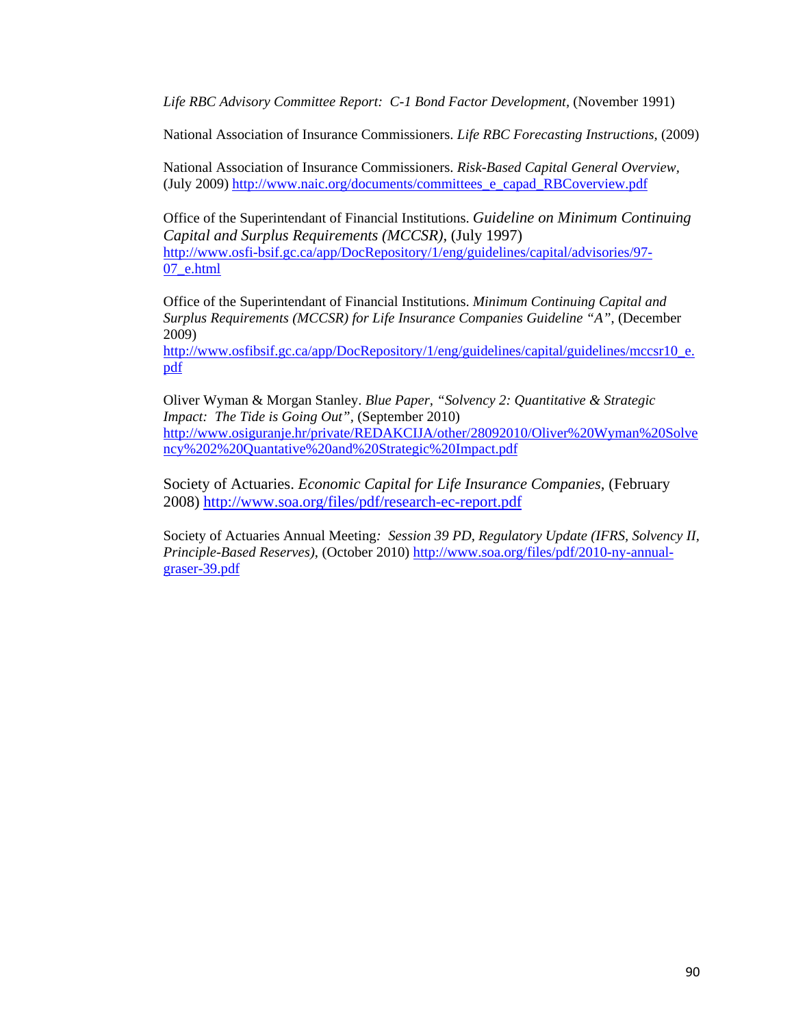*Life RBC Advisory Committee Report: C-1 Bond Factor Development*, (November 1991)

National Association of Insurance Commissioners. *Life RBC Forecasting Instructions*, (2009)

National Association of Insurance Commissioners. *Risk-Based Capital General Overview*, (July 2009) http://www.naic.org/documents/committees_e_capad_RBCoverview.pdf

Office of the Superintendant of Financial Institutions. *Guideline on Minimum Continuing Capital and Surplus Requirements (MCCSR)*, (July 1997) http://www.osfi-bsif.gc.ca/app/DocRepository/1/eng/guidelines/capital/advisories/97-07_e.html

Office of the Superintendant of Financial Institutions. *Minimum Continuing Capital and Surplus Requirements (MCCSR) for Life Insurance Companies Guideline "A"*, (December 2009) http://www.osfibsif.gc.ca/app/DocRepository/1/eng/guidelines/capital/guidelines/mccsr10_e.pdf

Oliver Wyman & Morgan Stanley. *Blue Paper, "Solvency 2: Quantitative & Strategic Impact: The Tide is Going Out"*, (September 2010) http://www.osiguranje.hr/private/REDAKCIJA/other/28092010/Oliver%20Wyman%20Solvency%202%20Quantative%20and%20Strategic%20Impact.pdf

Society of Actuaries. *Economic Capital for Life Insurance Companies*, (February 2008) http://www.soa.org/files/pdf/research-ec-report.pdf

Society of Actuaries Annual Meeting*: Session 39 PD, Regulatory Update (IFRS, Solvency II, Principle-Based Reserves)*, (October 2010) http://www.soa.org/files/pdf/2010-ny-annual-graser-39.pdf